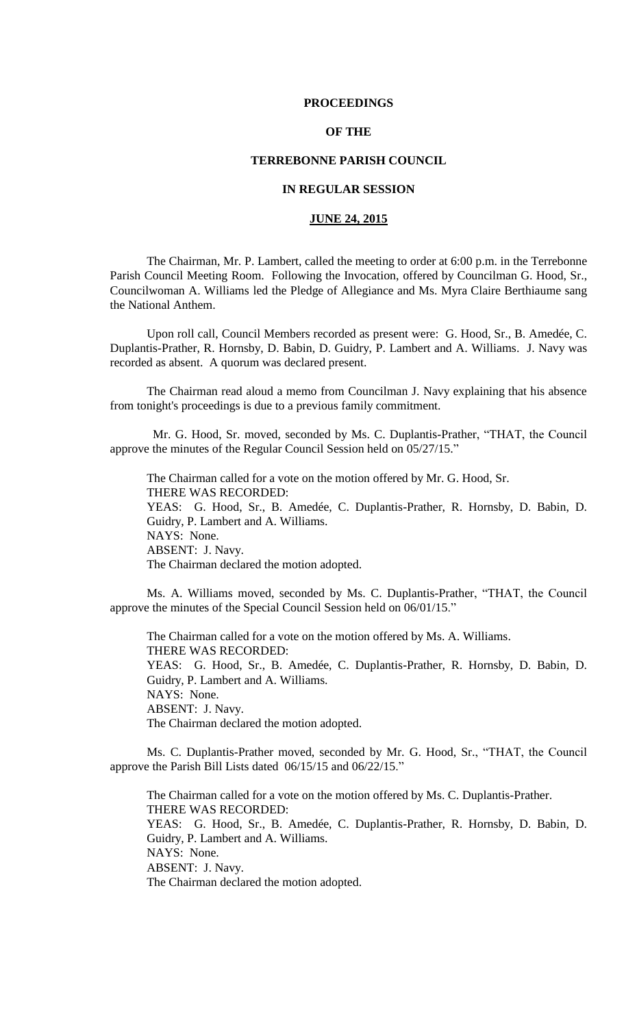**PROCEEDINGS**

**OF THE**

**TERREBONNE PARISH COUNCIL**

**IN REGULAR SESSION**

**JUNE 24, 2015**

The Chairman, Mr. P. Lambert, called the meeting to order at 6:00 p.m. in the Terrebonne Parish Council Meeting Room. Following the Invocation, offered by Councilman G. Hood, Sr., Councilwoman A. Williams led the Pledge of Allegiance and Ms. Myra Claire Berthiaume sang the National Anthem.

Upon roll call, Council Members recorded as present were: G. Hood, Sr., B. Amedée, C. Duplantis-Prather, R. Hornsby, D. Babin, D. Guidry, P. Lambert and A. Williams. J. Navy was recorded as absent. A quorum was declared present.

The Chairman read aloud a memo from Councilman J. Navy explaining that his absence from tonight's proceedings is due to a previous family commitment.

Mr. G. Hood, Sr. moved, seconded by Ms. C. Duplantis-Prather, "THAT, the Council approve the minutes of the Regular Council Session held on 05/27/15."

The Chairman called for a vote on the motion offered by Mr. G. Hood, Sr.
THERE WAS RECORDED:
YEAS: G. Hood, Sr., B. Amedée, C. Duplantis-Prather, R. Hornsby, D. Babin, D. Guidry, P. Lambert and A. Williams.
NAYS: None.
ABSENT: J. Navy.
The Chairman declared the motion adopted.

Ms. A. Williams moved, seconded by Ms. C. Duplantis-Prather, "THAT, the Council approve the minutes of the Special Council Session held on 06/01/15."

The Chairman called for a vote on the motion offered by Ms. A. Williams.
THERE WAS RECORDED:
YEAS: G. Hood, Sr., B. Amedée, C. Duplantis-Prather, R. Hornsby, D. Babin, D. Guidry, P. Lambert and A. Williams.
NAYS: None.
ABSENT: J. Navy.
The Chairman declared the motion adopted.

Ms. C. Duplantis-Prather moved, seconded by Mr. G. Hood, Sr., "THAT, the Council approve the Parish Bill Lists dated 06/15/15 and 06/22/15."

The Chairman called for a vote on the motion offered by Ms. C. Duplantis-Prather.
THERE WAS RECORDED:
YEAS: G. Hood, Sr., B. Amedée, C. Duplantis-Prather, R. Hornsby, D. Babin, D. Guidry, P. Lambert and A. Williams.
NAYS: None.
ABSENT: J. Navy.
The Chairman declared the motion adopted.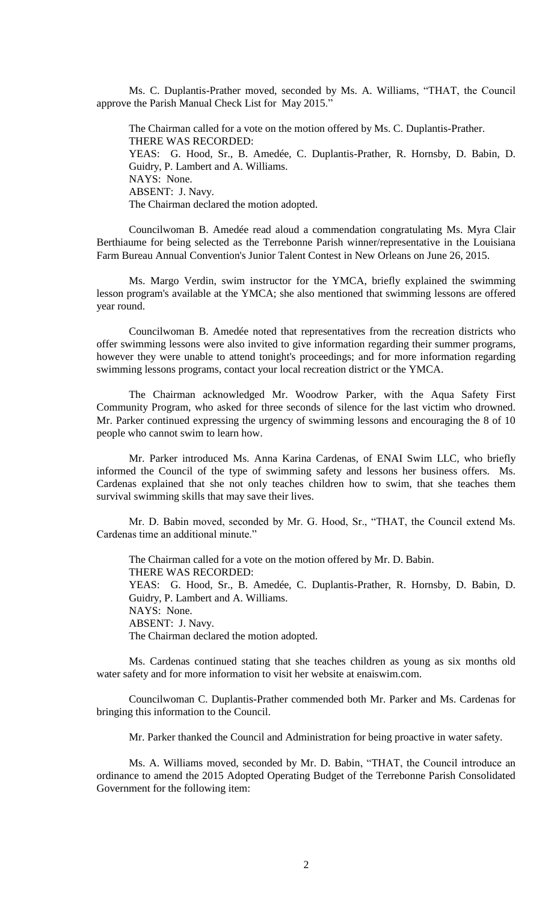Ms. C. Duplantis-Prather moved, seconded by Ms. A. Williams, "THAT, the Council approve the Parish Manual Check List for May 2015."

The Chairman called for a vote on the motion offered by Ms. C. Duplantis-Prather.
THERE WAS RECORDED:
YEAS: G. Hood, Sr., B. Amedée, C. Duplantis-Prather, R. Hornsby, D. Babin, D. Guidry, P. Lambert and A. Williams.
NAYS: None.
ABSENT: J. Navy.
The Chairman declared the motion adopted.

Councilwoman B. Amedée read aloud a commendation congratulating Ms. Myra Clair Berthiaume for being selected as the Terrebonne Parish winner/representative in the Louisiana Farm Bureau Annual Convention's Junior Talent Contest in New Orleans on June 26, 2015.

Ms. Margo Verdin, swim instructor for the YMCA, briefly explained the swimming lesson program's available at the YMCA; she also mentioned that swimming lessons are offered year round.

Councilwoman B. Amedée noted that representatives from the recreation districts who offer swimming lessons were also invited to give information regarding their summer programs, however they were unable to attend tonight's proceedings; and for more information regarding swimming lessons programs, contact your local recreation district or the YMCA.

The Chairman acknowledged Mr. Woodrow Parker, with the Aqua Safety First Community Program, who asked for three seconds of silence for the last victim who drowned. Mr. Parker continued expressing the urgency of swimming lessons and encouraging the 8 of 10 people who cannot swim to learn how.

Mr. Parker introduced Ms. Anna Karina Cardenas, of ENAI Swim LLC, who briefly informed the Council of the type of swimming safety and lessons her business offers. Ms. Cardenas explained that she not only teaches children how to swim, that she teaches them survival swimming skills that may save their lives.

Mr. D. Babin moved, seconded by Mr. G. Hood, Sr., "THAT, the Council extend Ms. Cardenas time an additional minute."

The Chairman called for a vote on the motion offered by Mr. D. Babin.
THERE WAS RECORDED:
YEAS: G. Hood, Sr., B. Amedée, C. Duplantis-Prather, R. Hornsby, D. Babin, D. Guidry, P. Lambert and A. Williams.
NAYS: None.
ABSENT: J. Navy.
The Chairman declared the motion adopted.

Ms. Cardenas continued stating that she teaches children as young as six months old water safety and for more information to visit her website at enaiswim.com.

Councilwoman C. Duplantis-Prather commended both Mr. Parker and Ms. Cardenas for bringing this information to the Council.

Mr. Parker thanked the Council and Administration for being proactive in water safety.

Ms. A. Williams moved, seconded by Mr. D. Babin, "THAT, the Council introduce an ordinance to amend the 2015 Adopted Operating Budget of the Terrebonne Parish Consolidated Government for the following item: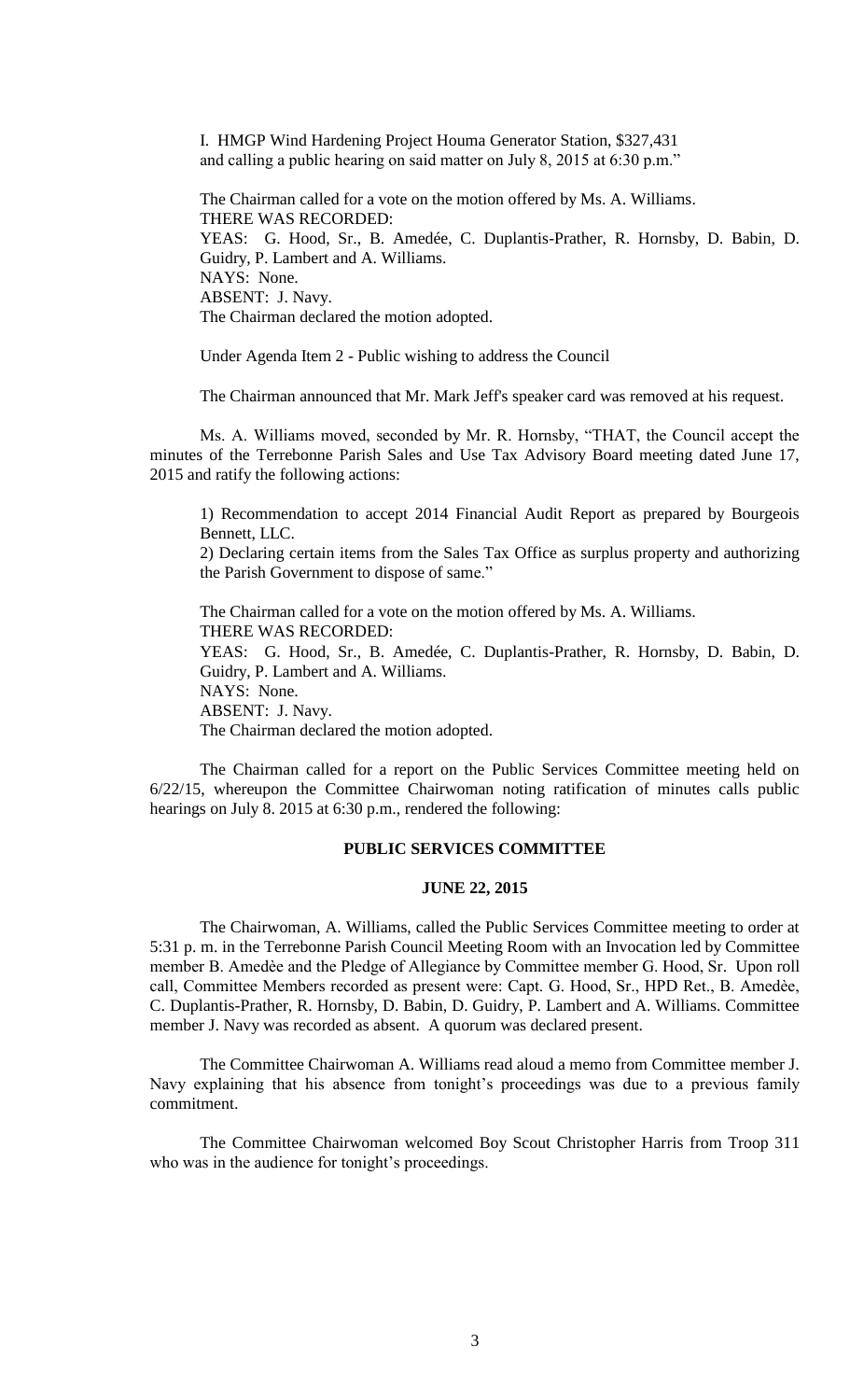I. HMGP Wind Hardening Project Houma Generator Station, $327,431 and calling a public hearing on said matter on July 8, 2015 at 6:30 p.m."

The Chairman called for a vote on the motion offered by Ms. A. Williams.
THERE WAS RECORDED:
YEAS: G. Hood, Sr., B. Amedée, C. Duplantis-Prather, R. Hornsby, D. Babin, D. Guidry, P. Lambert and A. Williams.
NAYS: None.
ABSENT: J. Navy.
The Chairman declared the motion adopted.

Under Agenda Item 2 - Public wishing to address the Council

The Chairman announced that Mr. Mark Jeff's speaker card was removed at his request.

Ms. A. Williams moved, seconded by Mr. R. Hornsby, "THAT, the Council accept the minutes of the Terrebonne Parish Sales and Use Tax Advisory Board meeting dated June 17, 2015 and ratify the following actions:

1) Recommendation to accept 2014 Financial Audit Report as prepared by Bourgeois Bennett, LLC.
2) Declaring certain items from the Sales Tax Office as surplus property and authorizing the Parish Government to dispose of same."

The Chairman called for a vote on the motion offered by Ms. A. Williams.
THERE WAS RECORDED:
YEAS: G. Hood, Sr., B. Amedée, C. Duplantis-Prather, R. Hornsby, D. Babin, D. Guidry, P. Lambert and A. Williams.
NAYS: None.
ABSENT: J. Navy.
The Chairman declared the motion adopted.

The Chairman called for a report on the Public Services Committee meeting held on 6/22/15, whereupon the Committee Chairwoman noting ratification of minutes calls public hearings on July 8. 2015 at 6:30 p.m., rendered the following:

**PUBLIC SERVICES COMMITTEE**

**JUNE 22, 2015**

The Chairwoman, A. Williams, called the Public Services Committee meeting to order at 5:31 p. m. in the Terrebonne Parish Council Meeting Room with an Invocation led by Committee member B. Amedèe and the Pledge of Allegiance by Committee member G. Hood, Sr. Upon roll call, Committee Members recorded as present were: Capt. G. Hood, Sr., HPD Ret., B. Amedèe, C. Duplantis-Prather, R. Hornsby, D. Babin, D. Guidry, P. Lambert and A. Williams. Committee member J. Navy was recorded as absent. A quorum was declared present.

The Committee Chairwoman A. Williams read aloud a memo from Committee member J. Navy explaining that his absence from tonight's proceedings was due to a previous family commitment.

The Committee Chairwoman welcomed Boy Scout Christopher Harris from Troop 311 who was in the audience for tonight's proceedings.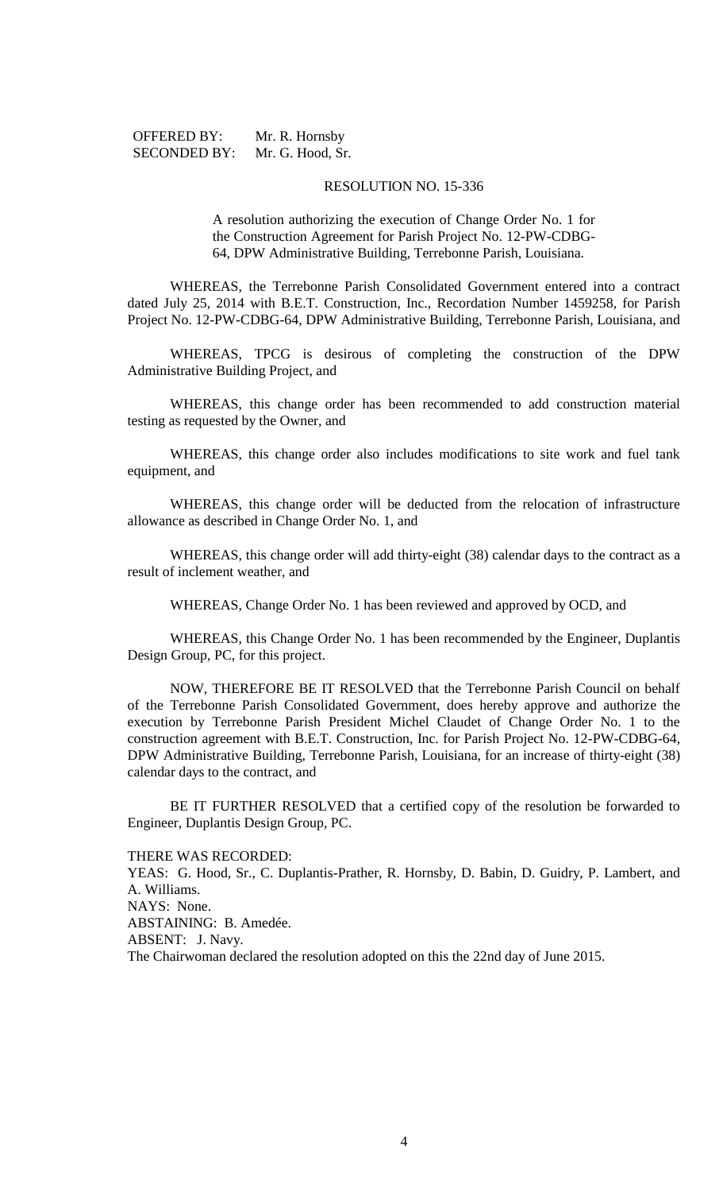OFFERED BY: Mr. R. Hornsby
SECONDED BY: Mr. G. Hood, Sr.

RESOLUTION NO. 15-336

A resolution authorizing the execution of Change Order No. 1 for the Construction Agreement for Parish Project No. 12-PW-CDBG-64, DPW Administrative Building, Terrebonne Parish, Louisiana.

WHEREAS, the Terrebonne Parish Consolidated Government entered into a contract dated July 25, 2014 with B.E.T. Construction, Inc., Recordation Number 1459258, for Parish Project No. 12-PW-CDBG-64, DPW Administrative Building, Terrebonne Parish, Louisiana, and

WHEREAS, TPCG is desirous of completing the construction of the DPW Administrative Building Project, and

WHEREAS, this change order has been recommended to add construction material testing as requested by the Owner, and

WHEREAS, this change order also includes modifications to site work and fuel tank equipment, and

WHEREAS, this change order will be deducted from the relocation of infrastructure allowance as described in Change Order No. 1, and

WHEREAS, this change order will add thirty-eight (38) calendar days to the contract as a result of inclement weather, and

WHEREAS, Change Order No. 1 has been reviewed and approved by OCD, and

WHEREAS, this Change Order No. 1 has been recommended by the Engineer, Duplantis Design Group, PC, for this project.

NOW, THEREFORE BE IT RESOLVED that the Terrebonne Parish Council on behalf of the Terrebonne Parish Consolidated Government, does hereby approve and authorize the execution by Terrebonne Parish President Michel Claudet of Change Order No. 1 to the construction agreement with B.E.T. Construction, Inc. for Parish Project No. 12-PW-CDBG-64, DPW Administrative Building, Terrebonne Parish, Louisiana, for an increase of thirty-eight (38) calendar days to the contract, and

BE IT FURTHER RESOLVED that a certified copy of the resolution be forwarded to Engineer, Duplantis Design Group, PC.

THERE WAS RECORDED:
YEAS: G. Hood, Sr., C. Duplantis-Prather, R. Hornsby, D. Babin, D. Guidry, P. Lambert, and A. Williams.
NAYS: None.
ABSTAINING: B. Amedée.
ABSENT: J. Navy.
The Chairwoman declared the resolution adopted on this the 22nd day of June 2015.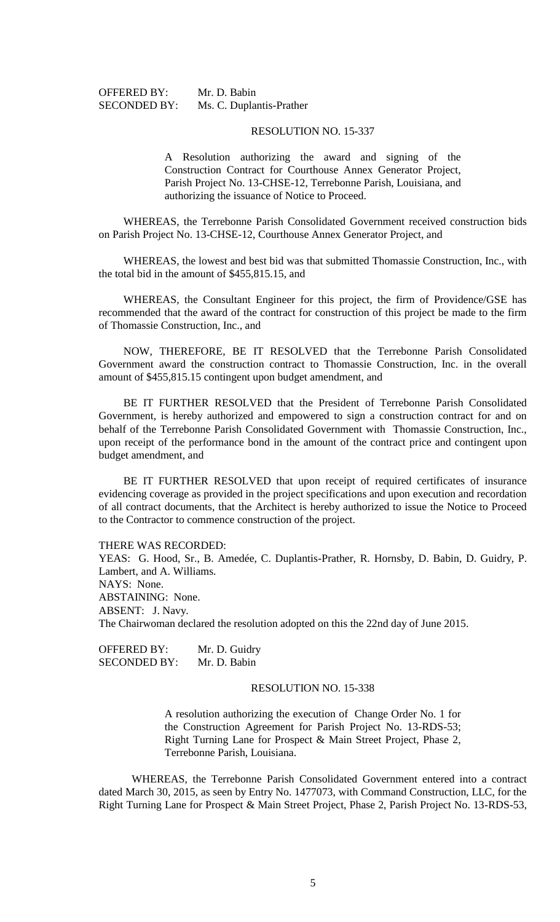OFFERED BY: Mr. D. Babin
SECONDED BY: Ms. C. Duplantis-Prather

RESOLUTION NO. 15-337

A Resolution authorizing the award and signing of the Construction Contract for Courthouse Annex Generator Project, Parish Project No. 13-CHSE-12, Terrebonne Parish, Louisiana, and authorizing the issuance of Notice to Proceed.

WHEREAS, the Terrebonne Parish Consolidated Government received construction bids on Parish Project No. 13-CHSE-12, Courthouse Annex Generator Project, and

WHEREAS, the lowest and best bid was that submitted Thomassie Construction, Inc., with the total bid in the amount of $455,815.15, and

WHEREAS, the Consultant Engineer for this project, the firm of Providence/GSE has recommended that the award of the contract for construction of this project be made to the firm of Thomassie Construction, Inc., and

NOW, THEREFORE, BE IT RESOLVED that the Terrebonne Parish Consolidated Government award the construction contract to Thomassie Construction, Inc. in the overall amount of $455,815.15 contingent upon budget amendment, and

BE IT FURTHER RESOLVED that the President of Terrebonne Parish Consolidated Government, is hereby authorized and empowered to sign a construction contract for and on behalf of the Terrebonne Parish Consolidated Government with Thomassie Construction, Inc., upon receipt of the performance bond in the amount of the contract price and contingent upon budget amendment, and

BE IT FURTHER RESOLVED that upon receipt of required certificates of insurance evidencing coverage as provided in the project specifications and upon execution and recordation of all contract documents, that the Architect is hereby authorized to issue the Notice to Proceed to the Contractor to commence construction of the project.

THERE WAS RECORDED:
YEAS: G. Hood, Sr., B. Amedée, C. Duplantis-Prather, R. Hornsby, D. Babin, D. Guidry, P. Lambert, and A. Williams.
NAYS: None.
ABSTAINING: None.
ABSENT: J. Navy.
The Chairwoman declared the resolution adopted on this the 22nd day of June 2015.

OFFERED BY: Mr. D. Guidry
SECONDED BY: Mr. D. Babin

RESOLUTION NO. 15-338

A resolution authorizing the execution of Change Order No. 1 for the Construction Agreement for Parish Project No. 13-RDS-53; Right Turning Lane for Prospect & Main Street Project, Phase 2, Terrebonne Parish, Louisiana.

WHEREAS, the Terrebonne Parish Consolidated Government entered into a contract dated March 30, 2015, as seen by Entry No. 1477073, with Command Construction, LLC, for the Right Turning Lane for Prospect & Main Street Project, Phase 2, Parish Project No. 13-RDS-53,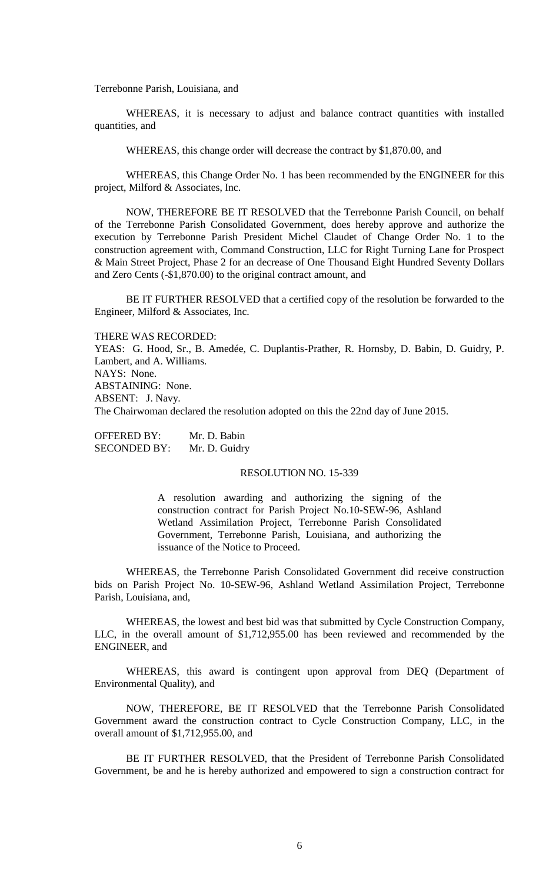Terrebonne Parish, Louisiana, and

WHEREAS, it is necessary to adjust and balance contract quantities with installed quantities, and

WHEREAS, this change order will decrease the contract by $1,870.00, and

WHEREAS, this Change Order No. 1 has been recommended by the ENGINEER for this project, Milford & Associates, Inc.

NOW, THEREFORE BE IT RESOLVED that the Terrebonne Parish Council, on behalf of the Terrebonne Parish Consolidated Government, does hereby approve and authorize the execution by Terrebonne Parish President Michel Claudet of Change Order No. 1 to the construction agreement with, Command Construction, LLC for Right Turning Lane for Prospect & Main Street Project, Phase 2 for an decrease of One Thousand Eight Hundred Seventy Dollars and Zero Cents (-$1,870.00) to the original contract amount, and

BE IT FURTHER RESOLVED that a certified copy of the resolution be forwarded to the Engineer, Milford & Associates, Inc.

THERE WAS RECORDED:
YEAS: G. Hood, Sr., B. Amedée, C. Duplantis-Prather, R. Hornsby, D. Babin, D. Guidry, P. Lambert, and A. Williams.
NAYS: None.
ABSTAINING: None.
ABSENT: J. Navy.
The Chairwoman declared the resolution adopted on this the 22nd day of June 2015.

OFFERED BY: Mr. D. Babin
SECONDED BY: Mr. D. Guidry

RESOLUTION NO. 15-339

A resolution awarding and authorizing the signing of the construction contract for Parish Project No.10-SEW-96, Ashland Wetland Assimilation Project, Terrebonne Parish Consolidated Government, Terrebonne Parish, Louisiana, and authorizing the issuance of the Notice to Proceed.

WHEREAS, the Terrebonne Parish Consolidated Government did receive construction bids on Parish Project No. 10-SEW-96, Ashland Wetland Assimilation Project, Terrebonne Parish, Louisiana, and,

WHEREAS, the lowest and best bid was that submitted by Cycle Construction Company, LLC, in the overall amount of $1,712,955.00 has been reviewed and recommended by the ENGINEER, and

WHEREAS, this award is contingent upon approval from DEQ (Department of Environmental Quality), and

NOW, THEREFORE, BE IT RESOLVED that the Terrebonne Parish Consolidated Government award the construction contract to Cycle Construction Company, LLC, in the overall amount of $1,712,955.00, and

BE IT FURTHER RESOLVED, that the President of Terrebonne Parish Consolidated Government, be and he is hereby authorized and empowered to sign a construction contract for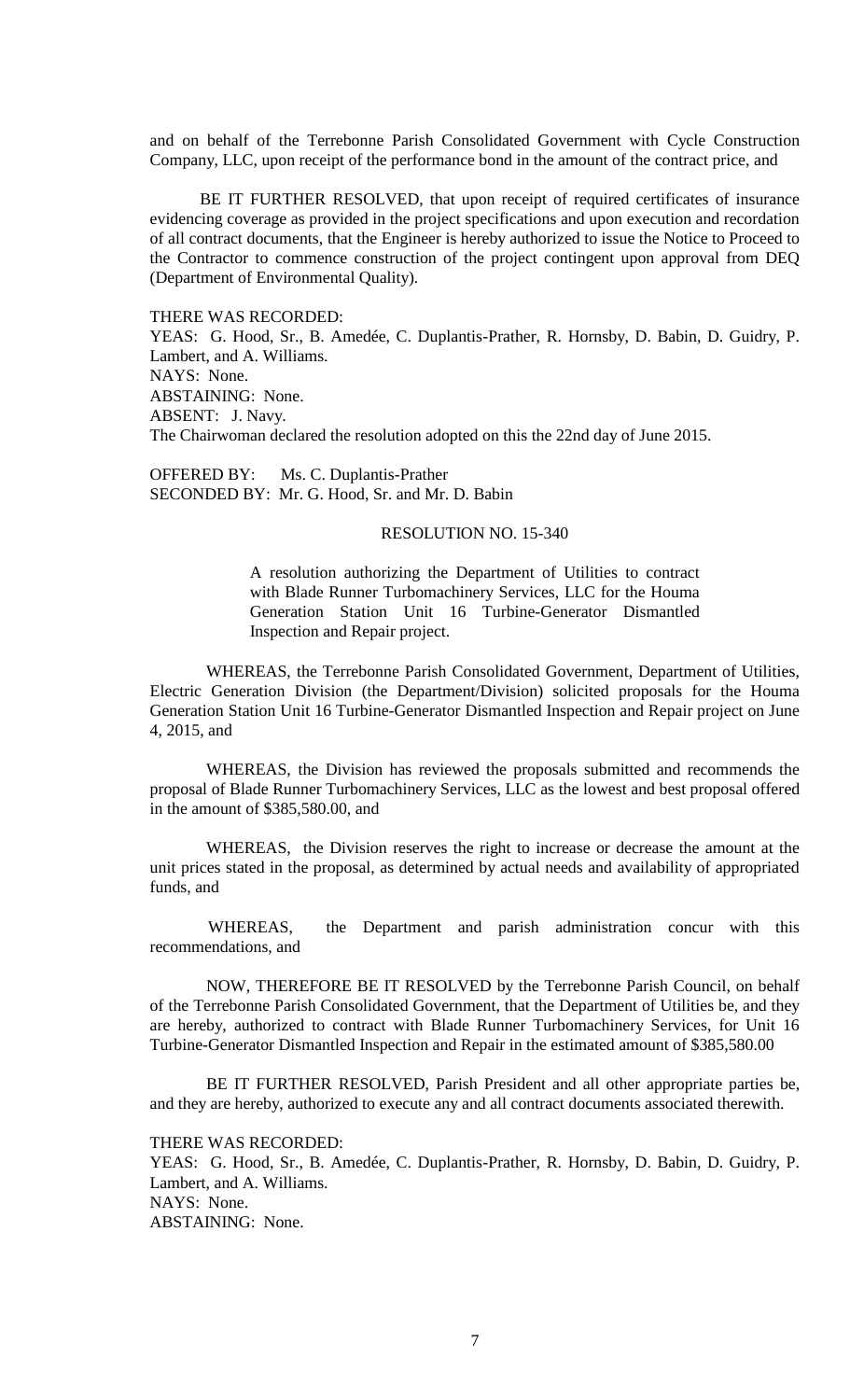and on behalf of the Terrebonne Parish Consolidated Government with Cycle Construction Company, LLC, upon receipt of the performance bond in the amount of the contract price, and

BE IT FURTHER RESOLVED, that upon receipt of required certificates of insurance evidencing coverage as provided in the project specifications and upon execution and recordation of all contract documents, that the Engineer is hereby authorized to issue the Notice to Proceed to the Contractor to commence construction of the project contingent upon approval from DEQ (Department of Environmental Quality).

THERE WAS RECORDED:
YEAS: G. Hood, Sr., B. Amedée, C. Duplantis-Prather, R. Hornsby, D. Babin, D. Guidry, P. Lambert, and A. Williams.
NAYS: None.
ABSTAINING: None.
ABSENT: J. Navy.
The Chairwoman declared the resolution adopted on this the 22nd day of June 2015.

OFFERED BY: Ms. C. Duplantis-Prather
SECONDED BY: Mr. G. Hood, Sr. and Mr. D. Babin

RESOLUTION NO. 15-340

A resolution authorizing the Department of Utilities to contract with Blade Runner Turbomachinery Services, LLC for the Houma Generation Station Unit 16 Turbine-Generator Dismantled Inspection and Repair project.

WHEREAS, the Terrebonne Parish Consolidated Government, Department of Utilities, Electric Generation Division (the Department/Division) solicited proposals for the Houma Generation Station Unit 16 Turbine-Generator Dismantled Inspection and Repair project on June 4, 2015, and

WHEREAS, the Division has reviewed the proposals submitted and recommends the proposal of Blade Runner Turbomachinery Services, LLC as the lowest and best proposal offered in the amount of $385,580.00, and

WHEREAS, the Division reserves the right to increase or decrease the amount at the unit prices stated in the proposal, as determined by actual needs and availability of appropriated funds, and

WHEREAS, the Department and parish administration concur with this recommendations, and

NOW, THEREFORE BE IT RESOLVED by the Terrebonne Parish Council, on behalf of the Terrebonne Parish Consolidated Government, that the Department of Utilities be, and they are hereby, authorized to contract with Blade Runner Turbomachinery Services, for Unit 16 Turbine-Generator Dismantled Inspection and Repair in the estimated amount of $385,580.00

BE IT FURTHER RESOLVED, Parish President and all other appropriate parties be, and they are hereby, authorized to execute any and all contract documents associated therewith.

THERE WAS RECORDED:
YEAS: G. Hood, Sr., B. Amedée, C. Duplantis-Prather, R. Hornsby, D. Babin, D. Guidry, P. Lambert, and A. Williams.
NAYS: None.
ABSTAINING: None.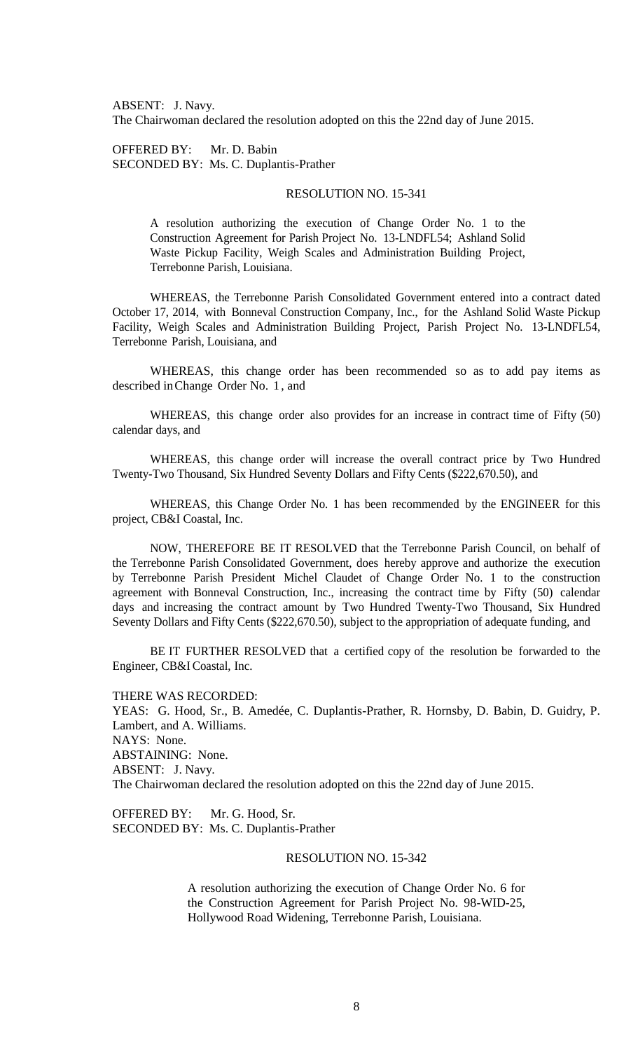ABSENT: J. Navy.
The Chairwoman declared the resolution adopted on this the 22nd day of June 2015.

OFFERED BY: Mr. D. Babin
SECONDED BY: Ms. C. Duplantis-Prather

RESOLUTION NO. 15-341

A resolution authorizing the execution of Change Order No. 1 to the Construction Agreement for Parish Project No. 13-LNDFL54; Ashland Solid Waste Pickup Facility, Weigh Scales and Administration Building Project, Terrebonne Parish, Louisiana.

WHEREAS, the Terrebonne Parish Consolidated Government entered into a contract dated October 17, 2014, with Bonneval Construction Company, Inc., for the Ashland Solid Waste Pickup Facility, Weigh Scales and Administration Building Project, Parish Project No. 13-LNDFL54, Terrebonne Parish, Louisiana, and

WHEREAS, this change order has been recommended so as to add pay items as described in Change Order No. 1, and

WHEREAS, this change order also provides for an increase in contract time of Fifty (50) calendar days, and

WHEREAS, this change order will increase the overall contract price by Two Hundred Twenty-Two Thousand, Six Hundred Seventy Dollars and Fifty Cents ($222,670.50), and

WHEREAS, this Change Order No. 1 has been recommended by the ENGINEER for this project, CB&I Coastal, Inc.

NOW, THEREFORE BE IT RESOLVED that the Terrebonne Parish Council, on behalf of the Terrebonne Parish Consolidated Government, does hereby approve and authorize the execution by Terrebonne Parish President Michel Claudet of Change Order No. 1 to the construction agreement with Bonneval Construction, Inc., increasing the contract time by Fifty (50) calendar days and increasing the contract amount by Two Hundred Twenty-Two Thousand, Six Hundred Seventy Dollars and Fifty Cents ($222,670.50), subject to the appropriation of adequate funding, and

BE IT FURTHER RESOLVED that a certified copy of the resolution be forwarded to the Engineer, CB&I Coastal, Inc.

THERE WAS RECORDED:
YEAS: G. Hood, Sr., B. Amedée, C. Duplantis-Prather, R. Hornsby, D. Babin, D. Guidry, P. Lambert, and A. Williams.
NAYS: None.
ABSTAINING: None.
ABSENT: J. Navy.
The Chairwoman declared the resolution adopted on this the 22nd day of June 2015.

OFFERED BY: Mr. G. Hood, Sr.
SECONDED BY: Ms. C. Duplantis-Prather

RESOLUTION NO. 15-342

A resolution authorizing the execution of Change Order No. 6 for the Construction Agreement for Parish Project No. 98-WID-25, Hollywood Road Widening, Terrebonne Parish, Louisiana.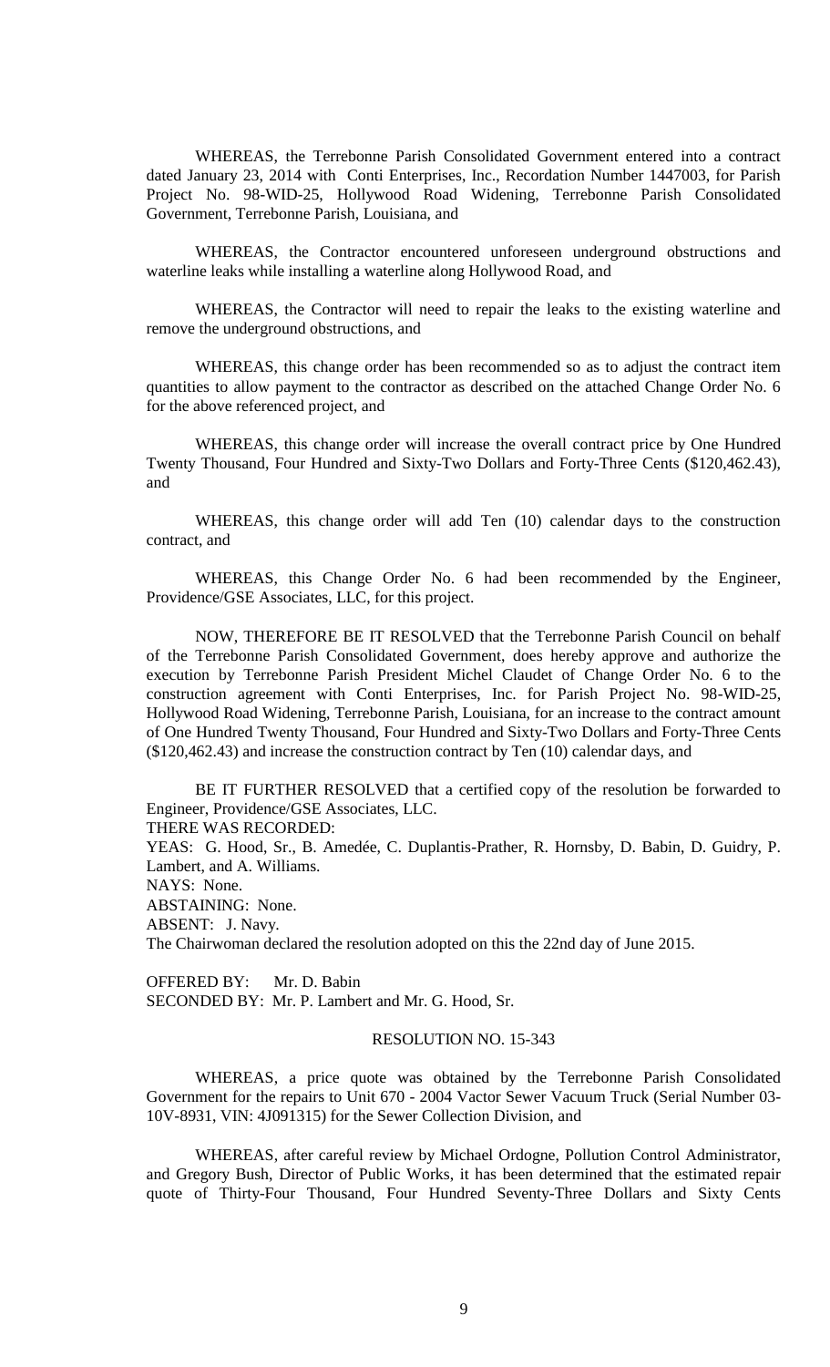WHEREAS, the Terrebonne Parish Consolidated Government entered into a contract dated January 23, 2014 with Conti Enterprises, Inc., Recordation Number 1447003, for Parish Project No. 98-WID-25, Hollywood Road Widening, Terrebonne Parish Consolidated Government, Terrebonne Parish, Louisiana, and

WHEREAS, the Contractor encountered unforeseen underground obstructions and waterline leaks while installing a waterline along Hollywood Road, and

WHEREAS, the Contractor will need to repair the leaks to the existing waterline and remove the underground obstructions, and

WHEREAS, this change order has been recommended so as to adjust the contract item quantities to allow payment to the contractor as described on the attached Change Order No. 6 for the above referenced project, and

WHEREAS, this change order will increase the overall contract price by One Hundred Twenty Thousand, Four Hundred and Sixty-Two Dollars and Forty-Three Cents ($120,462.43), and

WHEREAS, this change order will add Ten (10) calendar days to the construction contract, and

WHEREAS, this Change Order No. 6 had been recommended by the Engineer, Providence/GSE Associates, LLC, for this project.

NOW, THEREFORE BE IT RESOLVED that the Terrebonne Parish Council on behalf of the Terrebonne Parish Consolidated Government, does hereby approve and authorize the execution by Terrebonne Parish President Michel Claudet of Change Order No. 6 to the construction agreement with Conti Enterprises, Inc. for Parish Project No. 98-WID-25, Hollywood Road Widening, Terrebonne Parish, Louisiana, for an increase to the contract amount of One Hundred Twenty Thousand, Four Hundred and Sixty-Two Dollars and Forty-Three Cents ($120,462.43) and increase the construction contract by Ten (10) calendar days, and

BE IT FURTHER RESOLVED that a certified copy of the resolution be forwarded to Engineer, Providence/GSE Associates, LLC.

THERE WAS RECORDED:

YEAS: G. Hood, Sr., B. Amedée, C. Duplantis-Prather, R. Hornsby, D. Babin, D. Guidry, P. Lambert, and A. Williams.

NAYS: None.

ABSTAINING: None.

ABSENT: J. Navy.

The Chairwoman declared the resolution adopted on this the 22nd day of June 2015.

OFFERED BY: Mr. D. Babin

SECONDED BY: Mr. P. Lambert and Mr. G. Hood, Sr.

RESOLUTION NO. 15-343

WHEREAS, a price quote was obtained by the Terrebonne Parish Consolidated Government for the repairs to Unit 670 - 2004 Vactor Sewer Vacuum Truck (Serial Number 03-10V-8931, VIN: 4J091315) for the Sewer Collection Division, and

WHEREAS, after careful review by Michael Ordogne, Pollution Control Administrator, and Gregory Bush, Director of Public Works, it has been determined that the estimated repair quote of Thirty-Four Thousand, Four Hundred Seventy-Three Dollars and Sixty Cents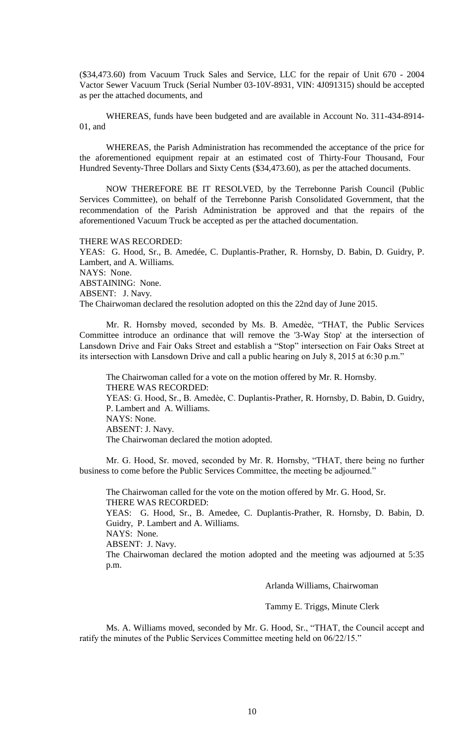($34,473.60) from Vacuum Truck Sales and Service, LLC for the repair of Unit 670 - 2004 Vactor Sewer Vacuum Truck (Serial Number 03-10V-8931, VIN: 4J091315) should be accepted as per the attached documents, and

WHEREAS, funds have been budgeted and are available in Account No. 311-434-8914-01, and

WHEREAS, the Parish Administration has recommended the acceptance of the price for the aforementioned equipment repair at an estimated cost of Thirty-Four Thousand, Four Hundred Seventy-Three Dollars and Sixty Cents ($34,473.60), as per the attached documents.

NOW THEREFORE BE IT RESOLVED, by the Terrebonne Parish Council (Public Services Committee), on behalf of the Terrebonne Parish Consolidated Government, that the recommendation of the Parish Administration be approved and that the repairs of the aforementioned Vacuum Truck be accepted as per the attached documentation.

THERE WAS RECORDED:
YEAS: G. Hood, Sr., B. Amedée, C. Duplantis-Prather, R. Hornsby, D. Babin, D. Guidry, P. Lambert, and A. Williams.
NAYS: None.
ABSTAINING: None.
ABSENT: J. Navy.
The Chairwoman declared the resolution adopted on this the 22nd day of June 2015.

Mr. R. Hornsby moved, seconded by Ms. B. Amedèe, "THAT, the Public Services Committee introduce an ordinance that will remove the '3-Way Stop' at the intersection of Lansdown Drive and Fair Oaks Street and establish a "Stop" intersection on Fair Oaks Street at its intersection with Lansdown Drive and call a public hearing on July 8, 2015 at 6:30 p.m."

The Chairwoman called for a vote on the motion offered by Mr. R. Hornsby.
THERE WAS RECORDED:
YEAS: G. Hood, Sr., B. Amedèe, C. Duplantis-Prather, R. Hornsby, D. Babin, D. Guidry, P. Lambert and A. Williams.
NAYS: None.
ABSENT: J. Navy.
The Chairwoman declared the motion adopted.

Mr. G. Hood, Sr. moved, seconded by Mr. R. Hornsby, "THAT, there being no further business to come before the Public Services Committee, the meeting be adjourned."

The Chairwoman called for the vote on the motion offered by Mr. G. Hood, Sr.
THERE WAS RECORDED:
YEAS: G. Hood, Sr., B. Amedee, C. Duplantis-Prather, R. Hornsby, D. Babin, D. Guidry, P. Lambert and A. Williams.
NAYS: None.
ABSENT: J. Navy.
The Chairwoman declared the motion adopted and the meeting was adjourned at 5:35 p.m.

Arlanda Williams, Chairwoman

Tammy E. Triggs, Minute Clerk

Ms. A. Williams moved, seconded by Mr. G. Hood, Sr., "THAT, the Council accept and ratify the minutes of the Public Services Committee meeting held on 06/22/15."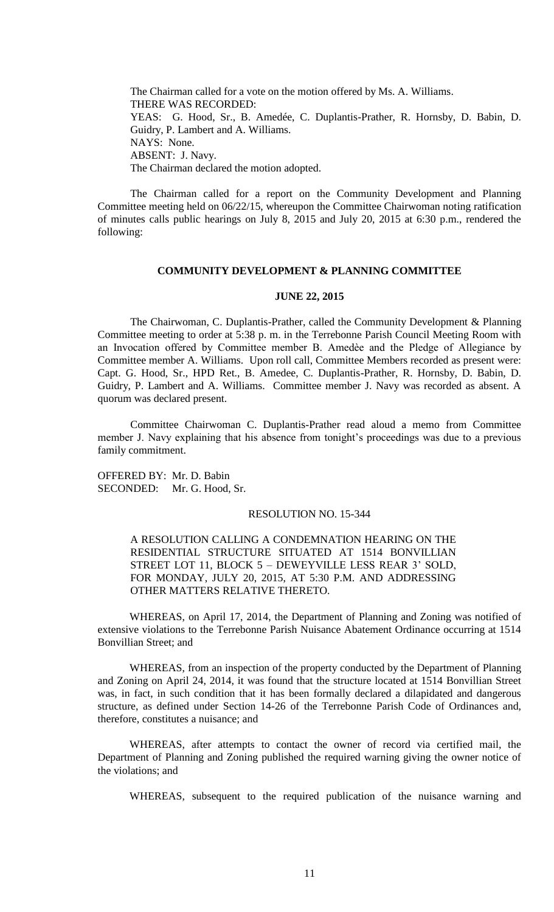The Chairman called for a vote on the motion offered by Ms. A. Williams.
THERE WAS RECORDED:
YEAS: G. Hood, Sr., B. Amedée, C. Duplantis-Prather, R. Hornsby, D. Babin, D. Guidry, P. Lambert and A. Williams.
NAYS: None.
ABSENT: J. Navy.
The Chairman declared the motion adopted.

The Chairman called for a report on the Community Development and Planning Committee meeting held on 06/22/15, whereupon the Committee Chairwoman noting ratification of minutes calls public hearings on July 8, 2015 and July 20, 2015 at 6:30 p.m., rendered the following:

**COMMUNITY DEVELOPMENT & PLANNING COMMITTEE**

**JUNE 22, 2015**

The Chairwoman, C. Duplantis-Prather, called the Community Development & Planning Committee meeting to order at 5:38 p. m. in the Terrebonne Parish Council Meeting Room with an Invocation offered by Committee member B. Amedèe and the Pledge of Allegiance by Committee member A. Williams. Upon roll call, Committee Members recorded as present were: Capt. G. Hood, Sr., HPD Ret., B. Amedee, C. Duplantis-Prather, R. Hornsby, D. Babin, D. Guidry, P. Lambert and A. Williams. Committee member J. Navy was recorded as absent. A quorum was declared present.

Committee Chairwoman C. Duplantis-Prather read aloud a memo from Committee member J. Navy explaining that his absence from tonight's proceedings was due to a previous family commitment.

OFFERED BY: Mr. D. Babin
SECONDED: Mr. G. Hood, Sr.

RESOLUTION NO. 15-344

A RESOLUTION CALLING A CONDEMNATION HEARING ON THE RESIDENTIAL STRUCTURE SITUATED AT 1514 BONVILLIAN STREET LOT 11, BLOCK 5 – DEWEYVILLE LESS REAR 3' SOLD, FOR MONDAY, JULY 20, 2015, AT 5:30 P.M. AND ADDRESSING OTHER MATTERS RELATIVE THERETO.

WHEREAS, on April 17, 2014, the Department of Planning and Zoning was notified of extensive violations to the Terrebonne Parish Nuisance Abatement Ordinance occurring at 1514 Bonvillian Street; and

WHEREAS, from an inspection of the property conducted by the Department of Planning and Zoning on April 24, 2014, it was found that the structure located at 1514 Bonvillian Street was, in fact, in such condition that it has been formally declared a dilapidated and dangerous structure, as defined under Section 14-26 of the Terrebonne Parish Code of Ordinances and, therefore, constitutes a nuisance; and

WHEREAS, after attempts to contact the owner of record via certified mail, the Department of Planning and Zoning published the required warning giving the owner notice of the violations; and

WHEREAS, subsequent to the required publication of the nuisance warning and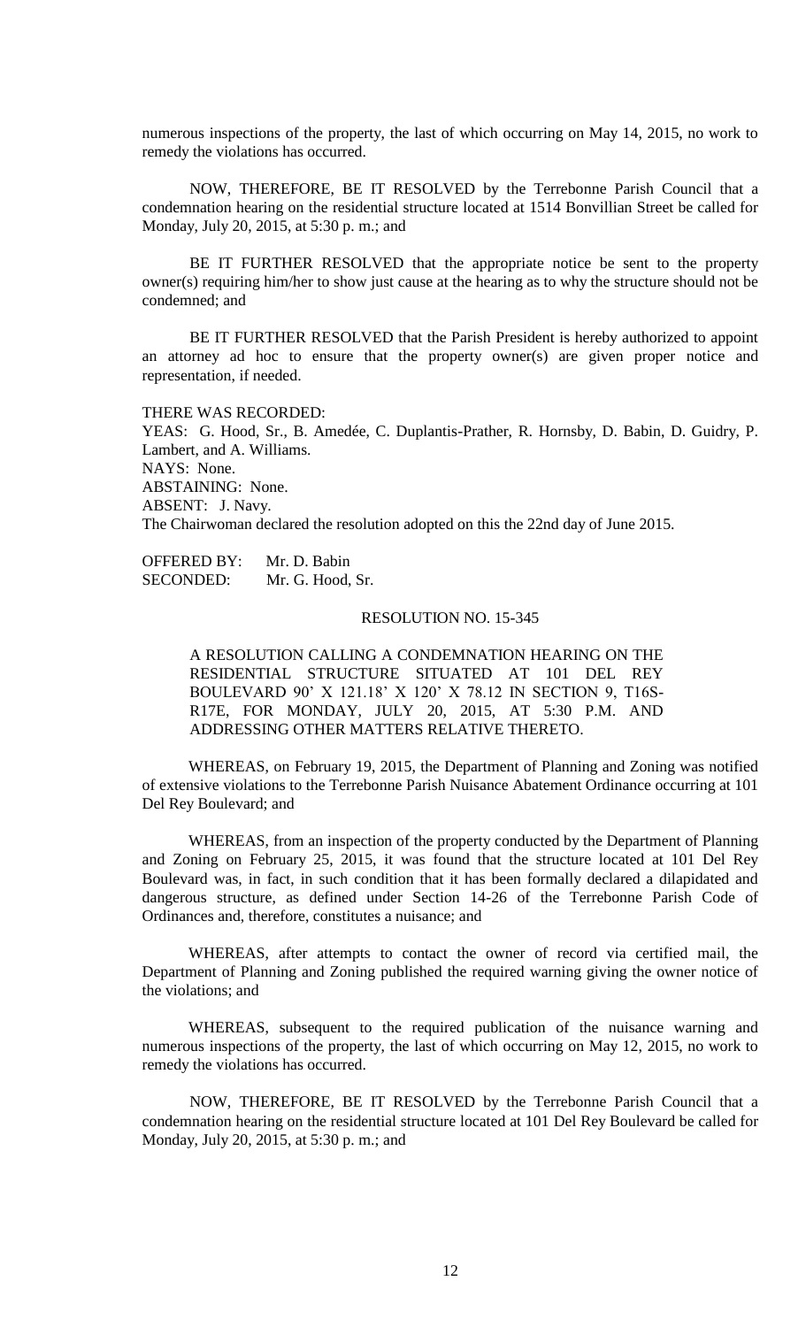numerous inspections of the property, the last of which occurring on May 14, 2015, no work to remedy the violations has occurred.

NOW, THEREFORE, BE IT RESOLVED by the Terrebonne Parish Council that a condemnation hearing on the residential structure located at 1514 Bonvillian Street be called for Monday, July 20, 2015, at 5:30 p. m.; and

BE IT FURTHER RESOLVED that the appropriate notice be sent to the property owner(s) requiring him/her to show just cause at the hearing as to why the structure should not be condemned; and

BE IT FURTHER RESOLVED that the Parish President is hereby authorized to appoint an attorney ad hoc to ensure that the property owner(s) are given proper notice and representation, if needed.

THERE WAS RECORDED:
YEAS: G. Hood, Sr., B. Amedée, C. Duplantis-Prather, R. Hornsby, D. Babin, D. Guidry, P. Lambert, and A. Williams.
NAYS: None.
ABSTAINING: None.
ABSENT: J. Navy.
The Chairwoman declared the resolution adopted on this the 22nd day of June 2015.

OFFERED BY: Mr. D. Babin
SECONDED: Mr. G. Hood, Sr.

RESOLUTION NO. 15-345

A RESOLUTION CALLING A CONDEMNATION HEARING ON THE RESIDENTIAL STRUCTURE SITUATED AT 101 DEL REY BOULEVARD 90' X 121.18' X 120' X 78.12 IN SECTION 9, T16S-R17E, FOR MONDAY, JULY 20, 2015, AT 5:30 P.M. AND ADDRESSING OTHER MATTERS RELATIVE THERETO.

WHEREAS, on February 19, 2015, the Department of Planning and Zoning was notified of extensive violations to the Terrebonne Parish Nuisance Abatement Ordinance occurring at 101 Del Rey Boulevard; and

WHEREAS, from an inspection of the property conducted by the Department of Planning and Zoning on February 25, 2015, it was found that the structure located at 101 Del Rey Boulevard was, in fact, in such condition that it has been formally declared a dilapidated and dangerous structure, as defined under Section 14-26 of the Terrebonne Parish Code of Ordinances and, therefore, constitutes a nuisance; and

WHEREAS, after attempts to contact the owner of record via certified mail, the Department of Planning and Zoning published the required warning giving the owner notice of the violations; and

WHEREAS, subsequent to the required publication of the nuisance warning and numerous inspections of the property, the last of which occurring on May 12, 2015, no work to remedy the violations has occurred.

NOW, THEREFORE, BE IT RESOLVED by the Terrebonne Parish Council that a condemnation hearing on the residential structure located at 101 Del Rey Boulevard be called for Monday, July 20, 2015, at 5:30 p. m.; and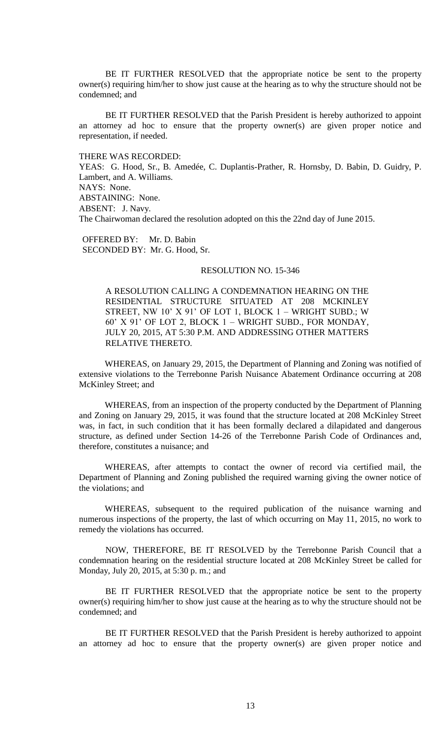BE IT FURTHER RESOLVED that the appropriate notice be sent to the property owner(s) requiring him/her to show just cause at the hearing as to why the structure should not be condemned; and

BE IT FURTHER RESOLVED that the Parish President is hereby authorized to appoint an attorney ad hoc to ensure that the property owner(s) are given proper notice and representation, if needed.

THERE WAS RECORDED:
YEAS: G. Hood, Sr., B. Amedée, C. Duplantis-Prather, R. Hornsby, D. Babin, D. Guidry, P. Lambert, and A. Williams.
NAYS: None.
ABSTAINING: None.
ABSENT: J. Navy.
The Chairwoman declared the resolution adopted on this the 22nd day of June 2015.

OFFERED BY: Mr. D. Babin
SECONDED BY: Mr. G. Hood, Sr.

RESOLUTION NO. 15-346

A RESOLUTION CALLING A CONDEMNATION HEARING ON THE RESIDENTIAL STRUCTURE SITUATED AT 208 MCKINLEY STREET, NW 10' X 91' OF LOT 1, BLOCK 1 – WRIGHT SUBD.; W 60' X 91' OF LOT 2, BLOCK 1 – WRIGHT SUBD., FOR MONDAY, JULY 20, 2015, AT 5:30 P.M. AND ADDRESSING OTHER MATTERS RELATIVE THERETO.

WHEREAS, on January 29, 2015, the Department of Planning and Zoning was notified of extensive violations to the Terrebonne Parish Nuisance Abatement Ordinance occurring at 208 McKinley Street; and

WHEREAS, from an inspection of the property conducted by the Department of Planning and Zoning on January 29, 2015, it was found that the structure located at 208 McKinley Street was, in fact, in such condition that it has been formally declared a dilapidated and dangerous structure, as defined under Section 14-26 of the Terrebonne Parish Code of Ordinances and, therefore, constitutes a nuisance; and

WHEREAS, after attempts to contact the owner of record via certified mail, the Department of Planning and Zoning published the required warning giving the owner notice of the violations; and

WHEREAS, subsequent to the required publication of the nuisance warning and numerous inspections of the property, the last of which occurring on May 11, 2015, no work to remedy the violations has occurred.

NOW, THEREFORE, BE IT RESOLVED by the Terrebonne Parish Council that a condemnation hearing on the residential structure located at 208 McKinley Street be called for Monday, July 20, 2015, at 5:30 p. m.; and

BE IT FURTHER RESOLVED that the appropriate notice be sent to the property owner(s) requiring him/her to show just cause at the hearing as to why the structure should not be condemned; and

BE IT FURTHER RESOLVED that the Parish President is hereby authorized to appoint an attorney ad hoc to ensure that the property owner(s) are given proper notice and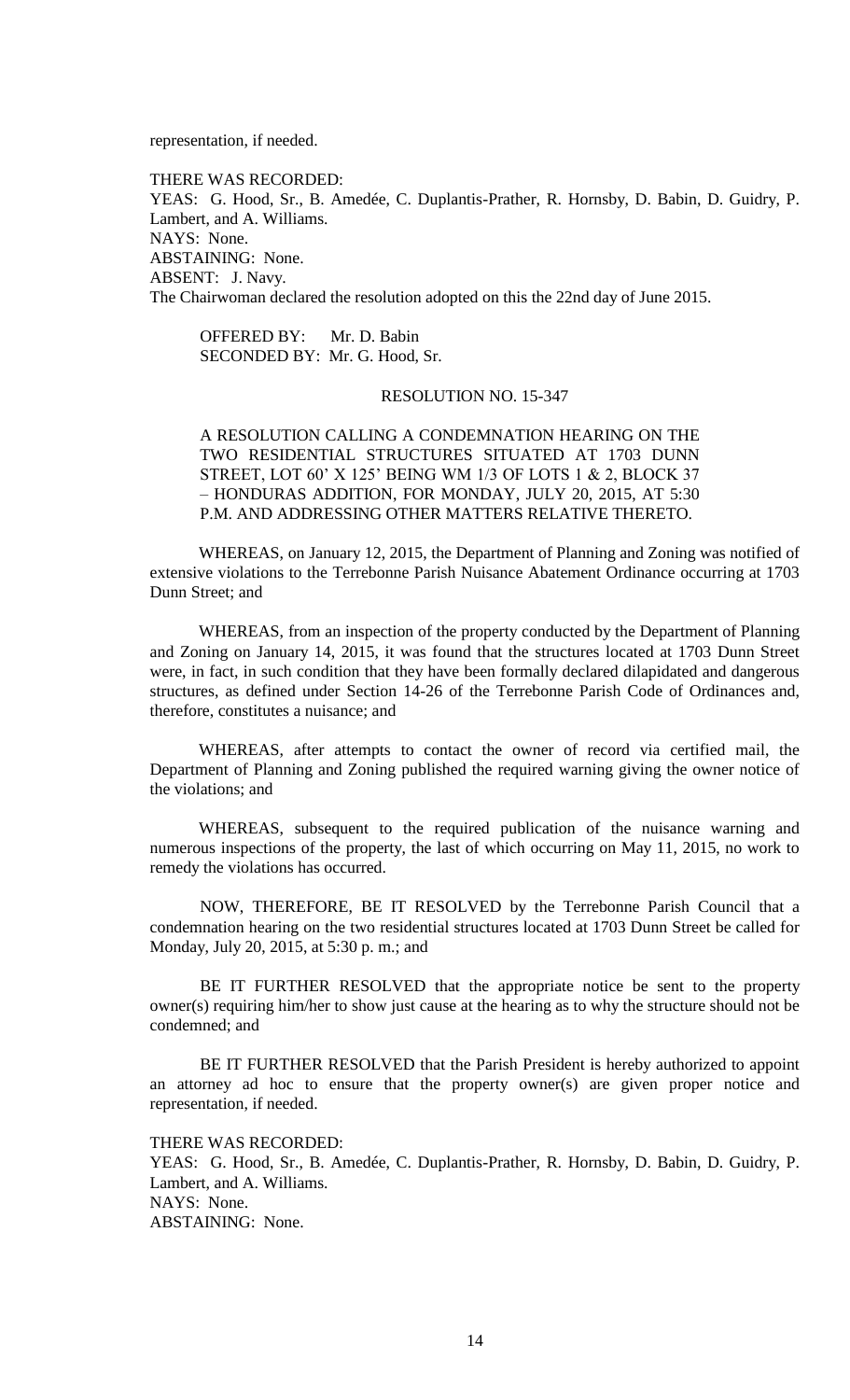representation, if needed.

THERE WAS RECORDED:
YEAS: G. Hood, Sr., B. Amedée, C. Duplantis-Prather, R. Hornsby, D. Babin, D. Guidry, P. Lambert, and A. Williams.
NAYS: None.
ABSTAINING: None.
ABSENT: J. Navy.
The Chairwoman declared the resolution adopted on this the 22nd day of June 2015.

OFFERED BY: Mr. D. Babin
SECONDED BY: Mr. G. Hood, Sr.

RESOLUTION NO. 15-347

A RESOLUTION CALLING A CONDEMNATION HEARING ON THE TWO RESIDENTIAL STRUCTURES SITUATED AT 1703 DUNN STREET, LOT 60' X 125' BEING WM 1/3 OF LOTS 1 & 2, BLOCK 37 – HONDURAS ADDITION, FOR MONDAY, JULY 20, 2015, AT 5:30 P.M. AND ADDRESSING OTHER MATTERS RELATIVE THERETO.

WHEREAS, on January 12, 2015, the Department of Planning and Zoning was notified of extensive violations to the Terrebonne Parish Nuisance Abatement Ordinance occurring at 1703 Dunn Street; and

WHEREAS, from an inspection of the property conducted by the Department of Planning and Zoning on January 14, 2015, it was found that the structures located at 1703 Dunn Street were, in fact, in such condition that they have been formally declared dilapidated and dangerous structures, as defined under Section 14-26 of the Terrebonne Parish Code of Ordinances and, therefore, constitutes a nuisance; and

WHEREAS, after attempts to contact the owner of record via certified mail, the Department of Planning and Zoning published the required warning giving the owner notice of the violations; and

WHEREAS, subsequent to the required publication of the nuisance warning and numerous inspections of the property, the last of which occurring on May 11, 2015, no work to remedy the violations has occurred.

NOW, THEREFORE, BE IT RESOLVED by the Terrebonne Parish Council that a condemnation hearing on the two residential structures located at 1703 Dunn Street be called for Monday, July 20, 2015, at 5:30 p. m.; and

BE IT FURTHER RESOLVED that the appropriate notice be sent to the property owner(s) requiring him/her to show just cause at the hearing as to why the structure should not be condemned; and

BE IT FURTHER RESOLVED that the Parish President is hereby authorized to appoint an attorney ad hoc to ensure that the property owner(s) are given proper notice and representation, if needed.

THERE WAS RECORDED:
YEAS: G. Hood, Sr., B. Amedée, C. Duplantis-Prather, R. Hornsby, D. Babin, D. Guidry, P. Lambert, and A. Williams.
NAYS: None.
ABSTAINING: None.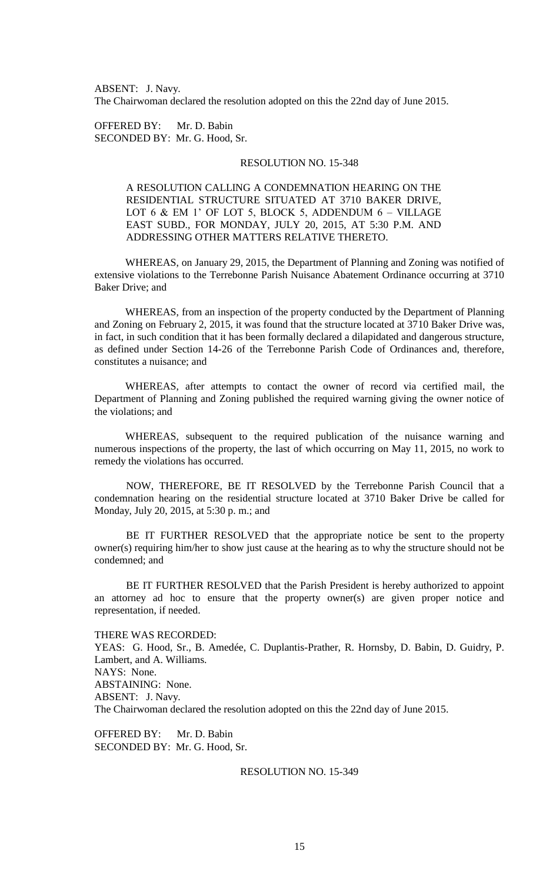ABSENT: J. Navy.
The Chairwoman declared the resolution adopted on this the 22nd day of June 2015.

OFFERED BY: Mr. D. Babin
SECONDED BY: Mr. G. Hood, Sr.

RESOLUTION NO. 15-348

A RESOLUTION CALLING A CONDEMNATION HEARING ON THE RESIDENTIAL STRUCTURE SITUATED AT 3710 BAKER DRIVE, LOT 6 & EM 1' OF LOT 5, BLOCK 5, ADDENDUM 6 – VILLAGE EAST SUBD., FOR MONDAY, JULY 20, 2015, AT 5:30 P.M. AND ADDRESSING OTHER MATTERS RELATIVE THERETO.

WHEREAS, on January 29, 2015, the Department of Planning and Zoning was notified of extensive violations to the Terrebonne Parish Nuisance Abatement Ordinance occurring at 3710 Baker Drive; and

WHEREAS, from an inspection of the property conducted by the Department of Planning and Zoning on February 2, 2015, it was found that the structure located at 3710 Baker Drive was, in fact, in such condition that it has been formally declared a dilapidated and dangerous structure, as defined under Section 14-26 of the Terrebonne Parish Code of Ordinances and, therefore, constitutes a nuisance; and

WHEREAS, after attempts to contact the owner of record via certified mail, the Department of Planning and Zoning published the required warning giving the owner notice of the violations; and

WHEREAS, subsequent to the required publication of the nuisance warning and numerous inspections of the property, the last of which occurring on May 11, 2015, no work to remedy the violations has occurred.

NOW, THEREFORE, BE IT RESOLVED by the Terrebonne Parish Council that a condemnation hearing on the residential structure located at 3710 Baker Drive be called for Monday, July 20, 2015, at 5:30 p. m.; and

BE IT FURTHER RESOLVED that the appropriate notice be sent to the property owner(s) requiring him/her to show just cause at the hearing as to why the structure should not be condemned; and

BE IT FURTHER RESOLVED that the Parish President is hereby authorized to appoint an attorney ad hoc to ensure that the property owner(s) are given proper notice and representation, if needed.

THERE WAS RECORDED:
YEAS: G. Hood, Sr., B. Amedée, C. Duplantis-Prather, R. Hornsby, D. Babin, D. Guidry, P. Lambert, and A. Williams.
NAYS: None.
ABSTAINING: None.
ABSENT: J. Navy.
The Chairwoman declared the resolution adopted on this the 22nd day of June 2015.

OFFERED BY: Mr. D. Babin
SECONDED BY: Mr. G. Hood, Sr.

RESOLUTION NO. 15-349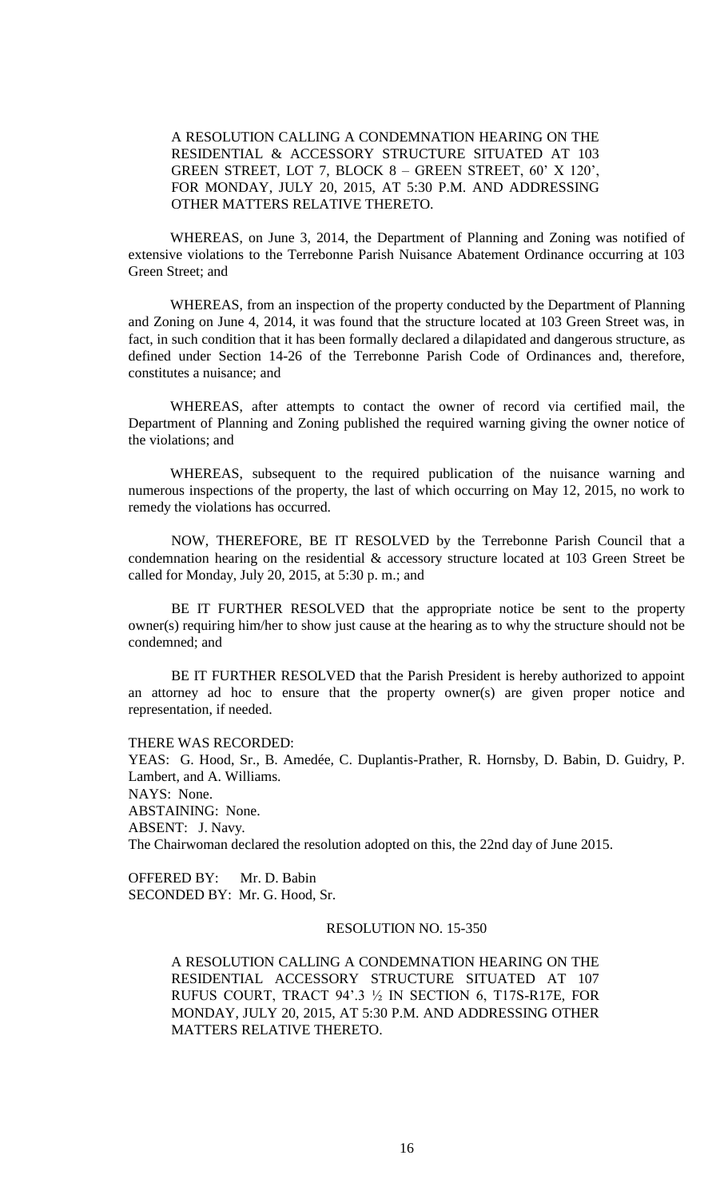A RESOLUTION CALLING A CONDEMNATION HEARING ON THE RESIDENTIAL & ACCESSORY STRUCTURE SITUATED AT 103 GREEN STREET, LOT 7, BLOCK 8 – GREEN STREET, 60' X 120', FOR MONDAY, JULY 20, 2015, AT 5:30 P.M. AND ADDRESSING OTHER MATTERS RELATIVE THERETO.

WHEREAS, on June 3, 2014, the Department of Planning and Zoning was notified of extensive violations to the Terrebonne Parish Nuisance Abatement Ordinance occurring at 103 Green Street; and

WHEREAS, from an inspection of the property conducted by the Department of Planning and Zoning on June 4, 2014, it was found that the structure located at 103 Green Street was, in fact, in such condition that it has been formally declared a dilapidated and dangerous structure, as defined under Section 14-26 of the Terrebonne Parish Code of Ordinances and, therefore, constitutes a nuisance; and

WHEREAS, after attempts to contact the owner of record via certified mail, the Department of Planning and Zoning published the required warning giving the owner notice of the violations; and

WHEREAS, subsequent to the required publication of the nuisance warning and numerous inspections of the property, the last of which occurring on May 12, 2015, no work to remedy the violations has occurred.

NOW, THEREFORE, BE IT RESOLVED by the Terrebonne Parish Council that a condemnation hearing on the residential & accessory structure located at 103 Green Street be called for Monday, July 20, 2015, at 5:30 p. m.; and

BE IT FURTHER RESOLVED that the appropriate notice be sent to the property owner(s) requiring him/her to show just cause at the hearing as to why the structure should not be condemned; and

BE IT FURTHER RESOLVED that the Parish President is hereby authorized to appoint an attorney ad hoc to ensure that the property owner(s) are given proper notice and representation, if needed.

THERE WAS RECORDED:
YEAS: G. Hood, Sr., B. Amedée, C. Duplantis-Prather, R. Hornsby, D. Babin, D. Guidry, P. Lambert, and A. Williams.
NAYS: None.
ABSTAINING: None.
ABSENT: J. Navy.
The Chairwoman declared the resolution adopted on this, the 22nd day of June 2015.

OFFERED BY: Mr. D. Babin
SECONDED BY: Mr. G. Hood, Sr.

RESOLUTION NO. 15-350

A RESOLUTION CALLING A CONDEMNATION HEARING ON THE RESIDENTIAL ACCESSORY STRUCTURE SITUATED AT 107 RUFUS COURT, TRACT 94'.3 ½ IN SECTION 6, T17S-R17E, FOR MONDAY, JULY 20, 2015, AT 5:30 P.M. AND ADDRESSING OTHER MATTERS RELATIVE THERETO.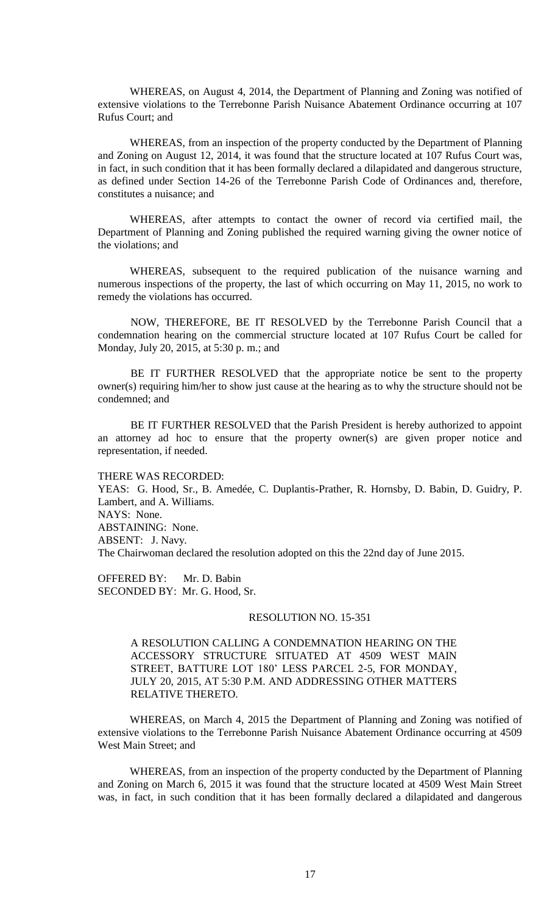WHEREAS, on August 4, 2014, the Department of Planning and Zoning was notified of extensive violations to the Terrebonne Parish Nuisance Abatement Ordinance occurring at 107 Rufus Court; and

WHEREAS, from an inspection of the property conducted by the Department of Planning and Zoning on August 12, 2014, it was found that the structure located at 107 Rufus Court was, in fact, in such condition that it has been formally declared a dilapidated and dangerous structure, as defined under Section 14-26 of the Terrebonne Parish Code of Ordinances and, therefore, constitutes a nuisance; and

WHEREAS, after attempts to contact the owner of record via certified mail, the Department of Planning and Zoning published the required warning giving the owner notice of the violations; and

WHEREAS, subsequent to the required publication of the nuisance warning and numerous inspections of the property, the last of which occurring on May 11, 2015, no work to remedy the violations has occurred.

NOW, THEREFORE, BE IT RESOLVED by the Terrebonne Parish Council that a condemnation hearing on the commercial structure located at 107 Rufus Court be called for Monday, July 20, 2015, at 5:30 p. m.; and

BE IT FURTHER RESOLVED that the appropriate notice be sent to the property owner(s) requiring him/her to show just cause at the hearing as to why the structure should not be condemned; and

BE IT FURTHER RESOLVED that the Parish President is hereby authorized to appoint an attorney ad hoc to ensure that the property owner(s) are given proper notice and representation, if needed.

THERE WAS RECORDED:
YEAS: G. Hood, Sr., B. Amedée, C. Duplantis-Prather, R. Hornsby, D. Babin, D. Guidry, P. Lambert, and A. Williams.
NAYS: None.
ABSTAINING: None.
ABSENT: J. Navy.
The Chairwoman declared the resolution adopted on this the 22nd day of June 2015.

OFFERED BY: Mr. D. Babin
SECONDED BY: Mr. G. Hood, Sr.

RESOLUTION NO. 15-351

A RESOLUTION CALLING A CONDEMNATION HEARING ON THE ACCESSORY STRUCTURE SITUATED AT 4509 WEST MAIN STREET, BATTURE LOT 180' LESS PARCEL 2-5, FOR MONDAY, JULY 20, 2015, AT 5:30 P.M. AND ADDRESSING OTHER MATTERS RELATIVE THERETO.

WHEREAS, on March 4, 2015 the Department of Planning and Zoning was notified of extensive violations to the Terrebonne Parish Nuisance Abatement Ordinance occurring at 4509 West Main Street; and

WHEREAS, from an inspection of the property conducted by the Department of Planning and Zoning on March 6, 2015 it was found that the structure located at 4509 West Main Street was, in fact, in such condition that it has been formally declared a dilapidated and dangerous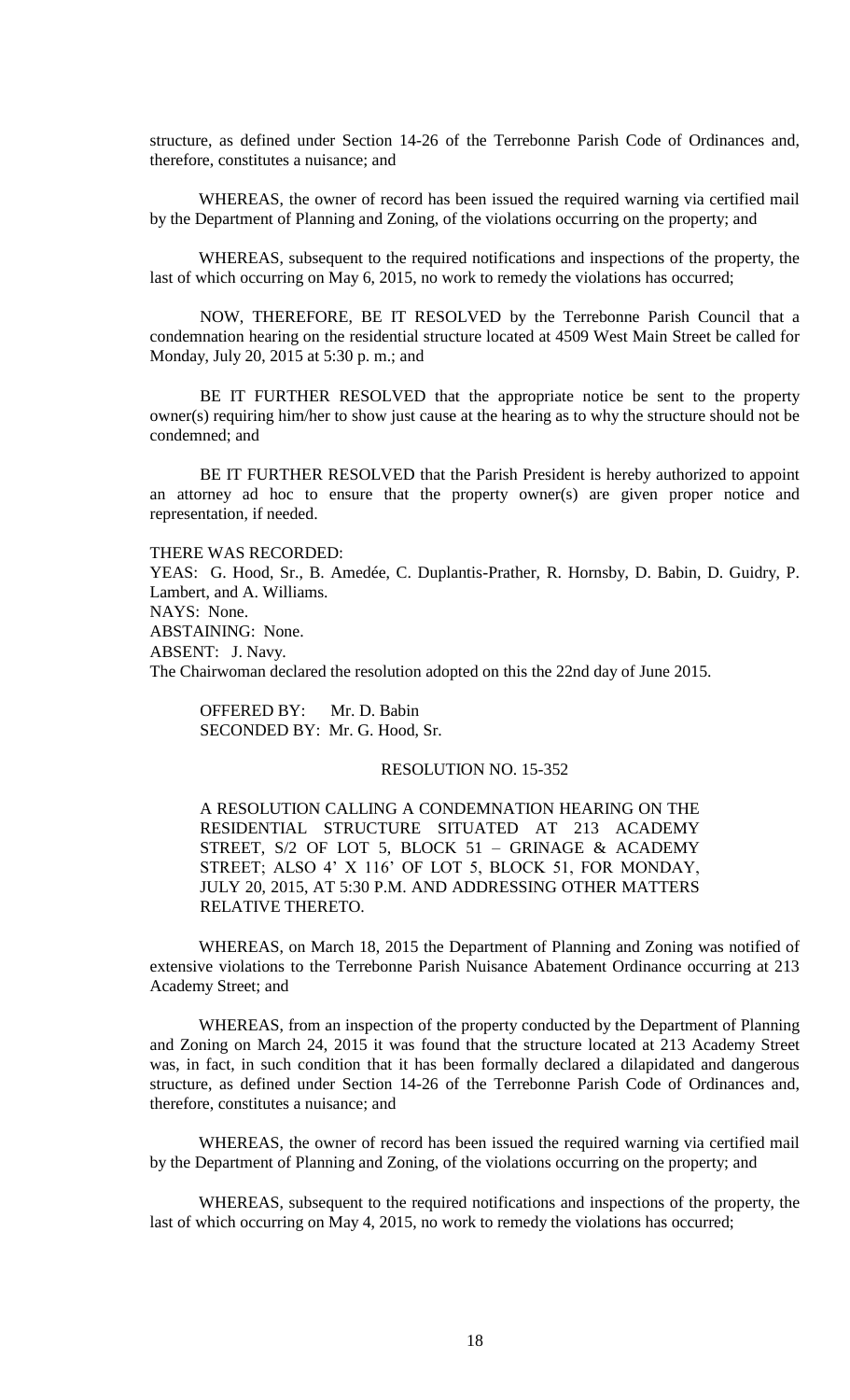structure, as defined under Section 14-26 of the Terrebonne Parish Code of Ordinances and, therefore, constitutes a nuisance; and

WHEREAS, the owner of record has been issued the required warning via certified mail by the Department of Planning and Zoning, of the violations occurring on the property; and

WHEREAS, subsequent to the required notifications and inspections of the property, the last of which occurring on May 6, 2015, no work to remedy the violations has occurred;

NOW, THEREFORE, BE IT RESOLVED by the Terrebonne Parish Council that a condemnation hearing on the residential structure located at 4509 West Main Street be called for Monday, July 20, 2015 at 5:30 p. m.; and

BE IT FURTHER RESOLVED that the appropriate notice be sent to the property owner(s) requiring him/her to show just cause at the hearing as to why the structure should not be condemned; and

BE IT FURTHER RESOLVED that the Parish President is hereby authorized to appoint an attorney ad hoc to ensure that the property owner(s) are given proper notice and representation, if needed.

THERE WAS RECORDED:
YEAS: G. Hood, Sr., B. Amedée, C. Duplantis-Prather, R. Hornsby, D. Babin, D. Guidry, P. Lambert, and A. Williams.
NAYS: None.
ABSTAINING: None.
ABSENT: J. Navy.
The Chairwoman declared the resolution adopted on this the 22nd day of June 2015.

OFFERED BY: Mr. D. Babin
SECONDED BY: Mr. G. Hood, Sr.

RESOLUTION NO. 15-352

A RESOLUTION CALLING A CONDEMNATION HEARING ON THE RESIDENTIAL STRUCTURE SITUATED AT 213 ACADEMY STREET, S/2 OF LOT 5, BLOCK 51 – GRINAGE & ACADEMY STREET; ALSO 4' X 116' OF LOT 5, BLOCK 51, FOR MONDAY, JULY 20, 2015, AT 5:30 P.M. AND ADDRESSING OTHER MATTERS RELATIVE THERETO.

WHEREAS, on March 18, 2015 the Department of Planning and Zoning was notified of extensive violations to the Terrebonne Parish Nuisance Abatement Ordinance occurring at 213 Academy Street; and

WHEREAS, from an inspection of the property conducted by the Department of Planning and Zoning on March 24, 2015 it was found that the structure located at 213 Academy Street was, in fact, in such condition that it has been formally declared a dilapidated and dangerous structure, as defined under Section 14-26 of the Terrebonne Parish Code of Ordinances and, therefore, constitutes a nuisance; and

WHEREAS, the owner of record has been issued the required warning via certified mail by the Department of Planning and Zoning, of the violations occurring on the property; and

WHEREAS, subsequent to the required notifications and inspections of the property, the last of which occurring on May 4, 2015, no work to remedy the violations has occurred;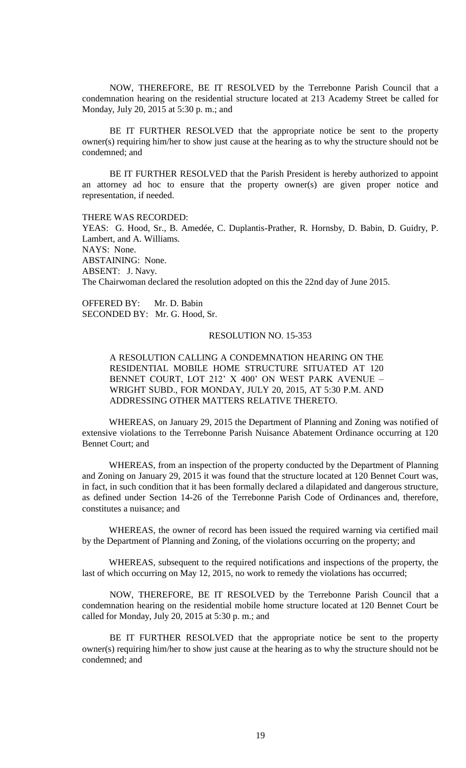NOW, THEREFORE, BE IT RESOLVED by the Terrebonne Parish Council that a condemnation hearing on the residential structure located at 213 Academy Street be called for Monday, July 20, 2015 at 5:30 p. m.; and

BE IT FURTHER RESOLVED that the appropriate notice be sent to the property owner(s) requiring him/her to show just cause at the hearing as to why the structure should not be condemned; and

BE IT FURTHER RESOLVED that the Parish President is hereby authorized to appoint an attorney ad hoc to ensure that the property owner(s) are given proper notice and representation, if needed.

THERE WAS RECORDED:
YEAS: G. Hood, Sr., B. Amedée, C. Duplantis-Prather, R. Hornsby, D. Babin, D. Guidry, P. Lambert, and A. Williams.
NAYS: None.
ABSTAINING: None.
ABSENT: J. Navy.
The Chairwoman declared the resolution adopted on this the 22nd day of June 2015.

OFFERED BY: Mr. D. Babin
SECONDED BY: Mr. G. Hood, Sr.

RESOLUTION NO. 15-353

A RESOLUTION CALLING A CONDEMNATION HEARING ON THE RESIDENTIAL MOBILE HOME STRUCTURE SITUATED AT 120 BENNET COURT, LOT 212' X 400' ON WEST PARK AVENUE – WRIGHT SUBD., FOR MONDAY, JULY 20, 2015, AT 5:30 P.M. AND ADDRESSING OTHER MATTERS RELATIVE THERETO.

WHEREAS, on January 29, 2015 the Department of Planning and Zoning was notified of extensive violations to the Terrebonne Parish Nuisance Abatement Ordinance occurring at 120 Bennet Court; and

WHEREAS, from an inspection of the property conducted by the Department of Planning and Zoning on January 29, 2015 it was found that the structure located at 120 Bennet Court was, in fact, in such condition that it has been formally declared a dilapidated and dangerous structure, as defined under Section 14-26 of the Terrebonne Parish Code of Ordinances and, therefore, constitutes a nuisance; and

WHEREAS, the owner of record has been issued the required warning via certified mail by the Department of Planning and Zoning, of the violations occurring on the property; and

WHEREAS, subsequent to the required notifications and inspections of the property, the last of which occurring on May 12, 2015, no work to remedy the violations has occurred;

NOW, THEREFORE, BE IT RESOLVED by the Terrebonne Parish Council that a condemnation hearing on the residential mobile home structure located at 120 Bennet Court be called for Monday, July 20, 2015 at 5:30 p. m.; and

BE IT FURTHER RESOLVED that the appropriate notice be sent to the property owner(s) requiring him/her to show just cause at the hearing as to why the structure should not be condemned; and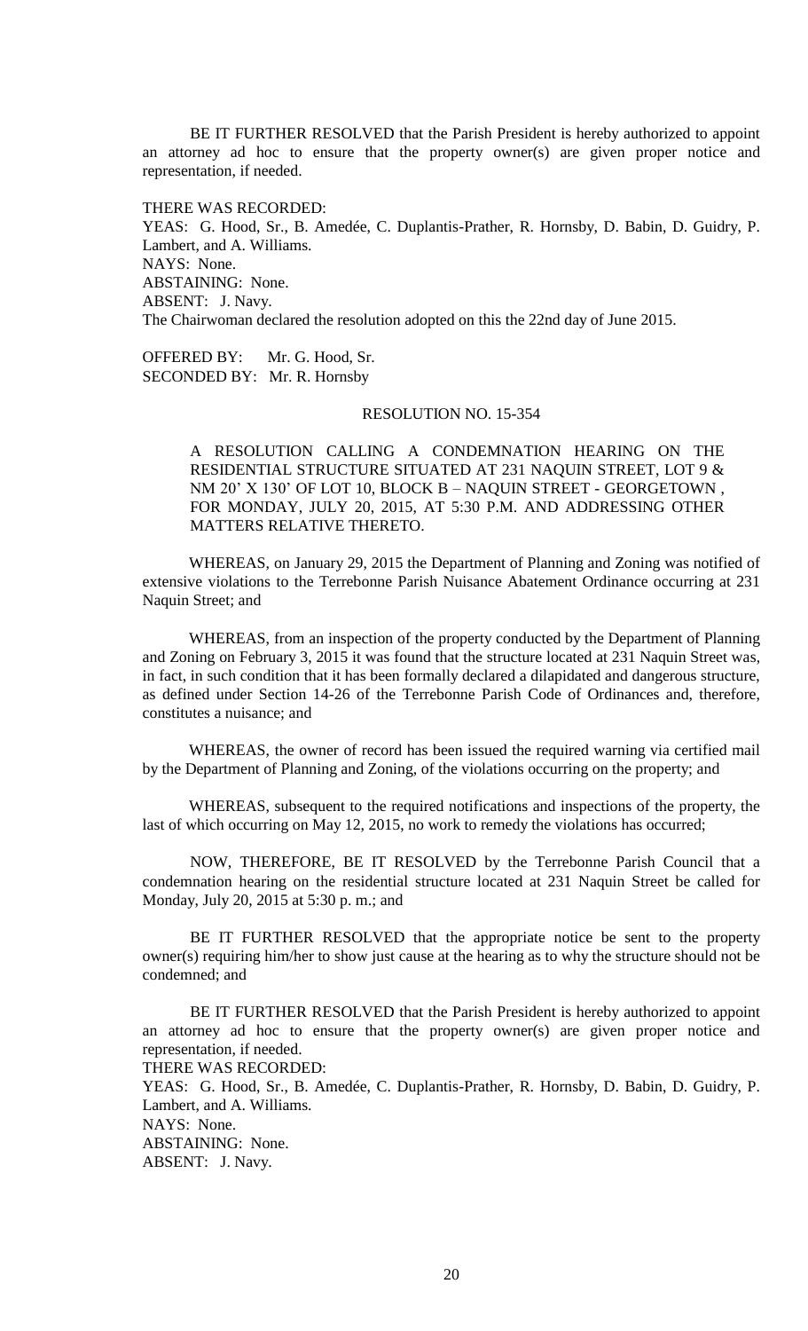BE IT FURTHER RESOLVED that the Parish President is hereby authorized to appoint an attorney ad hoc to ensure that the property owner(s) are given proper notice and representation, if needed.

THERE WAS RECORDED:
YEAS: G. Hood, Sr., B. Amedée, C. Duplantis-Prather, R. Hornsby, D. Babin, D. Guidry, P. Lambert, and A. Williams.
NAYS: None.
ABSTAINING: None.
ABSENT: J. Navy.
The Chairwoman declared the resolution adopted on this the 22nd day of June 2015.

OFFERED BY: Mr. G. Hood, Sr.
SECONDED BY: Mr. R. Hornsby

RESOLUTION NO. 15-354

A RESOLUTION CALLING A CONDEMNATION HEARING ON THE RESIDENTIAL STRUCTURE SITUATED AT 231 NAQUIN STREET, LOT 9 & NM 20' X 130' OF LOT 10, BLOCK B – NAQUIN STREET - GEORGETOWN , FOR MONDAY, JULY 20, 2015, AT 5:30 P.M. AND ADDRESSING OTHER MATTERS RELATIVE THERETO.

WHEREAS, on January 29, 2015 the Department of Planning and Zoning was notified of extensive violations to the Terrebonne Parish Nuisance Abatement Ordinance occurring at 231 Naquin Street; and

WHEREAS, from an inspection of the property conducted by the Department of Planning and Zoning on February 3, 2015 it was found that the structure located at 231 Naquin Street was, in fact, in such condition that it has been formally declared a dilapidated and dangerous structure, as defined under Section 14-26 of the Terrebonne Parish Code of Ordinances and, therefore, constitutes a nuisance; and

WHEREAS, the owner of record has been issued the required warning via certified mail by the Department of Planning and Zoning, of the violations occurring on the property; and

WHEREAS, subsequent to the required notifications and inspections of the property, the last of which occurring on May 12, 2015, no work to remedy the violations has occurred;

NOW, THEREFORE, BE IT RESOLVED by the Terrebonne Parish Council that a condemnation hearing on the residential structure located at 231 Naquin Street be called for Monday, July 20, 2015 at 5:30 p. m.; and

BE IT FURTHER RESOLVED that the appropriate notice be sent to the property owner(s) requiring him/her to show just cause at the hearing as to why the structure should not be condemned; and

BE IT FURTHER RESOLVED that the Parish President is hereby authorized to appoint an attorney ad hoc to ensure that the property owner(s) are given proper notice and representation, if needed.

THERE WAS RECORDED:
YEAS: G. Hood, Sr., B. Amedée, C. Duplantis-Prather, R. Hornsby, D. Babin, D. Guidry, P. Lambert, and A. Williams.
NAYS: None.
ABSTAINING: None.
ABSENT: J. Navy.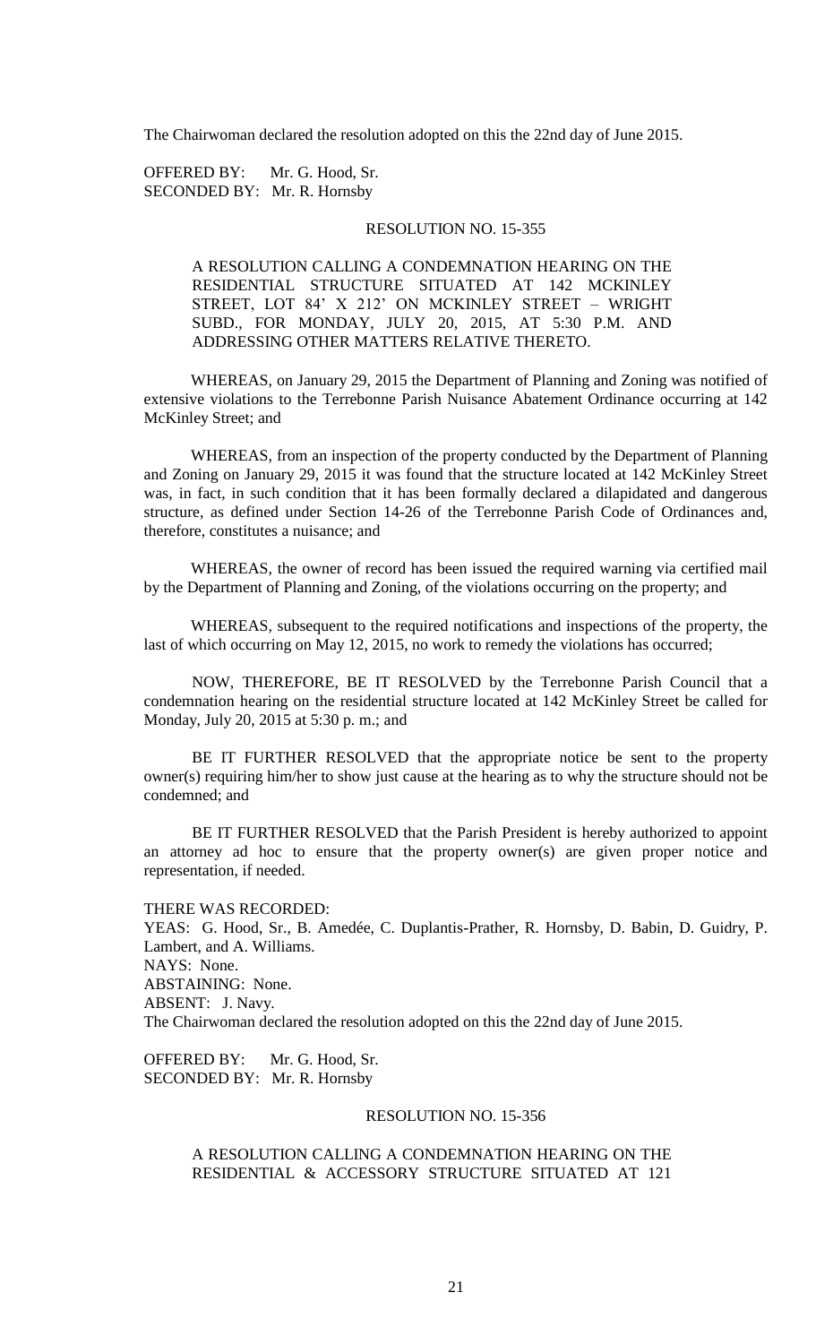The Chairwoman declared the resolution adopted on this the 22nd day of June 2015.

OFFERED BY: Mr. G. Hood, Sr.
SECONDED BY: Mr. R. Hornsby

RESOLUTION NO. 15-355

A RESOLUTION CALLING A CONDEMNATION HEARING ON THE RESIDENTIAL STRUCTURE SITUATED AT 142 MCKINLEY STREET, LOT 84' X 212' ON MCKINLEY STREET – WRIGHT SUBD., FOR MONDAY, JULY 20, 2015, AT 5:30 P.M. AND ADDRESSING OTHER MATTERS RELATIVE THERETO.

WHEREAS, on January 29, 2015 the Department of Planning and Zoning was notified of extensive violations to the Terrebonne Parish Nuisance Abatement Ordinance occurring at 142 McKinley Street; and

WHEREAS, from an inspection of the property conducted by the Department of Planning and Zoning on January 29, 2015 it was found that the structure located at 142 McKinley Street was, in fact, in such condition that it has been formally declared a dilapidated and dangerous structure, as defined under Section 14-26 of the Terrebonne Parish Code of Ordinances and, therefore, constitutes a nuisance; and

WHEREAS, the owner of record has been issued the required warning via certified mail by the Department of Planning and Zoning, of the violations occurring on the property; and

WHEREAS, subsequent to the required notifications and inspections of the property, the last of which occurring on May 12, 2015, no work to remedy the violations has occurred;

NOW, THEREFORE, BE IT RESOLVED by the Terrebonne Parish Council that a condemnation hearing on the residential structure located at 142 McKinley Street be called for Monday, July 20, 2015 at 5:30 p. m.; and

BE IT FURTHER RESOLVED that the appropriate notice be sent to the property owner(s) requiring him/her to show just cause at the hearing as to why the structure should not be condemned; and

BE IT FURTHER RESOLVED that the Parish President is hereby authorized to appoint an attorney ad hoc to ensure that the property owner(s) are given proper notice and representation, if needed.

THERE WAS RECORDED:
YEAS: G. Hood, Sr., B. Amedée, C. Duplantis-Prather, R. Hornsby, D. Babin, D. Guidry, P. Lambert, and A. Williams.
NAYS: None.
ABSTAINING: None.
ABSENT: J. Navy.
The Chairwoman declared the resolution adopted on this the 22nd day of June 2015.

OFFERED BY: Mr. G. Hood, Sr.
SECONDED BY: Mr. R. Hornsby

RESOLUTION NO. 15-356

A RESOLUTION CALLING A CONDEMNATION HEARING ON THE RESIDENTIAL & ACCESSORY STRUCTURE SITUATED AT 121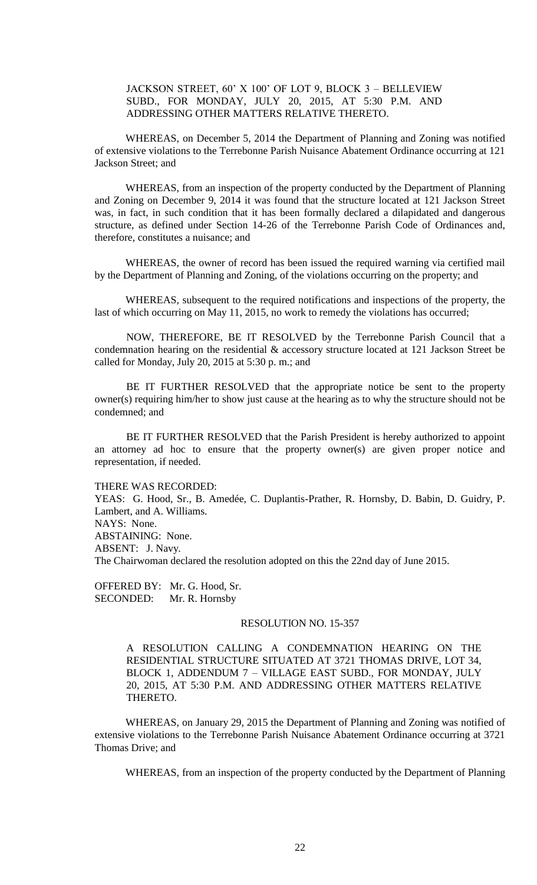JACKSON STREET, 60' X 100' OF LOT 9, BLOCK 3 – BELLEVIEW SUBD., FOR MONDAY, JULY 20, 2015, AT 5:30 P.M. AND ADDRESSING OTHER MATTERS RELATIVE THERETO.

WHEREAS, on December 5, 2014 the Department of Planning and Zoning was notified of extensive violations to the Terrebonne Parish Nuisance Abatement Ordinance occurring at 121 Jackson Street; and

WHEREAS, from an inspection of the property conducted by the Department of Planning and Zoning on December 9, 2014 it was found that the structure located at 121 Jackson Street was, in fact, in such condition that it has been formally declared a dilapidated and dangerous structure, as defined under Section 14-26 of the Terrebonne Parish Code of Ordinances and, therefore, constitutes a nuisance; and

WHEREAS, the owner of record has been issued the required warning via certified mail by the Department of Planning and Zoning, of the violations occurring on the property; and

WHEREAS, subsequent to the required notifications and inspections of the property, the last of which occurring on May 11, 2015, no work to remedy the violations has occurred;

NOW, THEREFORE, BE IT RESOLVED by the Terrebonne Parish Council that a condemnation hearing on the residential & accessory structure located at 121 Jackson Street be called for Monday, July 20, 2015 at 5:30 p. m.; and

BE IT FURTHER RESOLVED that the appropriate notice be sent to the property owner(s) requiring him/her to show just cause at the hearing as to why the structure should not be condemned; and

BE IT FURTHER RESOLVED that the Parish President is hereby authorized to appoint an attorney ad hoc to ensure that the property owner(s) are given proper notice and representation, if needed.

THERE WAS RECORDED:
YEAS: G. Hood, Sr., B. Amedée, C. Duplantis-Prather, R. Hornsby, D. Babin, D. Guidry, P. Lambert, and A. Williams.
NAYS: None.
ABSTAINING: None.
ABSENT: J. Navy.
The Chairwoman declared the resolution adopted on this the 22nd day of June 2015.

OFFERED BY: Mr. G. Hood, Sr.
SECONDED: Mr. R. Hornsby

RESOLUTION NO. 15-357

A RESOLUTION CALLING A CONDEMNATION HEARING ON THE RESIDENTIAL STRUCTURE SITUATED AT 3721 THOMAS DRIVE, LOT 34, BLOCK 1, ADDENDUM 7 – VILLAGE EAST SUBD., FOR MONDAY, JULY 20, 2015, AT 5:30 P.M. AND ADDRESSING OTHER MATTERS RELATIVE THERETO.

WHEREAS, on January 29, 2015 the Department of Planning and Zoning was notified of extensive violations to the Terrebonne Parish Nuisance Abatement Ordinance occurring at 3721 Thomas Drive; and

WHEREAS, from an inspection of the property conducted by the Department of Planning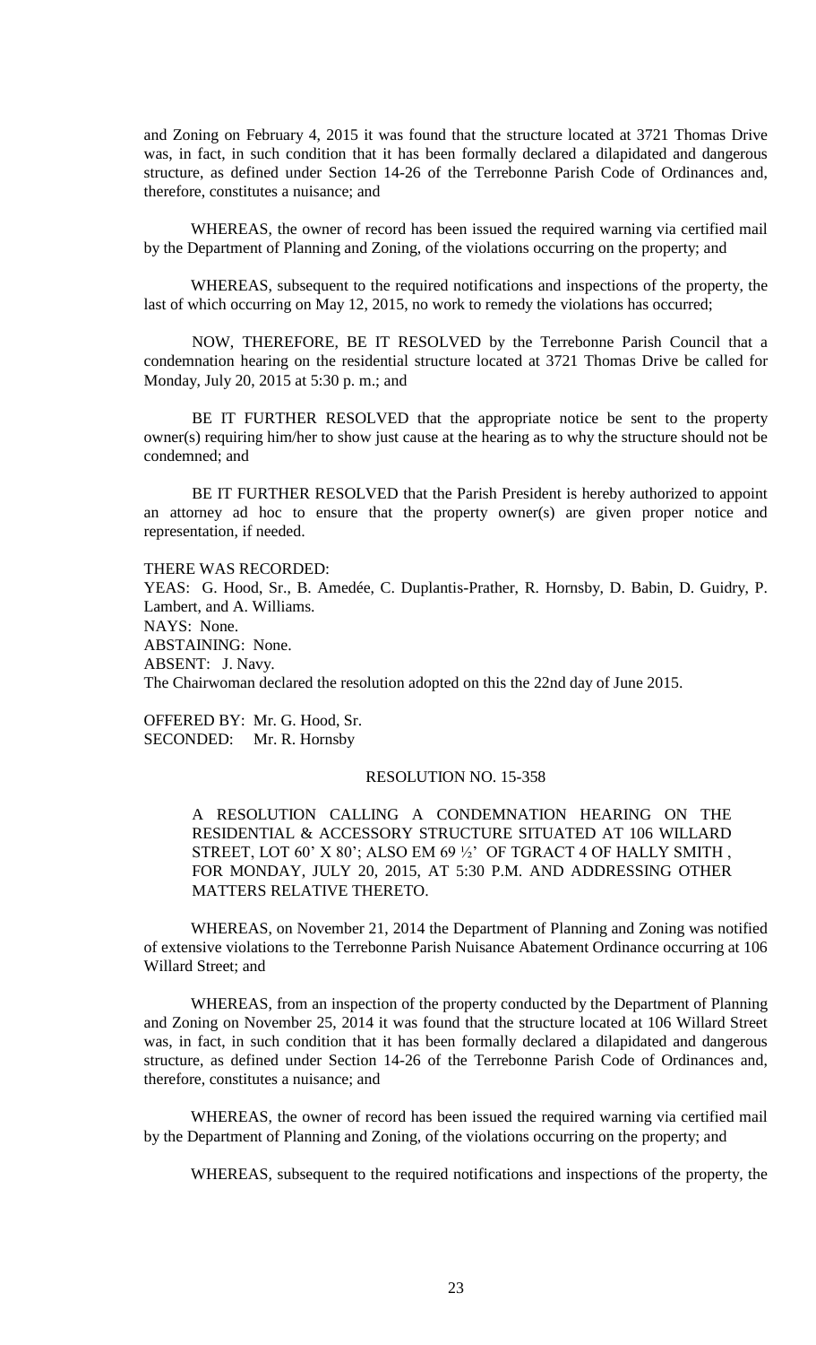and Zoning on February 4, 2015 it was found that the structure located at 3721 Thomas Drive was, in fact, in such condition that it has been formally declared a dilapidated and dangerous structure, as defined under Section 14-26 of the Terrebonne Parish Code of Ordinances and, therefore, constitutes a nuisance; and

WHEREAS, the owner of record has been issued the required warning via certified mail by the Department of Planning and Zoning, of the violations occurring on the property; and

WHEREAS, subsequent to the required notifications and inspections of the property, the last of which occurring on May 12, 2015, no work to remedy the violations has occurred;

NOW, THEREFORE, BE IT RESOLVED by the Terrebonne Parish Council that a condemnation hearing on the residential structure located at 3721 Thomas Drive be called for Monday, July 20, 2015 at 5:30 p. m.; and

BE IT FURTHER RESOLVED that the appropriate notice be sent to the property owner(s) requiring him/her to show just cause at the hearing as to why the structure should not be condemned; and

BE IT FURTHER RESOLVED that the Parish President is hereby authorized to appoint an attorney ad hoc to ensure that the property owner(s) are given proper notice and representation, if needed.

THERE WAS RECORDED:
YEAS: G. Hood, Sr., B. Amedée, C. Duplantis-Prather, R. Hornsby, D. Babin, D. Guidry, P. Lambert, and A. Williams.
NAYS: None.
ABSTAINING: None.
ABSENT: J. Navy.
The Chairwoman declared the resolution adopted on this the 22nd day of June 2015.

OFFERED BY: Mr. G. Hood, Sr.
SECONDED: Mr. R. Hornsby

RESOLUTION NO. 15-358

A RESOLUTION CALLING A CONDEMNATION HEARING ON THE RESIDENTIAL & ACCESSORY STRUCTURE SITUATED AT 106 WILLARD STREET, LOT 60' X 80'; ALSO EM 69 ½' OF TGRACT 4 OF HALLY SMITH , FOR MONDAY, JULY 20, 2015, AT 5:30 P.M. AND ADDRESSING OTHER MATTERS RELATIVE THERETO.

WHEREAS, on November 21, 2014 the Department of Planning and Zoning was notified of extensive violations to the Terrebonne Parish Nuisance Abatement Ordinance occurring at 106 Willard Street; and

WHEREAS, from an inspection of the property conducted by the Department of Planning and Zoning on November 25, 2014 it was found that the structure located at 106 Willard Street was, in fact, in such condition that it has been formally declared a dilapidated and dangerous structure, as defined under Section 14-26 of the Terrebonne Parish Code of Ordinances and, therefore, constitutes a nuisance; and

WHEREAS, the owner of record has been issued the required warning via certified mail by the Department of Planning and Zoning, of the violations occurring on the property; and

WHEREAS, subsequent to the required notifications and inspections of the property, the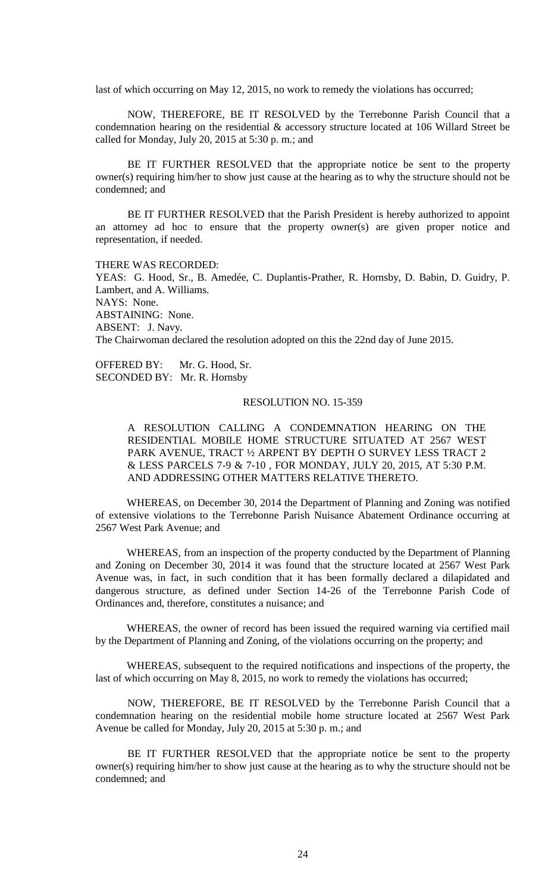last of which occurring on May 12, 2015, no work to remedy the violations has occurred;

NOW, THEREFORE, BE IT RESOLVED by the Terrebonne Parish Council that a condemnation hearing on the residential & accessory structure located at 106 Willard Street be called for Monday, July 20, 2015 at 5:30 p. m.; and

BE IT FURTHER RESOLVED that the appropriate notice be sent to the property owner(s) requiring him/her to show just cause at the hearing as to why the structure should not be condemned; and

BE IT FURTHER RESOLVED that the Parish President is hereby authorized to appoint an attorney ad hoc to ensure that the property owner(s) are given proper notice and representation, if needed.

THERE WAS RECORDED:
YEAS: G. Hood, Sr., B. Amedée, C. Duplantis-Prather, R. Hornsby, D. Babin, D. Guidry, P. Lambert, and A. Williams.
NAYS: None.
ABSTAINING: None.
ABSENT: J. Navy.
The Chairwoman declared the resolution adopted on this the 22nd day of June 2015.

OFFERED BY: Mr. G. Hood, Sr.
SECONDED BY: Mr. R. Hornsby

RESOLUTION NO. 15-359

A RESOLUTION CALLING A CONDEMNATION HEARING ON THE RESIDENTIAL MOBILE HOME STRUCTURE SITUATED AT 2567 WEST PARK AVENUE, TRACT ½ ARPENT BY DEPTH O SURVEY LESS TRACT 2 & LESS PARCELS 7-9 & 7-10 , FOR MONDAY, JULY 20, 2015, AT 5:30 P.M. AND ADDRESSING OTHER MATTERS RELATIVE THERETO.

WHEREAS, on December 30, 2014 the Department of Planning and Zoning was notified of extensive violations to the Terrebonne Parish Nuisance Abatement Ordinance occurring at 2567 West Park Avenue; and

WHEREAS, from an inspection of the property conducted by the Department of Planning and Zoning on December 30, 2014 it was found that the structure located at 2567 West Park Avenue was, in fact, in such condition that it has been formally declared a dilapidated and dangerous structure, as defined under Section 14-26 of the Terrebonne Parish Code of Ordinances and, therefore, constitutes a nuisance; and

WHEREAS, the owner of record has been issued the required warning via certified mail by the Department of Planning and Zoning, of the violations occurring on the property; and

WHEREAS, subsequent to the required notifications and inspections of the property, the last of which occurring on May 8, 2015, no work to remedy the violations has occurred;

NOW, THEREFORE, BE IT RESOLVED by the Terrebonne Parish Council that a condemnation hearing on the residential mobile home structure located at 2567 West Park Avenue be called for Monday, July 20, 2015 at 5:30 p. m.; and

BE IT FURTHER RESOLVED that the appropriate notice be sent to the property owner(s) requiring him/her to show just cause at the hearing as to why the structure should not be condemned; and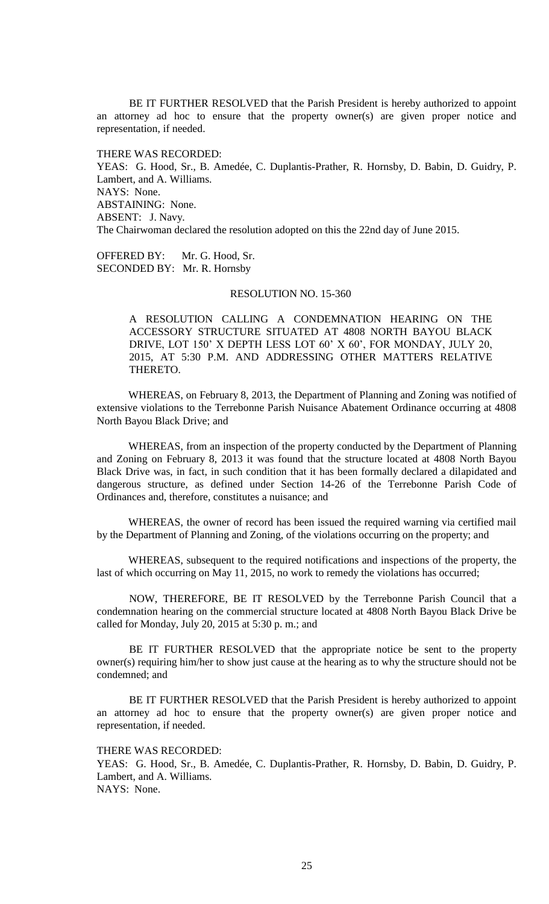BE IT FURTHER RESOLVED that the Parish President is hereby authorized to appoint an attorney ad hoc to ensure that the property owner(s) are given proper notice and representation, if needed.

THERE WAS RECORDED:
YEAS: G. Hood, Sr., B. Amedée, C. Duplantis-Prather, R. Hornsby, D. Babin, D. Guidry, P. Lambert, and A. Williams.
NAYS: None.
ABSTAINING: None.
ABSENT: J. Navy.
The Chairwoman declared the resolution adopted on this the 22nd day of June 2015.

OFFERED BY: Mr. G. Hood, Sr.
SECONDED BY: Mr. R. Hornsby

RESOLUTION NO. 15-360

A RESOLUTION CALLING A CONDEMNATION HEARING ON THE ACCESSORY STRUCTURE SITUATED AT 4808 NORTH BAYOU BLACK DRIVE, LOT 150' X DEPTH LESS LOT 60' X 60', FOR MONDAY, JULY 20, 2015, AT 5:30 P.M. AND ADDRESSING OTHER MATTERS RELATIVE THERETO.

WHEREAS, on February 8, 2013, the Department of Planning and Zoning was notified of extensive violations to the Terrebonne Parish Nuisance Abatement Ordinance occurring at 4808 North Bayou Black Drive; and

WHEREAS, from an inspection of the property conducted by the Department of Planning and Zoning on February 8, 2013 it was found that the structure located at 4808 North Bayou Black Drive was, in fact, in such condition that it has been formally declared a dilapidated and dangerous structure, as defined under Section 14-26 of the Terrebonne Parish Code of Ordinances and, therefore, constitutes a nuisance; and

WHEREAS, the owner of record has been issued the required warning via certified mail by the Department of Planning and Zoning, of the violations occurring on the property; and

WHEREAS, subsequent to the required notifications and inspections of the property, the last of which occurring on May 11, 2015, no work to remedy the violations has occurred;

NOW, THEREFORE, BE IT RESOLVED by the Terrebonne Parish Council that a condemnation hearing on the commercial structure located at 4808 North Bayou Black Drive be called for Monday, July 20, 2015 at 5:30 p. m.; and

BE IT FURTHER RESOLVED that the appropriate notice be sent to the property owner(s) requiring him/her to show just cause at the hearing as to why the structure should not be condemned; and

BE IT FURTHER RESOLVED that the Parish President is hereby authorized to appoint an attorney ad hoc to ensure that the property owner(s) are given proper notice and representation, if needed.

THERE WAS RECORDED:
YEAS: G. Hood, Sr., B. Amedée, C. Duplantis-Prather, R. Hornsby, D. Babin, D. Guidry, P. Lambert, and A. Williams.
NAYS: None.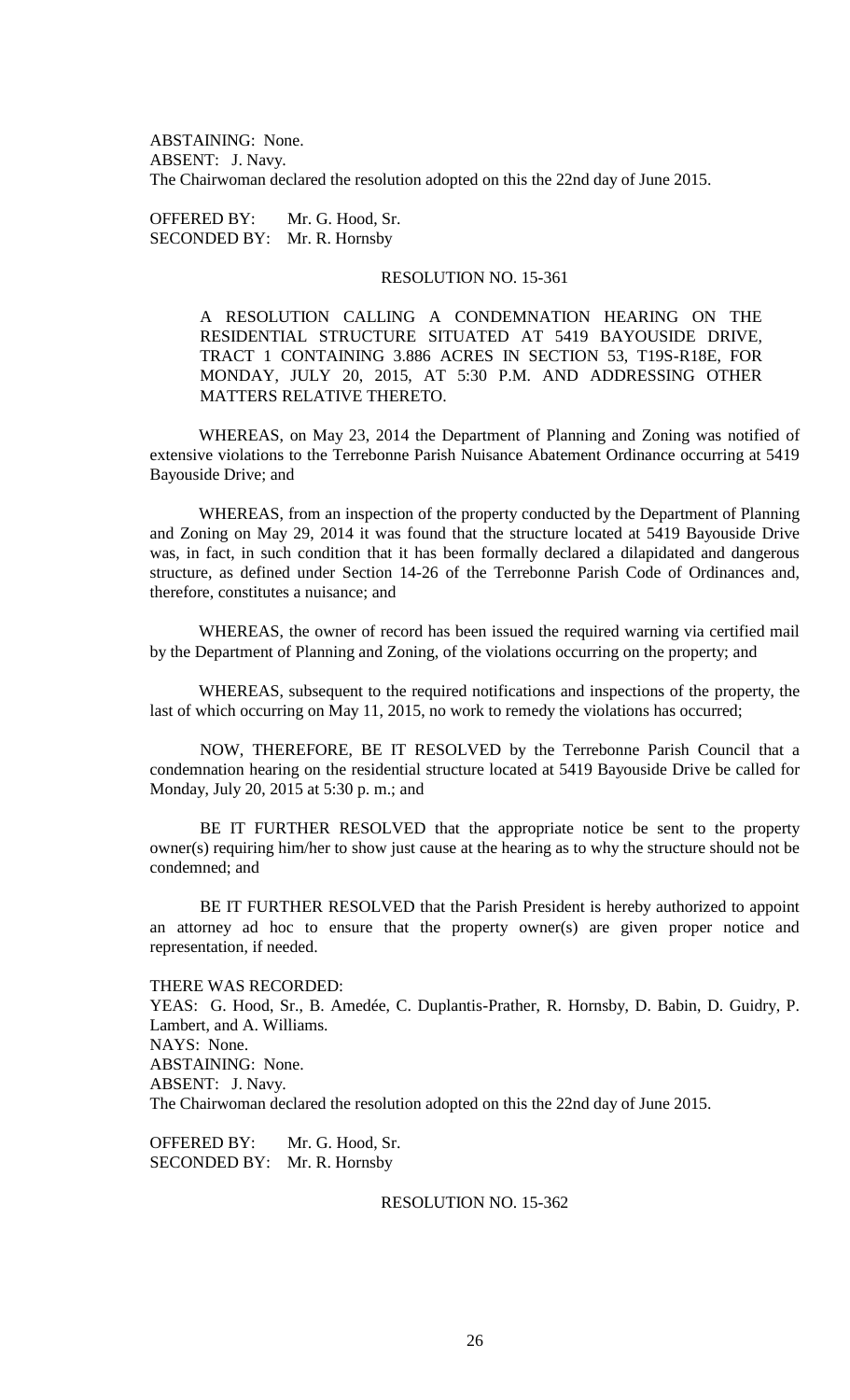ABSTAINING: None.
ABSENT: J. Navy.
The Chairwoman declared the resolution adopted on this the 22nd day of June 2015.

OFFERED BY: Mr. G. Hood, Sr.
SECONDED BY: Mr. R. Hornsby

RESOLUTION NO. 15-361

A RESOLUTION CALLING A CONDEMNATION HEARING ON THE RESIDENTIAL STRUCTURE SITUATED AT 5419 BAYOUSIDE DRIVE, TRACT 1 CONTAINING 3.886 ACRES IN SECTION 53, T19S-R18E, FOR MONDAY, JULY 20, 2015, AT 5:30 P.M. AND ADDRESSING OTHER MATTERS RELATIVE THERETO.

WHEREAS, on May 23, 2014 the Department of Planning and Zoning was notified of extensive violations to the Terrebonne Parish Nuisance Abatement Ordinance occurring at 5419 Bayouside Drive; and

WHEREAS, from an inspection of the property conducted by the Department of Planning and Zoning on May 29, 2014 it was found that the structure located at 5419 Bayouside Drive was, in fact, in such condition that it has been formally declared a dilapidated and dangerous structure, as defined under Section 14-26 of the Terrebonne Parish Code of Ordinances and, therefore, constitutes a nuisance; and

WHEREAS, the owner of record has been issued the required warning via certified mail by the Department of Planning and Zoning, of the violations occurring on the property; and

WHEREAS, subsequent to the required notifications and inspections of the property, the last of which occurring on May 11, 2015, no work to remedy the violations has occurred;

NOW, THEREFORE, BE IT RESOLVED by the Terrebonne Parish Council that a condemnation hearing on the residential structure located at 5419 Bayouside Drive be called for Monday, July 20, 2015 at 5:30 p. m.; and

BE IT FURTHER RESOLVED that the appropriate notice be sent to the property owner(s) requiring him/her to show just cause at the hearing as to why the structure should not be condemned; and

BE IT FURTHER RESOLVED that the Parish President is hereby authorized to appoint an attorney ad hoc to ensure that the property owner(s) are given proper notice and representation, if needed.

THERE WAS RECORDED:
YEAS: G. Hood, Sr., B. Amedée, C. Duplantis-Prather, R. Hornsby, D. Babin, D. Guidry, P. Lambert, and A. Williams.
NAYS: None.
ABSTAINING: None.
ABSENT: J. Navy.
The Chairwoman declared the resolution adopted on this the 22nd day of June 2015.

OFFERED BY: Mr. G. Hood, Sr.
SECONDED BY: Mr. R. Hornsby

RESOLUTION NO. 15-362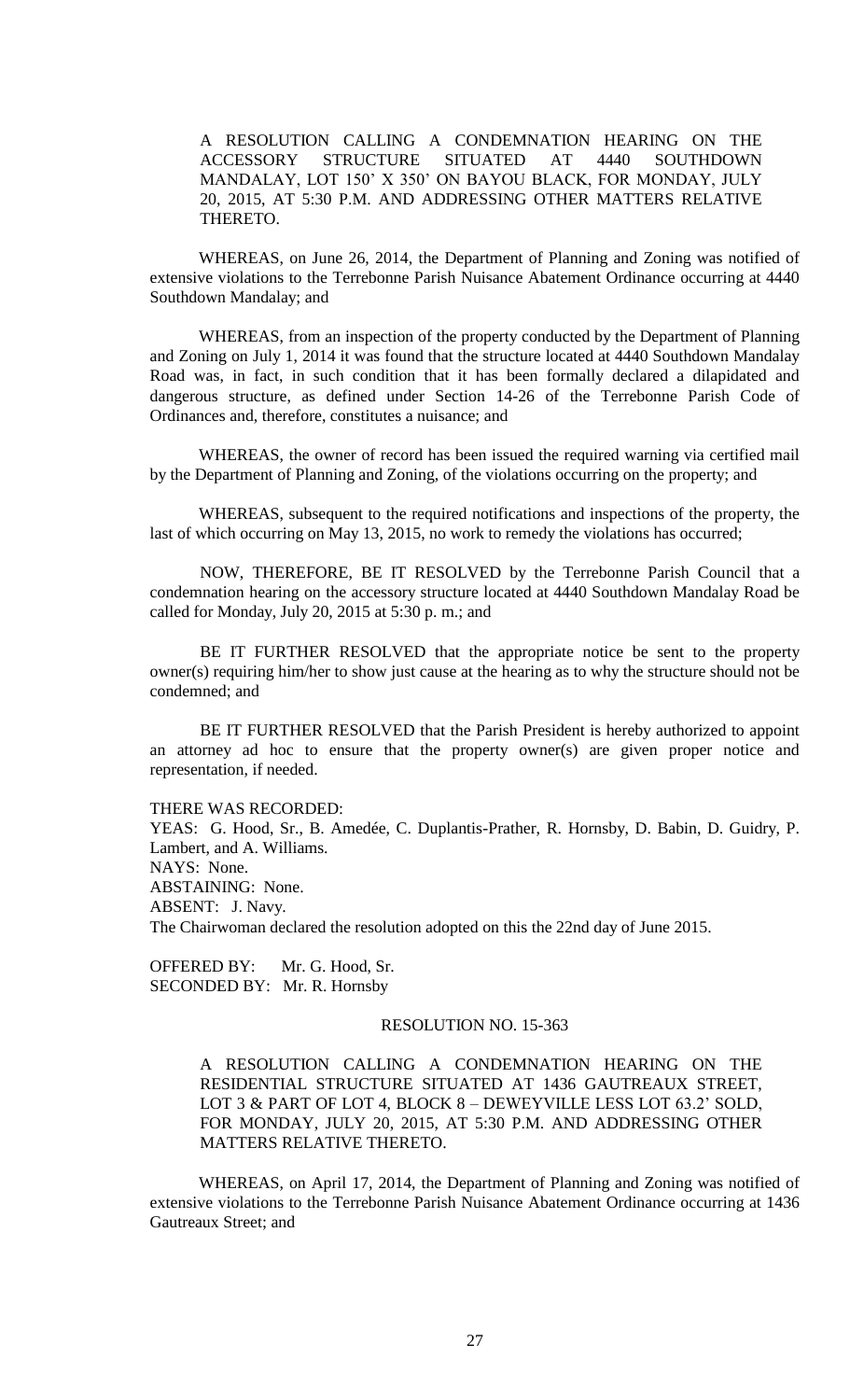A RESOLUTION CALLING A CONDEMNATION HEARING ON THE ACCESSORY STRUCTURE SITUATED AT 4440 SOUTHDOWN MANDALAY, LOT 150' X 350' ON BAYOU BLACK, FOR MONDAY, JULY 20, 2015, AT 5:30 P.M. AND ADDRESSING OTHER MATTERS RELATIVE THERETO.

WHEREAS, on June 26, 2014, the Department of Planning and Zoning was notified of extensive violations to the Terrebonne Parish Nuisance Abatement Ordinance occurring at 4440 Southdown Mandalay; and

WHEREAS, from an inspection of the property conducted by the Department of Planning and Zoning on July 1, 2014 it was found that the structure located at 4440 Southdown Mandalay Road was, in fact, in such condition that it has been formally declared a dilapidated and dangerous structure, as defined under Section 14-26 of the Terrebonne Parish Code of Ordinances and, therefore, constitutes a nuisance; and

WHEREAS, the owner of record has been issued the required warning via certified mail by the Department of Planning and Zoning, of the violations occurring on the property; and

WHEREAS, subsequent to the required notifications and inspections of the property, the last of which occurring on May 13, 2015, no work to remedy the violations has occurred;

NOW, THEREFORE, BE IT RESOLVED by the Terrebonne Parish Council that a condemnation hearing on the accessory structure located at 4440 Southdown Mandalay Road be called for Monday, July 20, 2015 at 5:30 p. m.; and

BE IT FURTHER RESOLVED that the appropriate notice be sent to the property owner(s) requiring him/her to show just cause at the hearing as to why the structure should not be condemned; and

BE IT FURTHER RESOLVED that the Parish President is hereby authorized to appoint an attorney ad hoc to ensure that the property owner(s) are given proper notice and representation, if needed.

THERE WAS RECORDED:
YEAS: G. Hood, Sr., B. Amedée, C. Duplantis-Prather, R. Hornsby, D. Babin, D. Guidry, P. Lambert, and A. Williams.
NAYS: None.
ABSTAINING: None.
ABSENT: J. Navy.
The Chairwoman declared the resolution adopted on this the 22nd day of June 2015.

OFFERED BY: Mr. G. Hood, Sr.
SECONDED BY: Mr. R. Hornsby

RESOLUTION NO. 15-363

A RESOLUTION CALLING A CONDEMNATION HEARING ON THE RESIDENTIAL STRUCTURE SITUATED AT 1436 GAUTREAUX STREET, LOT 3 & PART OF LOT 4, BLOCK 8 – DEWEYVILLE LESS LOT 63.2' SOLD, FOR MONDAY, JULY 20, 2015, AT 5:30 P.M. AND ADDRESSING OTHER MATTERS RELATIVE THERETO.

WHEREAS, on April 17, 2014, the Department of Planning and Zoning was notified of extensive violations to the Terrebonne Parish Nuisance Abatement Ordinance occurring at 1436 Gautreaux Street; and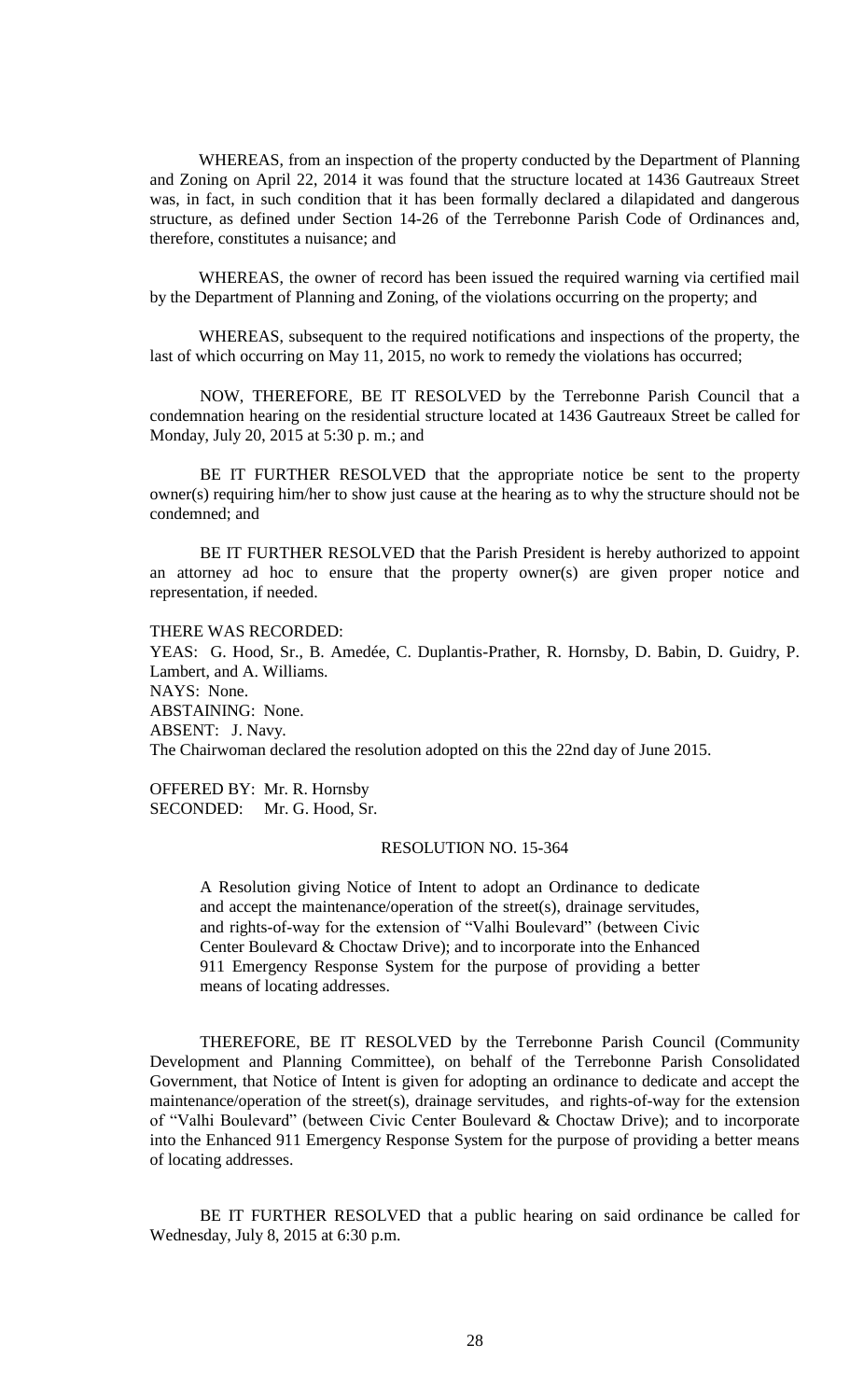WHEREAS, from an inspection of the property conducted by the Department of Planning and Zoning on April 22, 2014 it was found that the structure located at 1436 Gautreaux Street was, in fact, in such condition that it has been formally declared a dilapidated and dangerous structure, as defined under Section 14-26 of the Terrebonne Parish Code of Ordinances and, therefore, constitutes a nuisance; and

WHEREAS, the owner of record has been issued the required warning via certified mail by the Department of Planning and Zoning, of the violations occurring on the property; and

WHEREAS, subsequent to the required notifications and inspections of the property, the last of which occurring on May 11, 2015, no work to remedy the violations has occurred;

NOW, THEREFORE, BE IT RESOLVED by the Terrebonne Parish Council that a condemnation hearing on the residential structure located at 1436 Gautreaux Street be called for Monday, July 20, 2015 at 5:30 p. m.; and

BE IT FURTHER RESOLVED that the appropriate notice be sent to the property owner(s) requiring him/her to show just cause at the hearing as to why the structure should not be condemned; and

BE IT FURTHER RESOLVED that the Parish President is hereby authorized to appoint an attorney ad hoc to ensure that the property owner(s) are given proper notice and representation, if needed.

THERE WAS RECORDED:
YEAS: G. Hood, Sr., B. Amedée, C. Duplantis-Prather, R. Hornsby, D. Babin, D. Guidry, P. Lambert, and A. Williams.
NAYS: None.
ABSTAINING: None.
ABSENT: J. Navy.
The Chairwoman declared the resolution adopted on this the 22nd day of June 2015.

OFFERED BY: Mr. R. Hornsby
SECONDED: Mr. G. Hood, Sr.

RESOLUTION NO. 15-364

A Resolution giving Notice of Intent to adopt an Ordinance to dedicate and accept the maintenance/operation of the street(s), drainage servitudes, and rights-of-way for the extension of "Valhi Boulevard" (between Civic Center Boulevard & Choctaw Drive); and to incorporate into the Enhanced 911 Emergency Response System for the purpose of providing a better means of locating addresses.

THEREFORE, BE IT RESOLVED by the Terrebonne Parish Council (Community Development and Planning Committee), on behalf of the Terrebonne Parish Consolidated Government, that Notice of Intent is given for adopting an ordinance to dedicate and accept the maintenance/operation of the street(s), drainage servitudes, and rights-of-way for the extension of "Valhi Boulevard" (between Civic Center Boulevard & Choctaw Drive); and to incorporate into the Enhanced 911 Emergency Response System for the purpose of providing a better means of locating addresses.

BE IT FURTHER RESOLVED that a public hearing on said ordinance be called for Wednesday, July 8, 2015 at 6:30 p.m.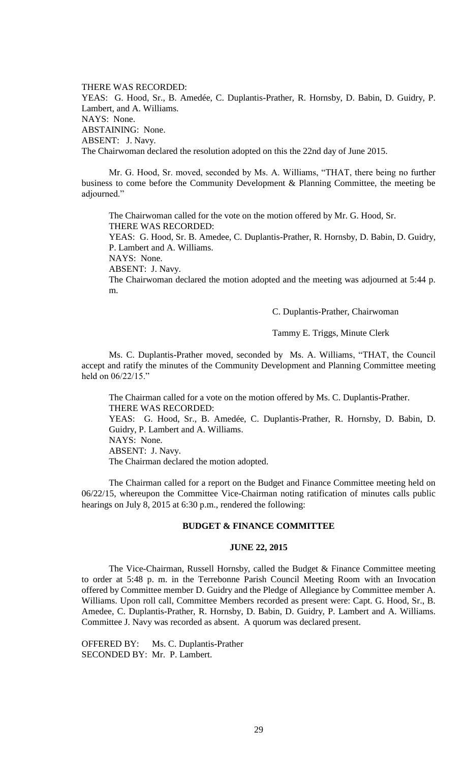THERE WAS RECORDED:
YEAS: G. Hood, Sr., B. Amedée, C. Duplantis-Prather, R. Hornsby, D. Babin, D. Guidry, P. Lambert, and A. Williams.
NAYS: None.
ABSTAINING: None.
ABSENT: J. Navy.
The Chairwoman declared the resolution adopted on this the 22nd day of June 2015.

Mr. G. Hood, Sr. moved, seconded by Ms. A. Williams, "THAT, there being no further business to come before the Community Development & Planning Committee, the meeting be adjourned."

The Chairwoman called for the vote on the motion offered by Mr. G. Hood, Sr.
THERE WAS RECORDED:
YEAS: G. Hood, Sr. B. Amedee, C. Duplantis-Prather, R. Hornsby, D. Babin, D. Guidry, P. Lambert and A. Williams.
NAYS: None.
ABSENT: J. Navy.
The Chairwoman declared the motion adopted and the meeting was adjourned at 5:44 p. m.

C. Duplantis-Prather, Chairwoman

Tammy E. Triggs, Minute Clerk

Ms. C. Duplantis-Prather moved, seconded by Ms. A. Williams, "THAT, the Council accept and ratify the minutes of the Community Development and Planning Committee meeting held on 06/22/15."

The Chairman called for a vote on the motion offered by Ms. C. Duplantis-Prather.
THERE WAS RECORDED:
YEAS: G. Hood, Sr., B. Amedée, C. Duplantis-Prather, R. Hornsby, D. Babin, D. Guidry, P. Lambert and A. Williams.
NAYS: None.
ABSENT: J. Navy.
The Chairman declared the motion adopted.

The Chairman called for a report on the Budget and Finance Committee meeting held on 06/22/15, whereupon the Committee Vice-Chairman noting ratification of minutes calls public hearings on July 8, 2015 at 6:30 p.m., rendered the following:

**BUDGET & FINANCE COMMITTEE**

**JUNE 22, 2015**

The Vice-Chairman, Russell Hornsby, called the Budget & Finance Committee meeting to order at 5:48 p. m. in the Terrebonne Parish Council Meeting Room with an Invocation offered by Committee member D. Guidry and the Pledge of Allegiance by Committee member A. Williams. Upon roll call, Committee Members recorded as present were: Capt. G. Hood, Sr., B. Amedee, C. Duplantis-Prather, R. Hornsby, D. Babin, D. Guidry, P. Lambert and A. Williams. Committee J. Navy was recorded as absent. A quorum was declared present.

OFFERED BY: Ms. C. Duplantis-Prather
SECONDED BY: Mr. P. Lambert.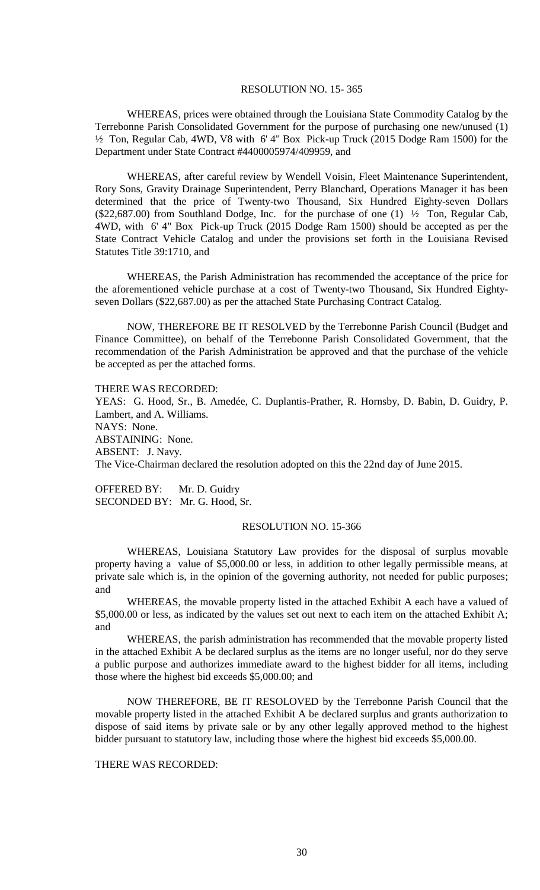RESOLUTION NO. 15- 365

WHEREAS, prices were obtained through the Louisiana State Commodity Catalog by the Terrebonne Parish Consolidated Government for the purpose of purchasing one new/unused (1) ½ Ton, Regular Cab, 4WD, V8 with 6' 4" Box Pick-up Truck (2015 Dodge Ram 1500) for the Department under State Contract #4400005974/409959, and

WHEREAS, after careful review by Wendell Voisin, Fleet Maintenance Superintendent, Rory Sons, Gravity Drainage Superintendent, Perry Blanchard, Operations Manager it has been determined that the price of Twenty-two Thousand, Six Hundred Eighty-seven Dollars ($22,687.00) from Southland Dodge, Inc. for the purchase of one (1) ½ Ton, Regular Cab, 4WD, with 6' 4" Box Pick-up Truck (2015 Dodge Ram 1500) should be accepted as per the State Contract Vehicle Catalog and under the provisions set forth in the Louisiana Revised Statutes Title 39:1710, and

WHEREAS, the Parish Administration has recommended the acceptance of the price for the aforementioned vehicle purchase at a cost of Twenty-two Thousand, Six Hundred Eighty-seven Dollars ($22,687.00) as per the attached State Purchasing Contract Catalog.

NOW, THEREFORE BE IT RESOLVED by the Terrebonne Parish Council (Budget and Finance Committee), on behalf of the Terrebonne Parish Consolidated Government, that the recommendation of the Parish Administration be approved and that the purchase of the vehicle be accepted as per the attached forms.

THERE WAS RECORDED:
YEAS: G. Hood, Sr., B. Amedée, C. Duplantis-Prather, R. Hornsby, D. Babin, D. Guidry, P. Lambert, and A. Williams.
NAYS: None.
ABSTAINING: None.
ABSENT: J. Navy.
The Vice-Chairman declared the resolution adopted on this the 22nd day of June 2015.

OFFERED BY: Mr. D. Guidry
SECONDED BY: Mr. G. Hood, Sr.

RESOLUTION NO. 15-366

WHEREAS, Louisiana Statutory Law provides for the disposal of surplus movable property having a value of $5,000.00 or less, in addition to other legally permissible means, at private sale which is, in the opinion of the governing authority, not needed for public purposes; and

WHEREAS, the movable property listed in the attached Exhibit A each have a valued of $5,000.00 or less, as indicated by the values set out next to each item on the attached Exhibit A; and

WHEREAS, the parish administration has recommended that the movable property listed in the attached Exhibit A be declared surplus as the items are no longer useful, nor do they serve a public purpose and authorizes immediate award to the highest bidder for all items, including those where the highest bid exceeds $5,000.00; and

NOW THEREFORE, BE IT RESOLOVED by the Terrebonne Parish Council that the movable property listed in the attached Exhibit A be declared surplus and grants authorization to dispose of said items by private sale or by any other legally approved method to the highest bidder pursuant to statutory law, including those where the highest bid exceeds $5,000.00.

THERE WAS RECORDED: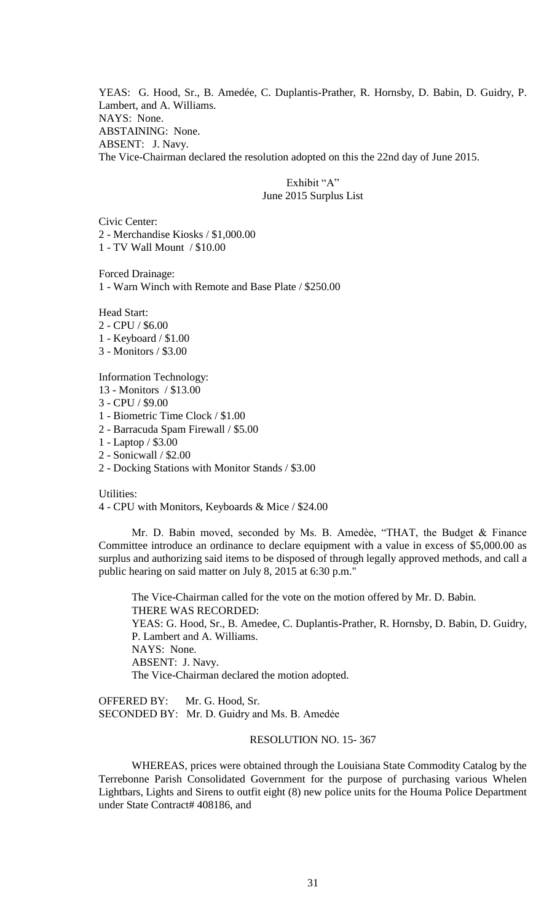YEAS: G. Hood, Sr., B. Amedée, C. Duplantis-Prather, R. Hornsby, D. Babin, D. Guidry, P. Lambert, and A. Williams.
NAYS: None.
ABSTAINING: None.
ABSENT: J. Navy.
The Vice-Chairman declared the resolution adopted on this the 22nd day of June 2015.

Exhibit "A"
June 2015 Surplus List

Civic Center:
2 - Merchandise Kiosks / $1,000.00
1 - TV Wall Mount / $10.00

Forced Drainage:
1 - Warn Winch with Remote and Base Plate / $250.00

Head Start:
2 - CPU / $6.00
1 - Keyboard / $1.00
3 - Monitors / $3.00

Information Technology:
13 - Monitors / $13.00
3 - CPU / $9.00
1 - Biometric Time Clock / $1.00
2 - Barracuda Spam Firewall / $5.00
1 - Laptop / $3.00
2 - Sonicwall / $2.00
2 - Docking Stations with Monitor Stands / $3.00

Utilities:
4 - CPU with Monitors, Keyboards & Mice / $24.00

Mr. D. Babin moved, seconded by Ms. B. Amedèe, "THAT, the Budget & Finance Committee introduce an ordinance to declare equipment with a value in excess of $5,000.00 as surplus and authorizing said items to be disposed of through legally approved methods, and call a public hearing on said matter on July 8, 2015 at 6:30 p.m."

The Vice-Chairman called for the vote on the motion offered by Mr. D. Babin.
THERE WAS RECORDED:
YEAS: G. Hood, Sr., B. Amedee, C. Duplantis-Prather, R. Hornsby, D. Babin, D. Guidry, P. Lambert and A. Williams.
NAYS: None.
ABSENT: J. Navy.
The Vice-Chairman declared the motion adopted.

OFFERED BY: Mr. G. Hood, Sr.
SECONDED BY: Mr. D. Guidry and Ms. B. Amedèe

RESOLUTION NO. 15- 367

WHEREAS, prices were obtained through the Louisiana State Commodity Catalog by the Terrebonne Parish Consolidated Government for the purpose of purchasing various Whelen Lightbars, Lights and Sirens to outfit eight (8) new police units for the Houma Police Department under State Contract# 408186, and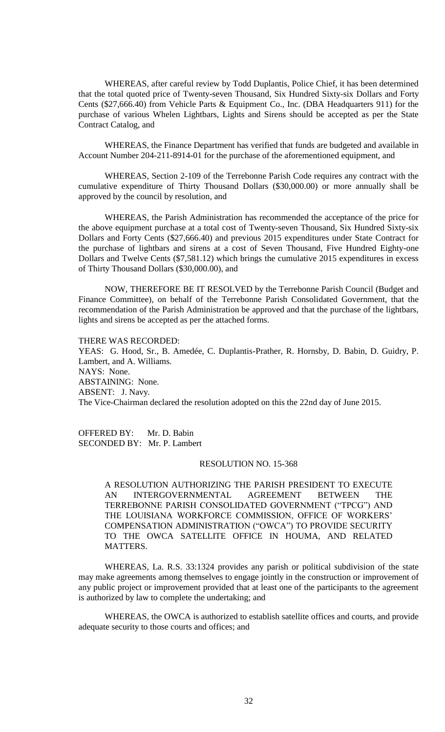WHEREAS, after careful review by Todd Duplantis, Police Chief, it has been determined that the total quoted price of Twenty-seven Thousand, Six Hundred Sixty-six Dollars and Forty Cents ($27,666.40) from Vehicle Parts & Equipment Co., Inc. (DBA Headquarters 911) for the purchase of various Whelen Lightbars, Lights and Sirens should be accepted as per the State Contract Catalog, and

WHEREAS, the Finance Department has verified that funds are budgeted and available in Account Number 204-211-8914-01 for the purchase of the aforementioned equipment, and

WHEREAS, Section 2-109 of the Terrebonne Parish Code requires any contract with the cumulative expenditure of Thirty Thousand Dollars ($30,000.00) or more annually shall be approved by the council by resolution, and

WHEREAS, the Parish Administration has recommended the acceptance of the price for the above equipment purchase at a total cost of Twenty-seven Thousand, Six Hundred Sixty-six Dollars and Forty Cents ($27,666.40) and previous 2015 expenditures under State Contract for the purchase of lightbars and sirens at a cost of Seven Thousand, Five Hundred Eighty-one Dollars and Twelve Cents ($7,581.12) which brings the cumulative 2015 expenditures in excess of Thirty Thousand Dollars ($30,000.00), and

NOW, THEREFORE BE IT RESOLVED by the Terrebonne Parish Council (Budget and Finance Committee), on behalf of the Terrebonne Parish Consolidated Government, that the recommendation of the Parish Administration be approved and that the purchase of the lightbars, lights and sirens be accepted as per the attached forms.

THERE WAS RECORDED:
YEAS: G. Hood, Sr., B. Amedée, C. Duplantis-Prather, R. Hornsby, D. Babin, D. Guidry, P. Lambert, and A. Williams.
NAYS: None.
ABSTAINING: None.
ABSENT: J. Navy.
The Vice-Chairman declared the resolution adopted on this the 22nd day of June 2015.

OFFERED BY: Mr. D. Babin
SECONDED BY: Mr. P. Lambert

RESOLUTION NO. 15-368

A RESOLUTION AUTHORIZING THE PARISH PRESIDENT TO EXECUTE AN INTERGOVERNMENTAL AGREEMENT BETWEEN THE TERREBONNE PARISH CONSOLIDATED GOVERNMENT ("TPCG") AND THE LOUISIANA WORKFORCE COMMISSION, OFFICE OF WORKERS' COMPENSATION ADMINISTRATION ("OWCA") TO PROVIDE SECURITY TO THE OWCA SATELLITE OFFICE IN HOUMA, AND RELATED MATTERS.

WHEREAS, La. R.S. 33:1324 provides any parish or political subdivision of the state may make agreements among themselves to engage jointly in the construction or improvement of any public project or improvement provided that at least one of the participants to the agreement is authorized by law to complete the undertaking; and

WHEREAS, the OWCA is authorized to establish satellite offices and courts, and provide adequate security to those courts and offices; and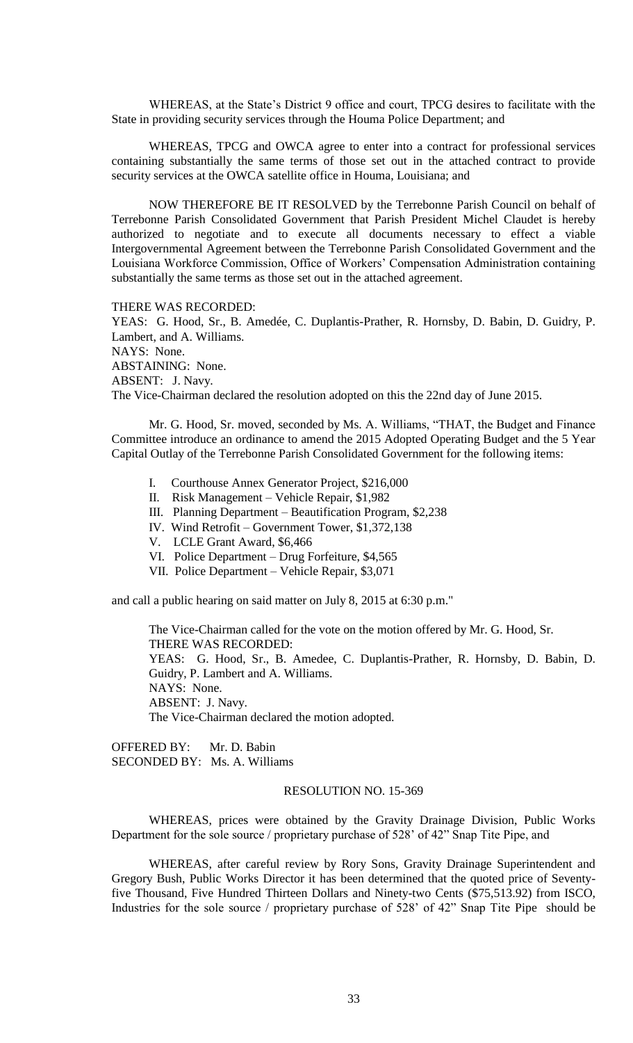WHEREAS, at the State's District 9 office and court, TPCG desires to facilitate with the State in providing security services through the Houma Police Department; and

WHEREAS, TPCG and OWCA agree to enter into a contract for professional services containing substantially the same terms of those set out in the attached contract to provide security services at the OWCA satellite office in Houma, Louisiana; and

NOW THEREFORE BE IT RESOLVED by the Terrebonne Parish Council on behalf of Terrebonne Parish Consolidated Government that Parish President Michel Claudet is hereby authorized to negotiate and to execute all documents necessary to effect a viable Intergovernmental Agreement between the Terrebonne Parish Consolidated Government and the Louisiana Workforce Commission, Office of Workers' Compensation Administration containing substantially the same terms as those set out in the attached agreement.

THERE WAS RECORDED:
YEAS: G. Hood, Sr., B. Amedée, C. Duplantis-Prather, R. Hornsby, D. Babin, D. Guidry, P. Lambert, and A. Williams.
NAYS: None.
ABSTAINING: None.
ABSENT: J. Navy.
The Vice-Chairman declared the resolution adopted on this the 22nd day of June 2015.

Mr. G. Hood, Sr. moved, seconded by Ms. A. Williams, "THAT, the Budget and Finance Committee introduce an ordinance to amend the 2015 Adopted Operating Budget and the 5 Year Capital Outlay of the Terrebonne Parish Consolidated Government for the following items:

- I. Courthouse Annex Generator Project, $216,000
- II. Risk Management – Vehicle Repair, $1,982
- III. Planning Department – Beautification Program, $2,238
- IV. Wind Retrofit – Government Tower, $1,372,138
- V. LCLE Grant Award, $6,466
- VI. Police Department – Drug Forfeiture, $4,565
- VII. Police Department – Vehicle Repair, $3,071

and call a public hearing on said matter on July 8, 2015 at 6:30 p.m."

The Vice-Chairman called for the vote on the motion offered by Mr. G. Hood, Sr.
THERE WAS RECORDED:
YEAS: G. Hood, Sr., B. Amedee, C. Duplantis-Prather, R. Hornsby, D. Babin, D. Guidry, P. Lambert and A. Williams.
NAYS: None.
ABSENT: J. Navy.
The Vice-Chairman declared the motion adopted.

OFFERED BY: Mr. D. Babin
SECONDED BY: Ms. A. Williams

RESOLUTION NO. 15-369

WHEREAS, prices were obtained by the Gravity Drainage Division, Public Works Department for the sole source / proprietary purchase of 528' of 42" Snap Tite Pipe, and

WHEREAS, after careful review by Rory Sons, Gravity Drainage Superintendent and Gregory Bush, Public Works Director it has been determined that the quoted price of Seventy-five Thousand, Five Hundred Thirteen Dollars and Ninety-two Cents ($75,513.92) from ISCO, Industries for the sole source / proprietary purchase of 528' of 42" Snap Tite Pipe should be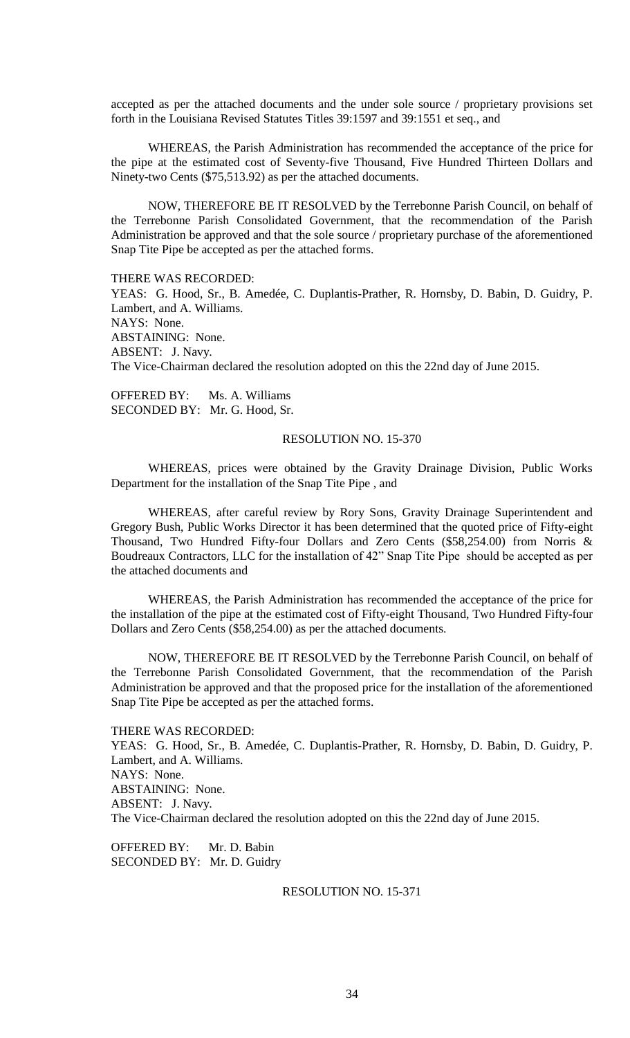accepted as per the attached documents and the under sole source / proprietary provisions set forth in the Louisiana Revised Statutes Titles 39:1597 and 39:1551 et seq., and

WHEREAS, the Parish Administration has recommended the acceptance of the price for the pipe at the estimated cost of Seventy-five Thousand, Five Hundred Thirteen Dollars and Ninety-two Cents ($75,513.92) as per the attached documents.

NOW, THEREFORE BE IT RESOLVED by the Terrebonne Parish Council, on behalf of the Terrebonne Parish Consolidated Government, that the recommendation of the Parish Administration be approved and that the sole source / proprietary purchase of the aforementioned Snap Tite Pipe be accepted as per the attached forms.

THERE WAS RECORDED:
YEAS: G. Hood, Sr., B. Amedée, C. Duplantis-Prather, R. Hornsby, D. Babin, D. Guidry, P. Lambert, and A. Williams.
NAYS: None.
ABSTAINING: None.
ABSENT: J. Navy.
The Vice-Chairman declared the resolution adopted on this the 22nd day of June 2015.

OFFERED BY: Ms. A. Williams
SECONDED BY: Mr. G. Hood, Sr.

RESOLUTION NO. 15-370

WHEREAS, prices were obtained by the Gravity Drainage Division, Public Works Department for the installation of the Snap Tite Pipe , and

WHEREAS, after careful review by Rory Sons, Gravity Drainage Superintendent and Gregory Bush, Public Works Director it has been determined that the quoted price of Fifty-eight Thousand, Two Hundred Fifty-four Dollars and Zero Cents ($58,254.00) from Norris & Boudreaux Contractors, LLC for the installation of 42" Snap Tite Pipe should be accepted as per the attached documents and

WHEREAS, the Parish Administration has recommended the acceptance of the price for the installation of the pipe at the estimated cost of Fifty-eight Thousand, Two Hundred Fifty-four Dollars and Zero Cents ($58,254.00) as per the attached documents.

NOW, THEREFORE BE IT RESOLVED by the Terrebonne Parish Council, on behalf of the Terrebonne Parish Consolidated Government, that the recommendation of the Parish Administration be approved and that the proposed price for the installation of the aforementioned Snap Tite Pipe be accepted as per the attached forms.

THERE WAS RECORDED:
YEAS: G. Hood, Sr., B. Amedée, C. Duplantis-Prather, R. Hornsby, D. Babin, D. Guidry, P. Lambert, and A. Williams.
NAYS: None.
ABSTAINING: None.
ABSENT: J. Navy.
The Vice-Chairman declared the resolution adopted on this the 22nd day of June 2015.

OFFERED BY: Mr. D. Babin
SECONDED BY: Mr. D. Guidry

RESOLUTION NO. 15-371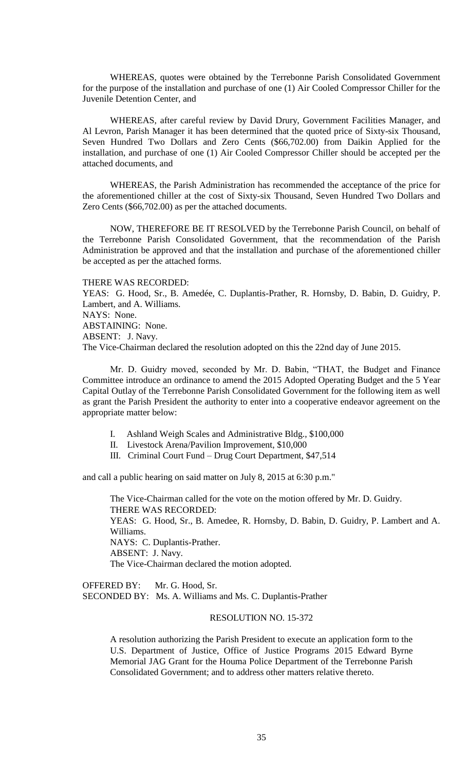WHEREAS, quotes were obtained by the Terrebonne Parish Consolidated Government for the purpose of the installation and purchase of one (1) Air Cooled Compressor Chiller for the Juvenile Detention Center, and

WHEREAS, after careful review by David Drury, Government Facilities Manager, and Al Levron, Parish Manager it has been determined that the quoted price of Sixty-six Thousand, Seven Hundred Two Dollars and Zero Cents ($66,702.00) from Daikin Applied for the installation, and purchase of one (1) Air Cooled Compressor Chiller should be accepted per the attached documents, and

WHEREAS, the Parish Administration has recommended the acceptance of the price for the aforementioned chiller at the cost of Sixty-six Thousand, Seven Hundred Two Dollars and Zero Cents ($66,702.00) as per the attached documents.

NOW, THEREFORE BE IT RESOLVED by the Terrebonne Parish Council, on behalf of the Terrebonne Parish Consolidated Government, that the recommendation of the Parish Administration be approved and that the installation and purchase of the aforementioned chiller be accepted as per the attached forms.

THERE WAS RECORDED:
YEAS: G. Hood, Sr., B. Amedée, C. Duplantis-Prather, R. Hornsby, D. Babin, D. Guidry, P. Lambert, and A. Williams.
NAYS: None.
ABSTAINING: None.
ABSENT: J. Navy.
The Vice-Chairman declared the resolution adopted on this the 22nd day of June 2015.

Mr. D. Guidry moved, seconded by Mr. D. Babin, "THAT, the Budget and Finance Committee introduce an ordinance to amend the 2015 Adopted Operating Budget and the 5 Year Capital Outlay of the Terrebonne Parish Consolidated Government for the following item as well as grant the Parish President the authority to enter into a cooperative endeavor agreement on the appropriate matter below:

I. Ashland Weigh Scales and Administrative Bldg., $100,000
II. Livestock Arena/Pavilion Improvement, $10,000
III. Criminal Court Fund – Drug Court Department, $47,514

and call a public hearing on said matter on July 8, 2015 at 6:30 p.m."

The Vice-Chairman called for the vote on the motion offered by Mr. D. Guidry.
THERE WAS RECORDED:
YEAS: G. Hood, Sr., B. Amedee, R. Hornsby, D. Babin, D. Guidry, P. Lambert and A. Williams.
NAYS: C. Duplantis-Prather.
ABSENT: J. Navy.
The Vice-Chairman declared the motion adopted.

OFFERED BY: Mr. G. Hood, Sr.
SECONDED BY: Ms. A. Williams and Ms. C. Duplantis-Prather

RESOLUTION NO. 15-372

A resolution authorizing the Parish President to execute an application form to the U.S. Department of Justice, Office of Justice Programs 2015 Edward Byrne Memorial JAG Grant for the Houma Police Department of the Terrebonne Parish Consolidated Government; and to address other matters relative thereto.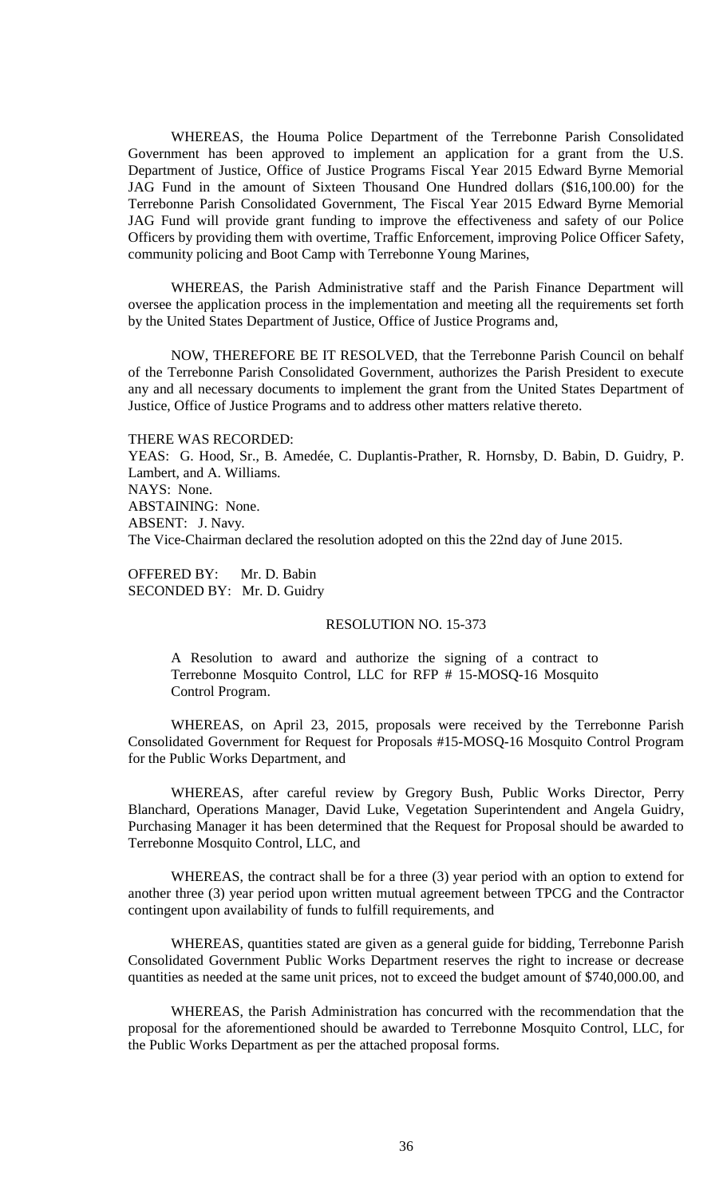WHEREAS, the Houma Police Department of the Terrebonne Parish Consolidated Government has been approved to implement an application for a grant from the U.S. Department of Justice, Office of Justice Programs Fiscal Year 2015 Edward Byrne Memorial JAG Fund in the amount of Sixteen Thousand One Hundred dollars ($16,100.00) for the Terrebonne Parish Consolidated Government, The Fiscal Year 2015 Edward Byrne Memorial JAG Fund will provide grant funding to improve the effectiveness and safety of our Police Officers by providing them with overtime, Traffic Enforcement, improving Police Officer Safety, community policing and Boot Camp with Terrebonne Young Marines,

WHEREAS, the Parish Administrative staff and the Parish Finance Department will oversee the application process in the implementation and meeting all the requirements set forth by the United States Department of Justice, Office of Justice Programs and,

NOW, THEREFORE BE IT RESOLVED, that the Terrebonne Parish Council on behalf of the Terrebonne Parish Consolidated Government, authorizes the Parish President to execute any and all necessary documents to implement the grant from the United States Department of Justice, Office of Justice Programs and to address other matters relative thereto.

THERE WAS RECORDED:
YEAS: G. Hood, Sr., B. Amedée, C. Duplantis-Prather, R. Hornsby, D. Babin, D. Guidry, P. Lambert, and A. Williams.
NAYS: None.
ABSTAINING: None.
ABSENT: J. Navy.
The Vice-Chairman declared the resolution adopted on this the 22nd day of June 2015.

OFFERED BY: Mr. D. Babin
SECONDED BY: Mr. D. Guidry

RESOLUTION NO. 15-373

A Resolution to award and authorize the signing of a contract to Terrebonne Mosquito Control, LLC for RFP # 15-MOSQ-16 Mosquito Control Program.

WHEREAS, on April 23, 2015, proposals were received by the Terrebonne Parish Consolidated Government for Request for Proposals #15-MOSQ-16 Mosquito Control Program for the Public Works Department, and

WHEREAS, after careful review by Gregory Bush, Public Works Director, Perry Blanchard, Operations Manager, David Luke, Vegetation Superintendent and Angela Guidry, Purchasing Manager it has been determined that the Request for Proposal should be awarded to Terrebonne Mosquito Control, LLC, and

WHEREAS, the contract shall be for a three (3) year period with an option to extend for another three (3) year period upon written mutual agreement between TPCG and the Contractor contingent upon availability of funds to fulfill requirements, and

WHEREAS, quantities stated are given as a general guide for bidding, Terrebonne Parish Consolidated Government Public Works Department reserves the right to increase or decrease quantities as needed at the same unit prices, not to exceed the budget amount of $740,000.00, and

WHEREAS, the Parish Administration has concurred with the recommendation that the proposal for the aforementioned should be awarded to Terrebonne Mosquito Control, LLC, for the Public Works Department as per the attached proposal forms.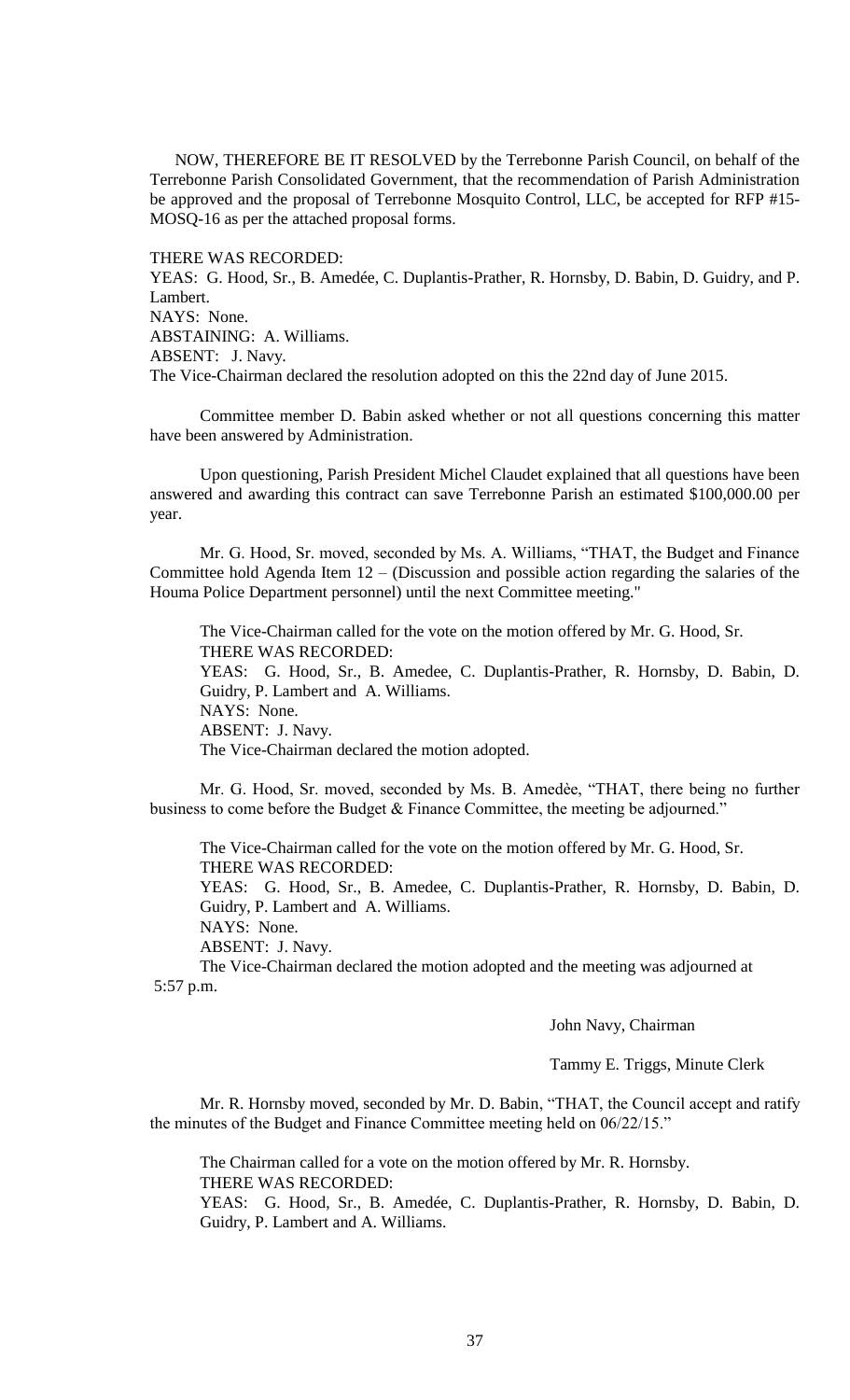NOW, THEREFORE BE IT RESOLVED by the Terrebonne Parish Council, on behalf of the Terrebonne Parish Consolidated Government, that the recommendation of Parish Administration be approved and the proposal of Terrebonne Mosquito Control, LLC, be accepted for RFP #15-MOSQ-16 as per the attached proposal forms.

THERE WAS RECORDED:
YEAS: G. Hood, Sr., B. Amedée, C. Duplantis-Prather, R. Hornsby, D. Babin, D. Guidry, and P. Lambert.
NAYS: None.
ABSTAINING: A. Williams.
ABSENT: J. Navy.
The Vice-Chairman declared the resolution adopted on this the 22nd day of June 2015.

Committee member D. Babin asked whether or not all questions concerning this matter have been answered by Administration.

Upon questioning, Parish President Michel Claudet explained that all questions have been answered and awarding this contract can save Terrebonne Parish an estimated $100,000.00 per year.

Mr. G. Hood, Sr. moved, seconded by Ms. A. Williams, "THAT, the Budget and Finance Committee hold Agenda Item 12 – (Discussion and possible action regarding the salaries of the Houma Police Department personnel) until the next Committee meeting."

The Vice-Chairman called for the vote on the motion offered by Mr. G. Hood, Sr.
THERE WAS RECORDED:
YEAS: G. Hood, Sr., B. Amedee, C. Duplantis-Prather, R. Hornsby, D. Babin, D. Guidry, P. Lambert and A. Williams.
NAYS: None.
ABSENT: J. Navy.
The Vice-Chairman declared the motion adopted.

Mr. G. Hood, Sr. moved, seconded by Ms. B. Amedèe, "THAT, there being no further business to come before the Budget & Finance Committee, the meeting be adjourned."

The Vice-Chairman called for the vote on the motion offered by Mr. G. Hood, Sr.
THERE WAS RECORDED:
YEAS: G. Hood, Sr., B. Amedee, C. Duplantis-Prather, R. Hornsby, D. Babin, D. Guidry, P. Lambert and A. Williams.
NAYS: None.
ABSENT: J. Navy.
The Vice-Chairman declared the motion adopted and the meeting was adjourned at 5:57 p.m.

John Navy, Chairman

Tammy E. Triggs, Minute Clerk

Mr. R. Hornsby moved, seconded by Mr. D. Babin, "THAT, the Council accept and ratify the minutes of the Budget and Finance Committee meeting held on 06/22/15."

The Chairman called for a vote on the motion offered by Mr. R. Hornsby.
THERE WAS RECORDED:
YEAS: G. Hood, Sr., B. Amedée, C. Duplantis-Prather, R. Hornsby, D. Babin, D. Guidry, P. Lambert and A. Williams.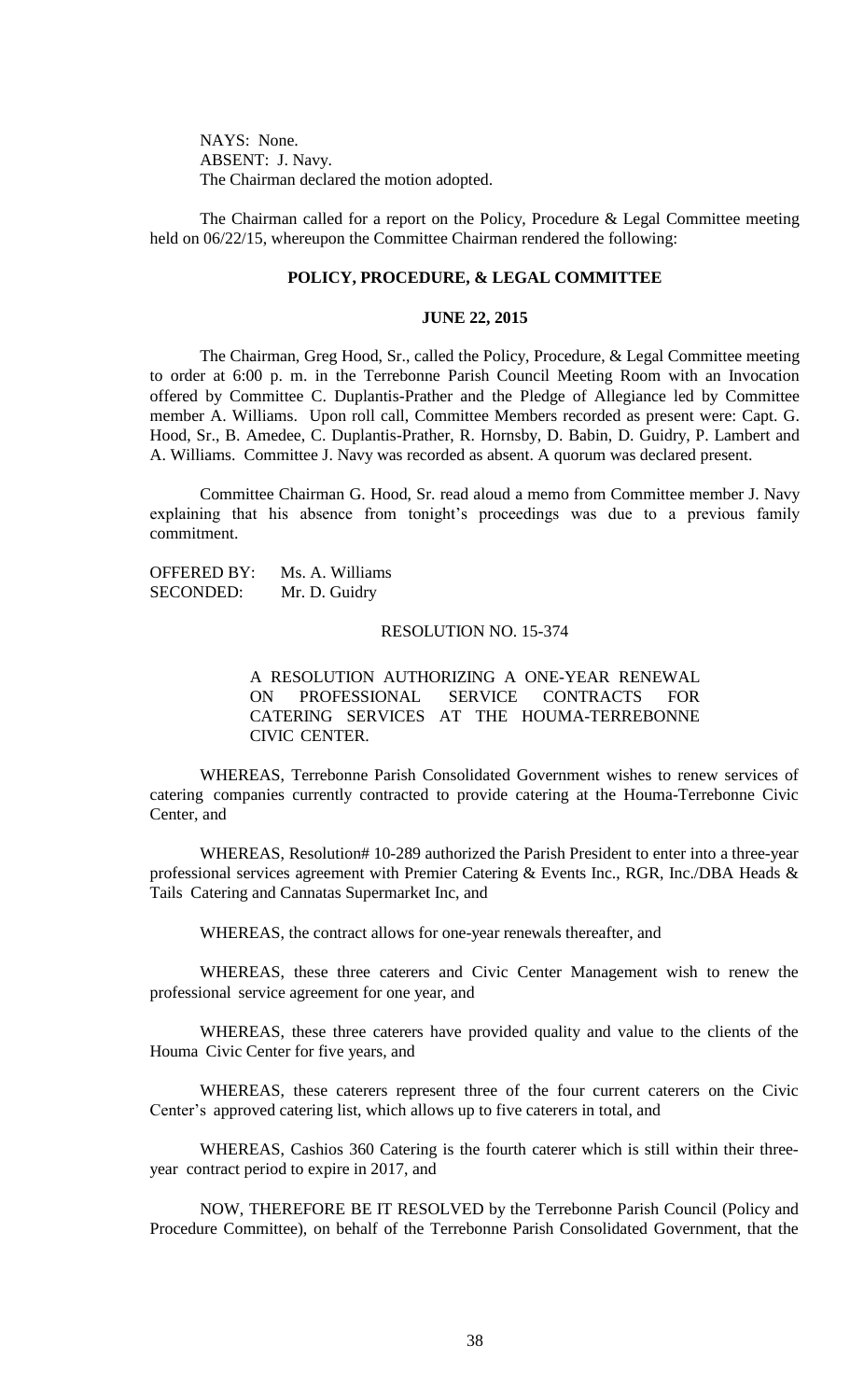NAYS: None.
ABSENT: J. Navy.
The Chairman declared the motion adopted.

The Chairman called for a report on the Policy, Procedure & Legal Committee meeting held on 06/22/15, whereupon the Committee Chairman rendered the following:

**POLICY, PROCEDURE, & LEGAL COMMITTEE**

**JUNE 22, 2015**

The Chairman, Greg Hood, Sr., called the Policy, Procedure, & Legal Committee meeting to order at 6:00 p. m. in the Terrebonne Parish Council Meeting Room with an Invocation offered by Committee C. Duplantis-Prather and the Pledge of Allegiance led by Committee member A. Williams. Upon roll call, Committee Members recorded as present were: Capt. G. Hood, Sr., B. Amedee, C. Duplantis-Prather, R. Hornsby, D. Babin, D. Guidry, P. Lambert and A. Williams. Committee J. Navy was recorded as absent. A quorum was declared present.

Committee Chairman G. Hood, Sr. read aloud a memo from Committee member J. Navy explaining that his absence from tonight's proceedings was due to a previous family commitment.

OFFERED BY: Ms. A. Williams
SECONDED: Mr. D. Guidry

RESOLUTION NO. 15-374

A RESOLUTION AUTHORIZING A ONE-YEAR RENEWAL ON PROFESSIONAL SERVICE CONTRACTS FOR CATERING SERVICES AT THE HOUMA-TERREBONNE CIVIC CENTER.

WHEREAS, Terrebonne Parish Consolidated Government wishes to renew services of catering companies currently contracted to provide catering at the Houma-Terrebonne Civic Center, and

WHEREAS, Resolution# 10-289 authorized the Parish President to enter into a three-year professional services agreement with Premier Catering & Events Inc., RGR, Inc./DBA Heads & Tails Catering and Cannatas Supermarket Inc, and

WHEREAS, the contract allows for one-year renewals thereafter, and

WHEREAS, these three caterers and Civic Center Management wish to renew the professional service agreement for one year, and

WHEREAS, these three caterers have provided quality and value to the clients of the Houma Civic Center for five years, and

WHEREAS, these caterers represent three of the four current caterers on the Civic Center's approved catering list, which allows up to five caterers in total, and

WHEREAS, Cashios 360 Catering is the fourth caterer which is still within their three-year contract period to expire in 2017, and

NOW, THEREFORE BE IT RESOLVED by the Terrebonne Parish Council (Policy and Procedure Committee), on behalf of the Terrebonne Parish Consolidated Government, that the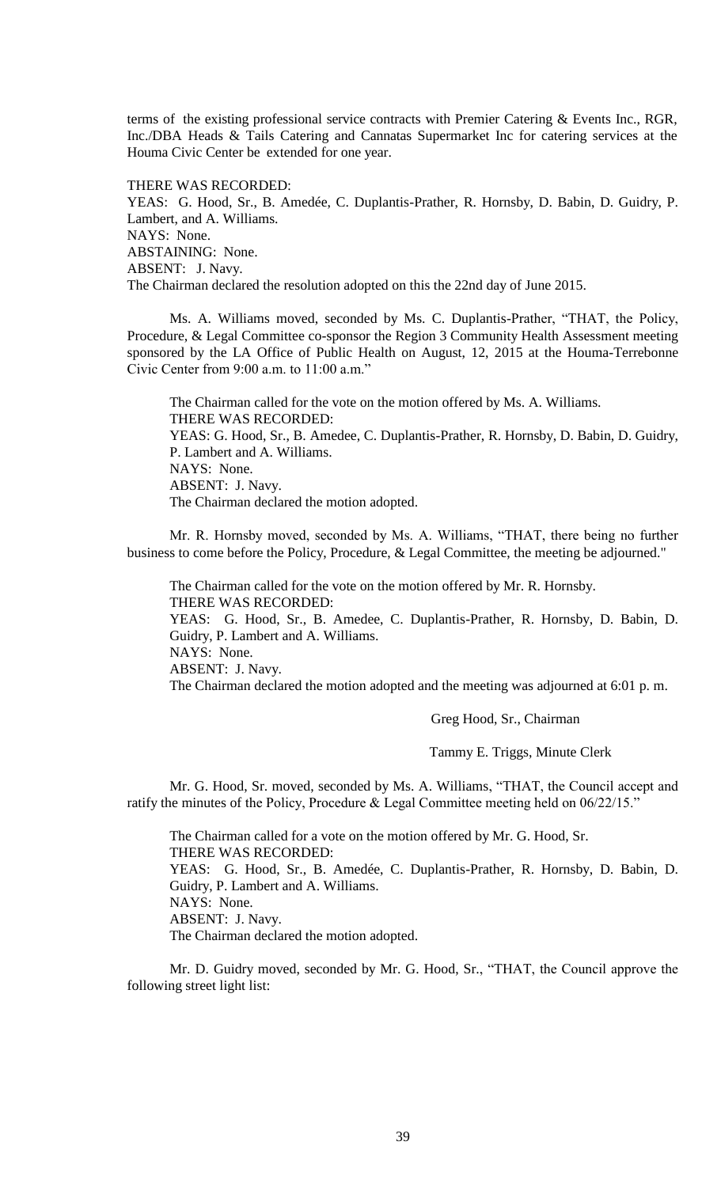terms of the existing professional service contracts with Premier Catering & Events Inc., RGR, Inc./DBA Heads & Tails Catering and Cannatas Supermarket Inc for catering services at the Houma Civic Center be extended for one year.

THERE WAS RECORDED:
YEAS: G. Hood, Sr., B. Amedée, C. Duplantis-Prather, R. Hornsby, D. Babin, D. Guidry, P. Lambert, and A. Williams.
NAYS: None.
ABSTAINING: None.
ABSENT: J. Navy.
The Chairman declared the resolution adopted on this the 22nd day of June 2015.

Ms. A. Williams moved, seconded by Ms. C. Duplantis-Prather, "THAT, the Policy, Procedure, & Legal Committee co-sponsor the Region 3 Community Health Assessment meeting sponsored by the LA Office of Public Health on August, 12, 2015 at the Houma-Terrebonne Civic Center from 9:00 a.m. to 11:00 a.m."

The Chairman called for the vote on the motion offered by Ms. A. Williams.
THERE WAS RECORDED:
YEAS: G. Hood, Sr., B. Amedee, C. Duplantis-Prather, R. Hornsby, D. Babin, D. Guidry, P. Lambert and A. Williams.
NAYS: None.
ABSENT: J. Navy.
The Chairman declared the motion adopted.

Mr. R. Hornsby moved, seconded by Ms. A. Williams, "THAT, there being no further business to come before the Policy, Procedure, & Legal Committee, the meeting be adjourned."

The Chairman called for the vote on the motion offered by Mr. R. Hornsby.
THERE WAS RECORDED:
YEAS: G. Hood, Sr., B. Amedee, C. Duplantis-Prather, R. Hornsby, D. Babin, D. Guidry, P. Lambert and A. Williams.
NAYS: None.
ABSENT: J. Navy.
The Chairman declared the motion adopted and the meeting was adjourned at 6:01 p. m.

Greg Hood, Sr., Chairman

Tammy E. Triggs, Minute Clerk

Mr. G. Hood, Sr. moved, seconded by Ms. A. Williams, "THAT, the Council accept and ratify the minutes of the Policy, Procedure & Legal Committee meeting held on 06/22/15."

The Chairman called for a vote on the motion offered by Mr. G. Hood, Sr.
THERE WAS RECORDED:
YEAS: G. Hood, Sr., B. Amedée, C. Duplantis-Prather, R. Hornsby, D. Babin, D. Guidry, P. Lambert and A. Williams.
NAYS: None.
ABSENT: J. Navy.
The Chairman declared the motion adopted.

Mr. D. Guidry moved, seconded by Mr. G. Hood, Sr., "THAT, the Council approve the following street light list: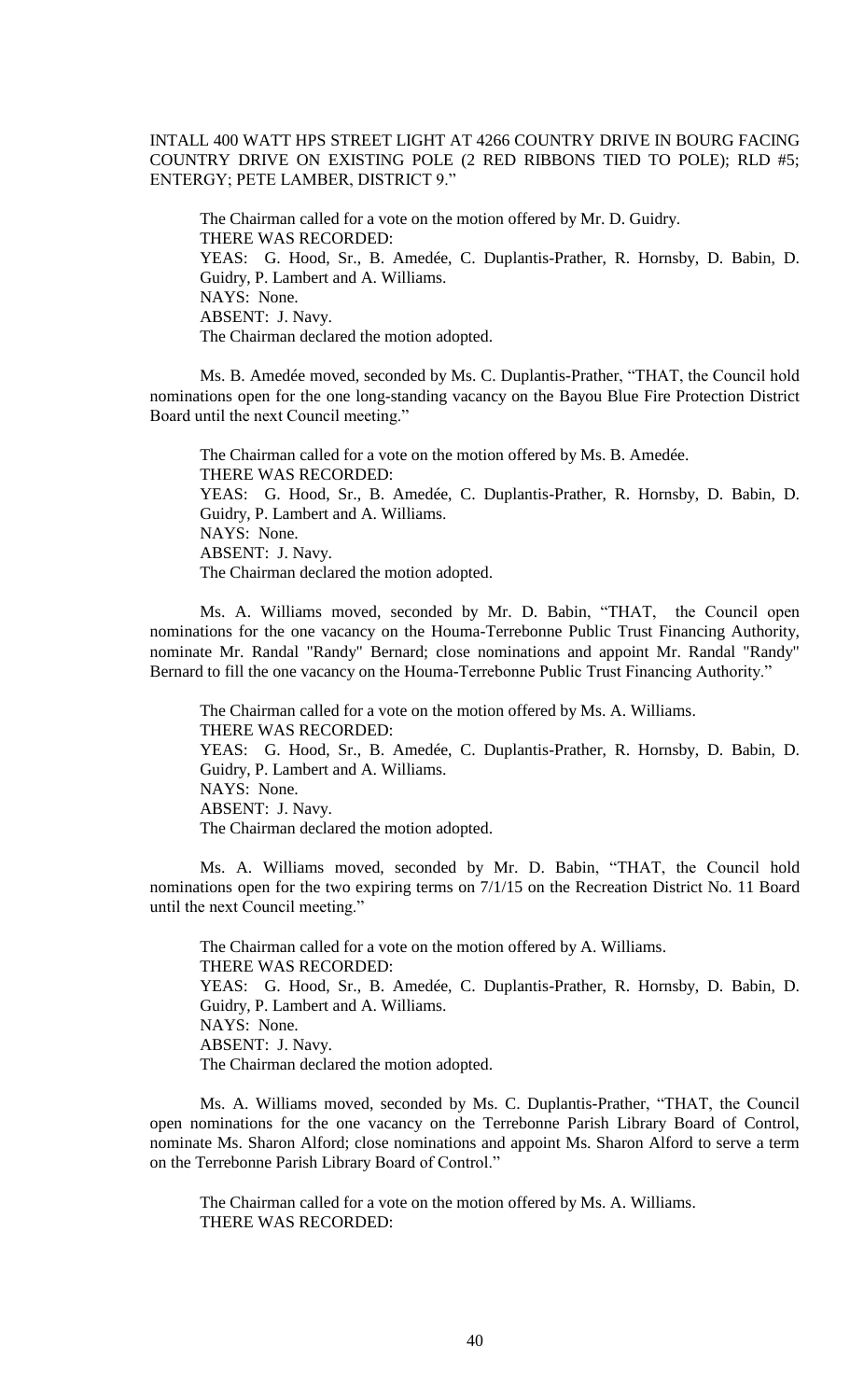INTALL 400 WATT HPS STREET LIGHT AT 4266 COUNTRY DRIVE IN BOURG FACING COUNTRY DRIVE ON EXISTING POLE (2 RED RIBBONS TIED TO POLE); RLD #5; ENTERGY; PETE LAMBER, DISTRICT 9."

The Chairman called for a vote on the motion offered by Mr. D. Guidry.
THERE WAS RECORDED:
YEAS: G. Hood, Sr., B. Amedée, C. Duplantis-Prather, R. Hornsby, D. Babin, D. Guidry, P. Lambert and A. Williams.
NAYS: None.
ABSENT: J. Navy.
The Chairman declared the motion adopted.

Ms. B. Amedée moved, seconded by Ms. C. Duplantis-Prather, "THAT, the Council hold nominations open for the one long-standing vacancy on the Bayou Blue Fire Protection District Board until the next Council meeting."

The Chairman called for a vote on the motion offered by Ms. B. Amedée.
THERE WAS RECORDED:
YEAS: G. Hood, Sr., B. Amedée, C. Duplantis-Prather, R. Hornsby, D. Babin, D. Guidry, P. Lambert and A. Williams.
NAYS: None.
ABSENT: J. Navy.
The Chairman declared the motion adopted.

Ms. A. Williams moved, seconded by Mr. D. Babin, "THAT, the Council open nominations for the one vacancy on the Houma-Terrebonne Public Trust Financing Authority, nominate Mr. Randal "Randy" Bernard; close nominations and appoint Mr. Randal "Randy" Bernard to fill the one vacancy on the Houma-Terrebonne Public Trust Financing Authority."

The Chairman called for a vote on the motion offered by Ms. A. Williams.
THERE WAS RECORDED:
YEAS: G. Hood, Sr., B. Amedée, C. Duplantis-Prather, R. Hornsby, D. Babin, D. Guidry, P. Lambert and A. Williams.
NAYS: None.
ABSENT: J. Navy.
The Chairman declared the motion adopted.

Ms. A. Williams moved, seconded by Mr. D. Babin, "THAT, the Council hold nominations open for the two expiring terms on 7/1/15 on the Recreation District No. 11 Board until the next Council meeting."

The Chairman called for a vote on the motion offered by A. Williams.
THERE WAS RECORDED:
YEAS: G. Hood, Sr., B. Amedée, C. Duplantis-Prather, R. Hornsby, D. Babin, D. Guidry, P. Lambert and A. Williams.
NAYS: None.
ABSENT: J. Navy.
The Chairman declared the motion adopted.

Ms. A. Williams moved, seconded by Ms. C. Duplantis-Prather, "THAT, the Council open nominations for the one vacancy on the Terrebonne Parish Library Board of Control, nominate Ms. Sharon Alford; close nominations and appoint Ms. Sharon Alford to serve a term on the Terrebonne Parish Library Board of Control."

The Chairman called for a vote on the motion offered by Ms. A. Williams.
THERE WAS RECORDED: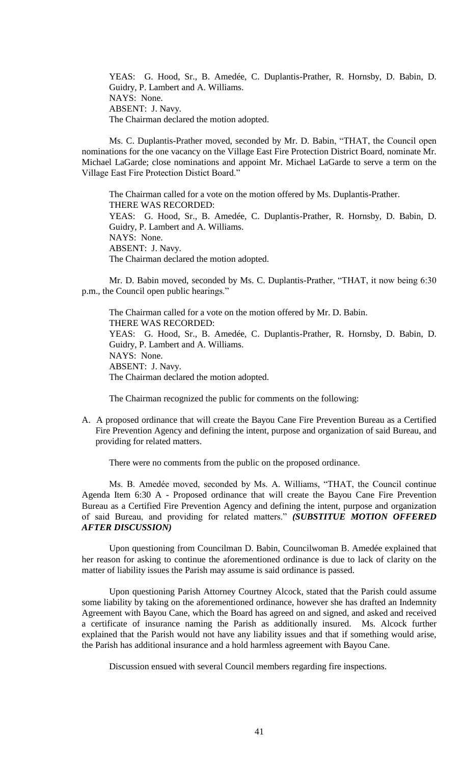YEAS: G. Hood, Sr., B. Amedée, C. Duplantis-Prather, R. Hornsby, D. Babin, D. Guidry, P. Lambert and A. Williams.
NAYS: None.
ABSENT: J. Navy.
The Chairman declared the motion adopted.

Ms. C. Duplantis-Prather moved, seconded by Mr. D. Babin, "THAT, the Council open nominations for the one vacancy on the Village East Fire Protection District Board, nominate Mr. Michael LaGarde; close nominations and appoint Mr. Michael LaGarde to serve a term on the Village East Fire Protection Distict Board."

The Chairman called for a vote on the motion offered by Ms. Duplantis-Prather.
THERE WAS RECORDED:
YEAS: G. Hood, Sr., B. Amedée, C. Duplantis-Prather, R. Hornsby, D. Babin, D. Guidry, P. Lambert and A. Williams.
NAYS: None.
ABSENT: J. Navy.
The Chairman declared the motion adopted.

Mr. D. Babin moved, seconded by Ms. C. Duplantis-Prather, "THAT, it now being 6:30 p.m., the Council open public hearings."

The Chairman called for a vote on the motion offered by Mr. D. Babin.
THERE WAS RECORDED:
YEAS: G. Hood, Sr., B. Amedée, C. Duplantis-Prather, R. Hornsby, D. Babin, D. Guidry, P. Lambert and A. Williams.
NAYS: None.
ABSENT: J. Navy.
The Chairman declared the motion adopted.

The Chairman recognized the public for comments on the following:

A. A proposed ordinance that will create the Bayou Cane Fire Prevention Bureau as a Certified Fire Prevention Agency and defining the intent, purpose and organization of said Bureau, and providing for related matters.

There were no comments from the public on the proposed ordinance.

Ms. B. Amedée moved, seconded by Ms. A. Williams, "THAT, the Council continue Agenda Item 6:30 A - Proposed ordinance that will create the Bayou Cane Fire Prevention Bureau as a Certified Fire Prevention Agency and defining the intent, purpose and organization of said Bureau, and providing for related matters." ***(SUBSTITUE MOTION OFFERED AFTER DISCUSSION)***

Upon questioning from Councilman D. Babin, Councilwoman B. Amedée explained that her reason for asking to continue the aforementioned ordinance is due to lack of clarity on the matter of liability issues the Parish may assume is said ordinance is passed.

Upon questioning Parish Attorney Courtney Alcock, stated that the Parish could assume some liability by taking on the aforementioned ordinance, however she has drafted an Indemnity Agreement with Bayou Cane, which the Board has agreed on and signed, and asked and received a certificate of insurance naming the Parish as additionally insured. Ms. Alcock further explained that the Parish would not have any liability issues and that if something would arise, the Parish has additional insurance and a hold harmless agreement with Bayou Cane.

Discussion ensued with several Council members regarding fire inspections.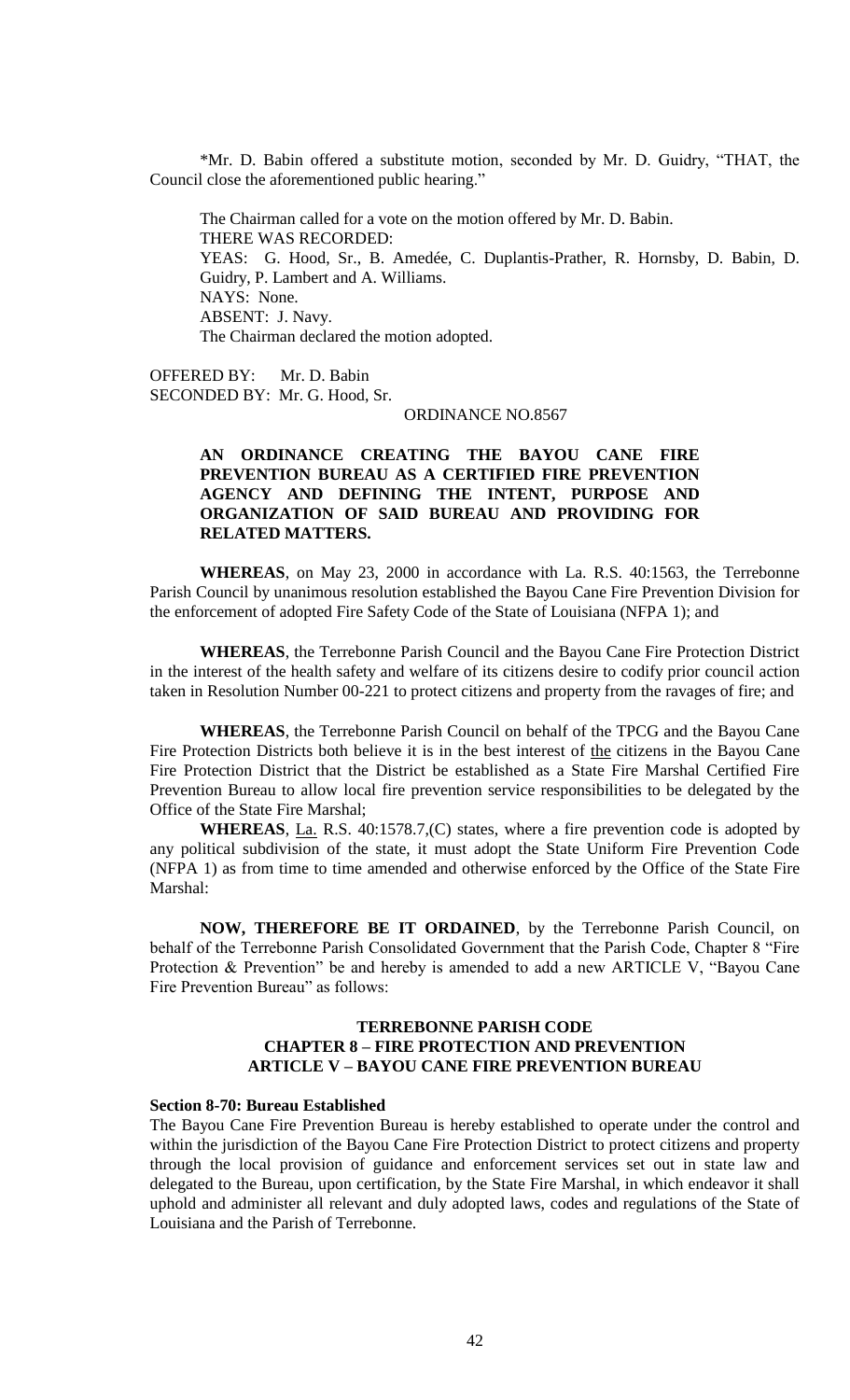*Mr. D. Babin offered a substitute motion, seconded by Mr. D. Guidry, "THAT, the Council close the aforementioned public hearing."

The Chairman called for a vote on the motion offered by Mr. D. Babin.
THERE WAS RECORDED:
YEAS: G. Hood, Sr., B. Amedée, C. Duplantis-Prather, R. Hornsby, D. Babin, D. Guidry, P. Lambert and A. Williams.
NAYS: None.
ABSENT: J. Navy.
The Chairman declared the motion adopted.

OFFERED BY: Mr. D. Babin
SECONDED BY: Mr. G. Hood, Sr.

ORDINANCE NO.8567

**AN ORDINANCE CREATING THE BAYOU CANE FIRE PREVENTION BUREAU AS A CERTIFIED FIRE PREVENTION AGENCY AND DEFINING THE INTENT, PURPOSE AND ORGANIZATION OF SAID BUREAU AND PROVIDING FOR RELATED MATTERS.**

**WHEREAS**, on May 23, 2000 in accordance with La. R.S. 40:1563, the Terrebonne Parish Council by unanimous resolution established the Bayou Cane Fire Prevention Division for the enforcement of adopted Fire Safety Code of the State of Louisiana (NFPA 1); and

**WHEREAS**, the Terrebonne Parish Council and the Bayou Cane Fire Protection District in the interest of the health safety and welfare of its citizens desire to codify prior council action taken in Resolution Number 00-221 to protect citizens and property from the ravages of fire; and

**WHEREAS**, the Terrebonne Parish Council on behalf of the TPCG and the Bayou Cane Fire Protection Districts both believe it is in the best interest of the citizens in the Bayou Cane Fire Protection District that the District be established as a State Fire Marshal Certified Fire Prevention Bureau to allow local fire prevention service responsibilities to be delegated by the Office of the State Fire Marshal;

**WHEREAS**, La. R.S. 40:1578.7,(C) states, where a fire prevention code is adopted by any political subdivision of the state, it must adopt the State Uniform Fire Prevention Code (NFPA 1) as from time to time amended and otherwise enforced by the Office of the State Fire Marshal:

**NOW, THEREFORE BE IT ORDAINED**, by the Terrebonne Parish Council, on behalf of the Terrebonne Parish Consolidated Government that the Parish Code, Chapter 8 "Fire Protection & Prevention" be and hereby is amended to add a new ARTICLE V, "Bayou Cane Fire Prevention Bureau" as follows:

**TERREBONNE PARISH CODE**
**CHAPTER 8 – FIRE PROTECTION AND PREVENTION**
**ARTICLE V – BAYOU CANE FIRE PREVENTION BUREAU**

**Section 8-70: Bureau Established**

The Bayou Cane Fire Prevention Bureau is hereby established to operate under the control and within the jurisdiction of the Bayou Cane Fire Protection District to protect citizens and property through the local provision of guidance and enforcement services set out in state law and delegated to the Bureau, upon certification, by the State Fire Marshal, in which endeavor it shall uphold and administer all relevant and duly adopted laws, codes and regulations of the State of Louisiana and the Parish of Terrebonne.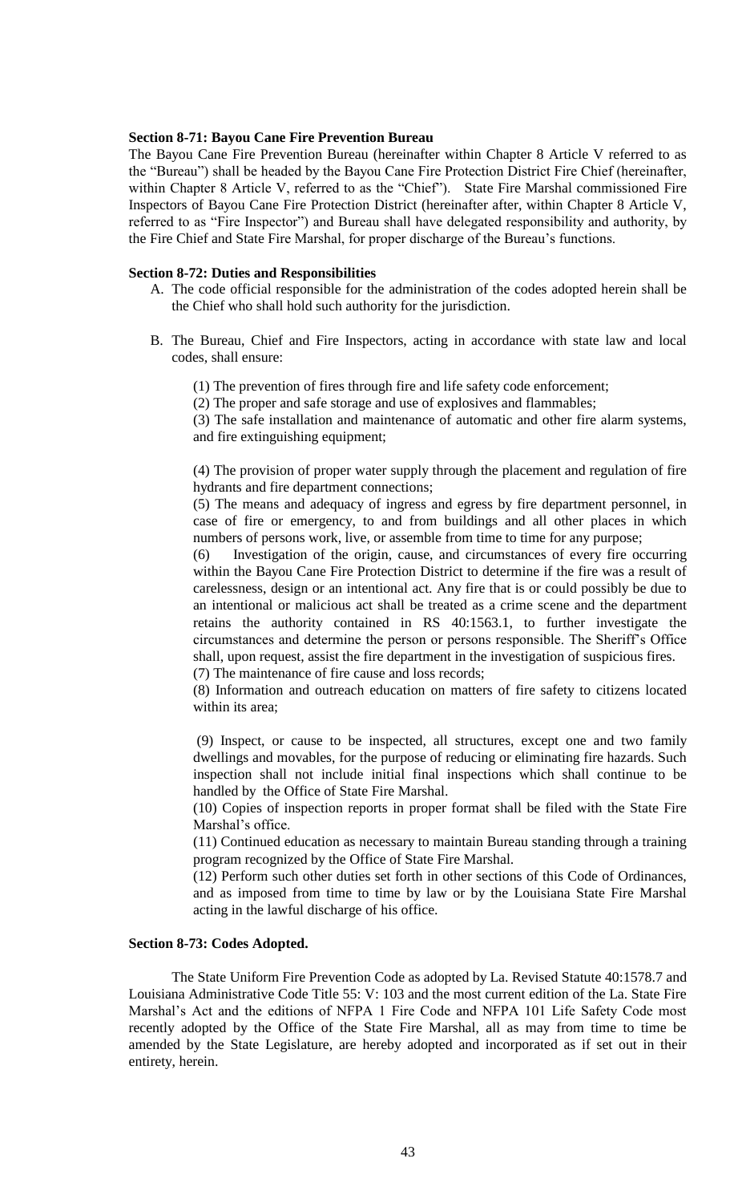**Section 8-71: Bayou Cane Fire Prevention Bureau**

The Bayou Cane Fire Prevention Bureau (hereinafter within Chapter 8 Article V referred to as the "Bureau") shall be headed by the Bayou Cane Fire Protection District Fire Chief (hereinafter, within Chapter 8 Article V, referred to as the "Chief"). State Fire Marshal commissioned Fire Inspectors of Bayou Cane Fire Protection District (hereinafter after, within Chapter 8 Article V, referred to as "Fire Inspector") and Bureau shall have delegated responsibility and authority, by the Fire Chief and State Fire Marshal, for proper discharge of the Bureau's functions.

**Section 8-72: Duties and Responsibilities**

A. The code official responsible for the administration of the codes adopted herein shall be the Chief who shall hold such authority for the jurisdiction.

B. The Bureau, Chief and Fire Inspectors, acting in accordance with state law and local codes, shall ensure:

(1) The prevention of fires through fire and life safety code enforcement;

(2) The proper and safe storage and use of explosives and flammables;

(3) The safe installation and maintenance of automatic and other fire alarm systems, and fire extinguishing equipment;

(4) The provision of proper water supply through the placement and regulation of fire hydrants and fire department connections;

(5) The means and adequacy of ingress and egress by fire department personnel, in case of fire or emergency, to and from buildings and all other places in which numbers of persons work, live, or assemble from time to time for any purpose;

(6) Investigation of the origin, cause, and circumstances of every fire occurring within the Bayou Cane Fire Protection District to determine if the fire was a result of carelessness, design or an intentional act. Any fire that is or could possibly be due to an intentional or malicious act shall be treated as a crime scene and the department retains the authority contained in RS 40:1563.1, to further investigate the circumstances and determine the person or persons responsible. The Sheriff's Office shall, upon request, assist the fire department in the investigation of suspicious fires.

(7) The maintenance of fire cause and loss records;

(8) Information and outreach education on matters of fire safety to citizens located within its area;

(9) Inspect, or cause to be inspected, all structures, except one and two family dwellings and movables, for the purpose of reducing or eliminating fire hazards. Such inspection shall not include initial final inspections which shall continue to be handled by the Office of State Fire Marshal.

(10) Copies of inspection reports in proper format shall be filed with the State Fire Marshal's office.

(11) Continued education as necessary to maintain Bureau standing through a training program recognized by the Office of State Fire Marshal.

(12) Perform such other duties set forth in other sections of this Code of Ordinances, and as imposed from time to time by law or by the Louisiana State Fire Marshal acting in the lawful discharge of his office.

**Section 8-73: Codes Adopted.**

The State Uniform Fire Prevention Code as adopted by La. Revised Statute 40:1578.7 and Louisiana Administrative Code Title 55: V: 103 and the most current edition of the La. State Fire Marshal's Act and the editions of NFPA 1 Fire Code and NFPA 101 Life Safety Code most recently adopted by the Office of the State Fire Marshal, all as may from time to time be amended by the State Legislature, are hereby adopted and incorporated as if set out in their entirety, herein.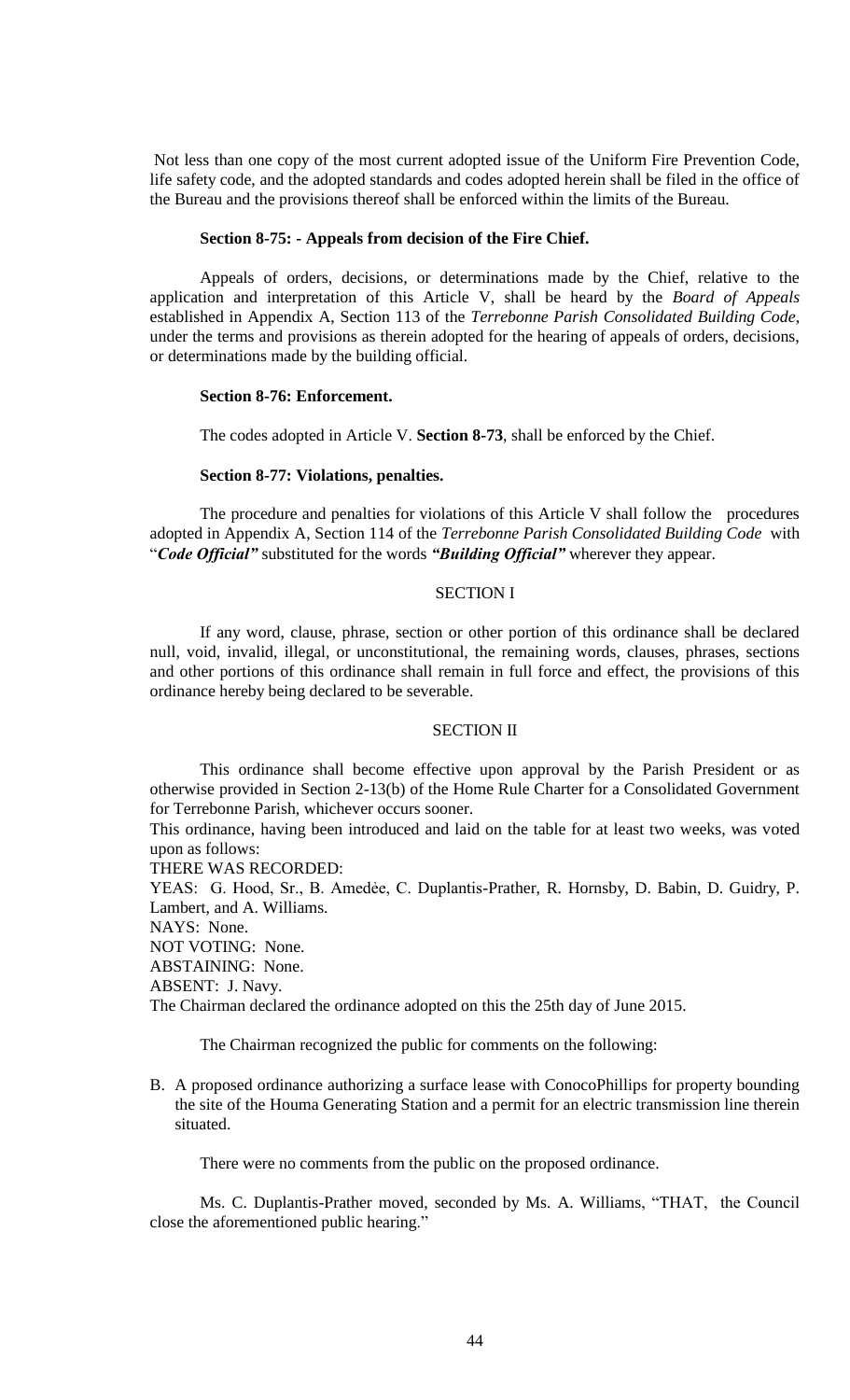Not less than one copy of the most current adopted issue of the Uniform Fire Prevention Code, life safety code, and the adopted standards and codes adopted herein shall be filed in the office of the Bureau and the provisions thereof shall be enforced within the limits of the Bureau.

**Section 8-75: - Appeals from decision of the Fire Chief.**

Appeals of orders, decisions, or determinations made by the Chief, relative to the application and interpretation of this Article V, shall be heard by the *Board of Appeals* established in Appendix A, Section 113 of the *Terrebonne Parish Consolidated Building Code*, under the terms and provisions as therein adopted for the hearing of appeals of orders, decisions, or determinations made by the building official.

**Section 8-76: Enforcement.**

The codes adopted in Article V. **Section 8-73**, shall be enforced by the Chief.

**Section 8-77: Violations, penalties.**

The procedure and penalties for violations of this Article V shall follow the procedures adopted in Appendix A, Section 114 of the *Terrebonne Parish Consolidated Building Code* with "***Code Official"*** substituted for the words ***"Building Official"*** wherever they appear.

SECTION I

If any word, clause, phrase, section or other portion of this ordinance shall be declared null, void, invalid, illegal, or unconstitutional, the remaining words, clauses, phrases, sections and other portions of this ordinance shall remain in full force and effect, the provisions of this ordinance hereby being declared to be severable.

SECTION II

This ordinance shall become effective upon approval by the Parish President or as otherwise provided in Section 2-13(b) of the Home Rule Charter for a Consolidated Government for Terrebonne Parish, whichever occurs sooner.

This ordinance, having been introduced and laid on the table for at least two weeks, was voted upon as follows:

THERE WAS RECORDED:

YEAS: G. Hood, Sr., B. Amedėe, C. Duplantis-Prather, R. Hornsby, D. Babin, D. Guidry, P. Lambert, and A. Williams.

NAYS: None.

NOT VOTING: None.

ABSTAINING: None.

ABSENT: J. Navy.

The Chairman declared the ordinance adopted on this the 25th day of June 2015.

The Chairman recognized the public for comments on the following:

B. A proposed ordinance authorizing a surface lease with ConocoPhillips for property bounding the site of the Houma Generating Station and a permit for an electric transmission line therein situated.

There were no comments from the public on the proposed ordinance.

Ms. C. Duplantis-Prather moved, seconded by Ms. A. Williams, "THAT, the Council close the aforementioned public hearing."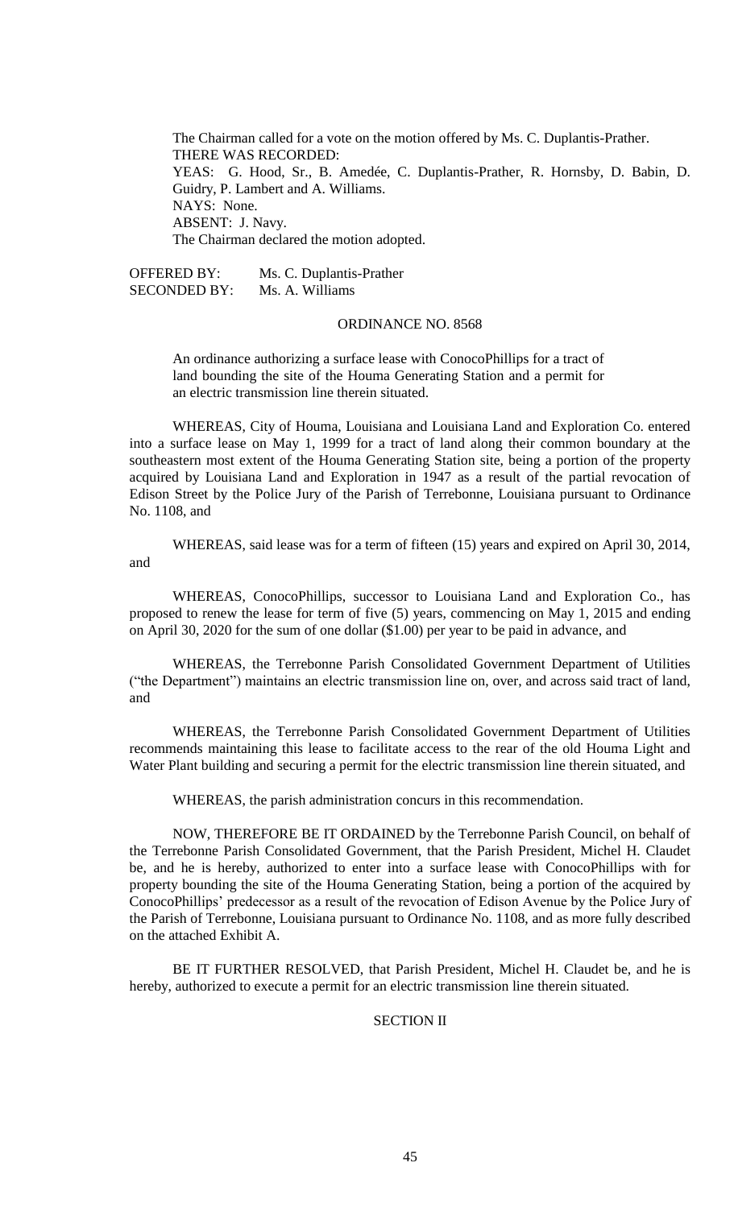The Chairman called for a vote on the motion offered by Ms. C. Duplantis-Prather.

THERE WAS RECORDED:

YEAS: G. Hood, Sr., B. Amedée, C. Duplantis-Prather, R. Hornsby, D. Babin, D. Guidry, P. Lambert and A. Williams.

NAYS: None.

ABSENT: J. Navy.

The Chairman declared the motion adopted.

OFFERED BY: Ms. C. Duplantis-Prather
SECONDED BY: Ms. A. Williams

ORDINANCE NO. 8568

An ordinance authorizing a surface lease with ConocoPhillips for a tract of land bounding the site of the Houma Generating Station and a permit for an electric transmission line therein situated.

WHEREAS, City of Houma, Louisiana and Louisiana Land and Exploration Co. entered into a surface lease on May 1, 1999 for a tract of land along their common boundary at the southeastern most extent of the Houma Generating Station site, being a portion of the property acquired by Louisiana Land and Exploration in 1947 as a result of the partial revocation of Edison Street by the Police Jury of the Parish of Terrebonne, Louisiana pursuant to Ordinance No. 1108, and

WHEREAS, said lease was for a term of fifteen (15) years and expired on April 30, 2014, and

WHEREAS, ConocoPhillips, successor to Louisiana Land and Exploration Co., has proposed to renew the lease for term of five (5) years, commencing on May 1, 2015 and ending on April 30, 2020 for the sum of one dollar ($1.00) per year to be paid in advance, and

WHEREAS, the Terrebonne Parish Consolidated Government Department of Utilities ("the Department") maintains an electric transmission line on, over, and across said tract of land, and

WHEREAS, the Terrebonne Parish Consolidated Government Department of Utilities recommends maintaining this lease to facilitate access to the rear of the old Houma Light and Water Plant building and securing a permit for the electric transmission line therein situated, and

WHEREAS, the parish administration concurs in this recommendation.

NOW, THEREFORE BE IT ORDAINED by the Terrebonne Parish Council, on behalf of the Terrebonne Parish Consolidated Government, that the Parish President, Michel H. Claudet be, and he is hereby, authorized to enter into a surface lease with ConocoPhillips with for property bounding the site of the Houma Generating Station, being a portion of the acquired by ConocoPhillips' predecessor as a result of the revocation of Edison Avenue by the Police Jury of the Parish of Terrebonne, Louisiana pursuant to Ordinance No. 1108, and as more fully described on the attached Exhibit A.

BE IT FURTHER RESOLVED, that Parish President, Michel H. Claudet be, and he is hereby, authorized to execute a permit for an electric transmission line therein situated.

SECTION II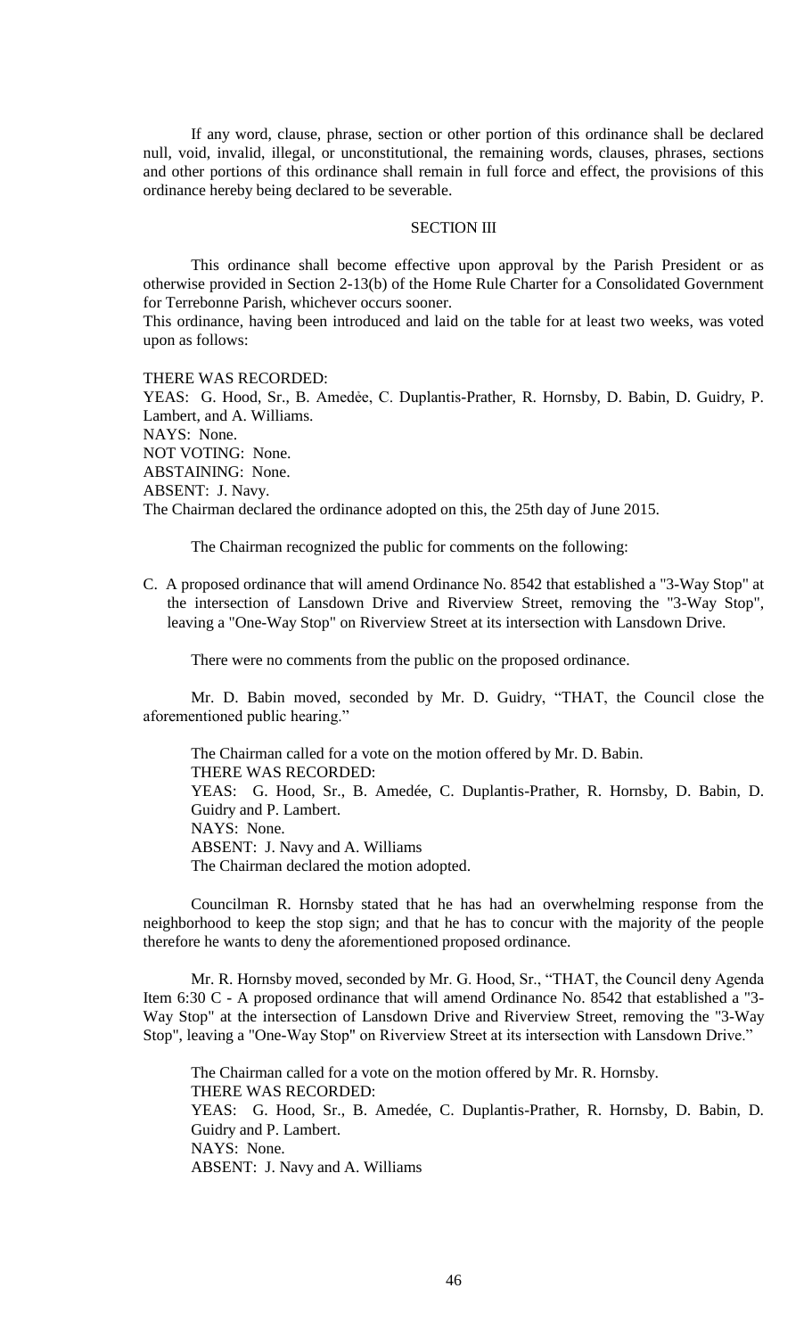If any word, clause, phrase, section or other portion of this ordinance shall be declared null, void, invalid, illegal, or unconstitutional, the remaining words, clauses, phrases, sections and other portions of this ordinance shall remain in full force and effect, the provisions of this ordinance hereby being declared to be severable.

SECTION III

This ordinance shall become effective upon approval by the Parish President or as otherwise provided in Section 2-13(b) of the Home Rule Charter for a Consolidated Government for Terrebonne Parish, whichever occurs sooner.

This ordinance, having been introduced and laid on the table for at least two weeks, was voted upon as follows:

THERE WAS RECORDED:
YEAS: G. Hood, Sr., B. Amedèe, C. Duplantis-Prather, R. Hornsby, D. Babin, D. Guidry, P. Lambert, and A. Williams.
NAYS: None.
NOT VOTING: None.
ABSTAINING: None.
ABSENT: J. Navy.
The Chairman declared the ordinance adopted on this, the 25th day of June 2015.

The Chairman recognized the public for comments on the following:

C. A proposed ordinance that will amend Ordinance No. 8542 that established a "3-Way Stop" at the intersection of Lansdown Drive and Riverview Street, removing the "3-Way Stop", leaving a "One-Way Stop" on Riverview Street at its intersection with Lansdown Drive.

There were no comments from the public on the proposed ordinance.

Mr. D. Babin moved, seconded by Mr. D. Guidry, "THAT, the Council close the aforementioned public hearing."

The Chairman called for a vote on the motion offered by Mr. D. Babin.
THERE WAS RECORDED:
YEAS: G. Hood, Sr., B. Amedée, C. Duplantis-Prather, R. Hornsby, D. Babin, D. Guidry and P. Lambert.
NAYS: None.
ABSENT: J. Navy and A. Williams
The Chairman declared the motion adopted.

Councilman R. Hornsby stated that he has had an overwhelming response from the neighborhood to keep the stop sign; and that he has to concur with the majority of the people therefore he wants to deny the aforementioned proposed ordinance.

Mr. R. Hornsby moved, seconded by Mr. G. Hood, Sr., "THAT, the Council deny Agenda Item 6:30 C - A proposed ordinance that will amend Ordinance No. 8542 that established a "3-Way Stop" at the intersection of Lansdown Drive and Riverview Street, removing the "3-Way Stop", leaving a "One-Way Stop" on Riverview Street at its intersection with Lansdown Drive."

The Chairman called for a vote on the motion offered by Mr. R. Hornsby.
THERE WAS RECORDED:
YEAS: G. Hood, Sr., B. Amedée, C. Duplantis-Prather, R. Hornsby, D. Babin, D. Guidry and P. Lambert.
NAYS: None.
ABSENT: J. Navy and A. Williams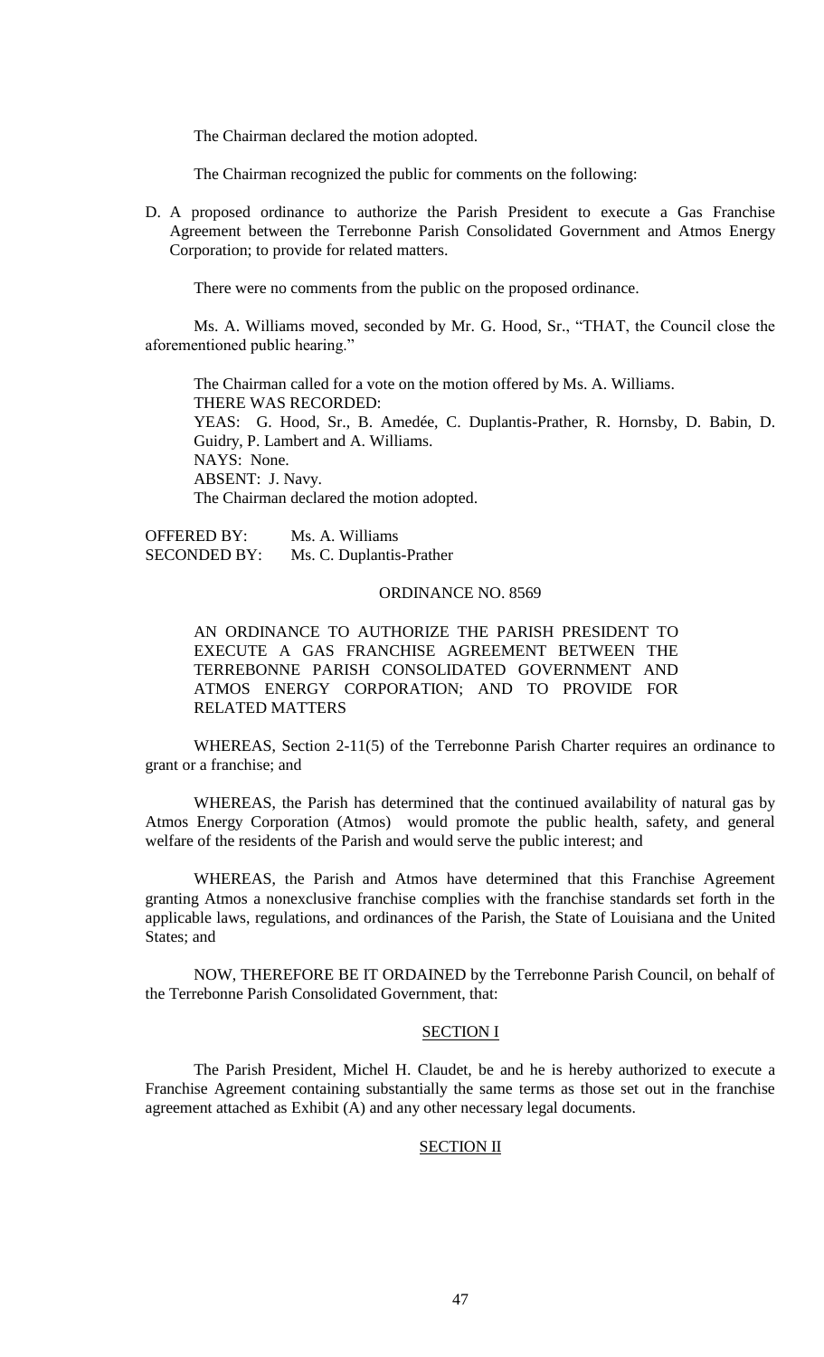The Chairman declared the motion adopted.

The Chairman recognized the public for comments on the following:

D. A proposed ordinance to authorize the Parish President to execute a Gas Franchise Agreement between the Terrebonne Parish Consolidated Government and Atmos Energy Corporation; to provide for related matters.

There were no comments from the public on the proposed ordinance.

Ms. A. Williams moved, seconded by Mr. G. Hood, Sr., "THAT, the Council close the aforementioned public hearing."

The Chairman called for a vote on the motion offered by Ms. A. Williams.
THERE WAS RECORDED:
YEAS: G. Hood, Sr., B. Amedée, C. Duplantis-Prather, R. Hornsby, D. Babin, D. Guidry, P. Lambert and A. Williams.
NAYS: None.
ABSENT: J. Navy.
The Chairman declared the motion adopted.

OFFERED BY: Ms. A. Williams
SECONDED BY: Ms. C. Duplantis-Prather

ORDINANCE NO. 8569

AN ORDINANCE TO AUTHORIZE THE PARISH PRESIDENT TO EXECUTE A GAS FRANCHISE AGREEMENT BETWEEN THE TERREBONNE PARISH CONSOLIDATED GOVERNMENT AND ATMOS ENERGY CORPORATION; AND TO PROVIDE FOR RELATED MATTERS

WHEREAS, Section 2-11(5) of the Terrebonne Parish Charter requires an ordinance to grant or a franchise; and

WHEREAS, the Parish has determined that the continued availability of natural gas by Atmos Energy Corporation (Atmos) would promote the public health, safety, and general welfare of the residents of the Parish and would serve the public interest; and

WHEREAS, the Parish and Atmos have determined that this Franchise Agreement granting Atmos a nonexclusive franchise complies with the franchise standards set forth in the applicable laws, regulations, and ordinances of the Parish, the State of Louisiana and the United States; and

NOW, THEREFORE BE IT ORDAINED by the Terrebonne Parish Council, on behalf of the Terrebonne Parish Consolidated Government, that:

SECTION I

The Parish President, Michel H. Claudet, be and he is hereby authorized to execute a Franchise Agreement containing substantially the same terms as those set out in the franchise agreement attached as Exhibit (A) and any other necessary legal documents.

SECTION II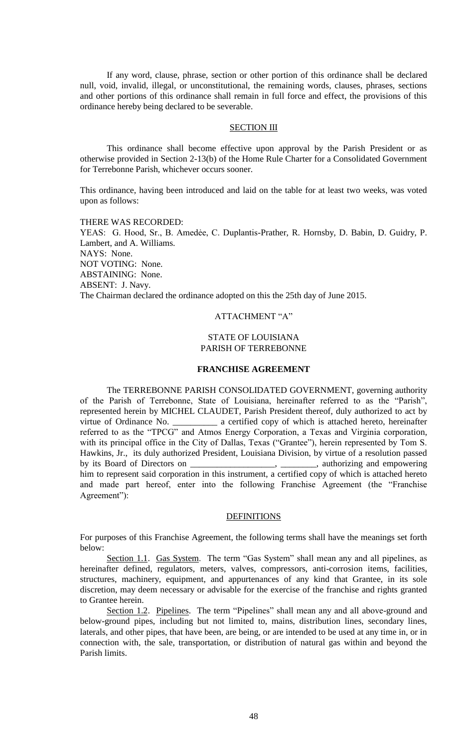If any word, clause, phrase, section or other portion of this ordinance shall be declared null, void, invalid, illegal, or unconstitutional, the remaining words, clauses, phrases, sections and other portions of this ordinance shall remain in full force and effect, the provisions of this ordinance hereby being declared to be severable.

SECTION III

This ordinance shall become effective upon approval by the Parish President or as otherwise provided in Section 2-13(b) of the Home Rule Charter for a Consolidated Government for Terrebonne Parish, whichever occurs sooner.

This ordinance, having been introduced and laid on the table for at least two weeks, was voted upon as follows:

THERE WAS RECORDED:
YEAS: G. Hood, Sr., B. Amedée, C. Duplantis-Prather, R. Hornsby, D. Babin, D. Guidry, P. Lambert, and A. Williams.
NAYS: None.
NOT VOTING: None.
ABSTAINING: None.
ABSENT: J. Navy.
The Chairman declared the ordinance adopted on this the 25th day of June 2015.

ATTACHMENT "A"

STATE OF LOUISIANA
PARISH OF TERREBONNE

**FRANCHISE AGREEMENT**

The TERREBONNE PARISH CONSOLIDATED GOVERNMENT, governing authority of the Parish of Terrebonne, State of Louisiana, hereinafter referred to as the "Parish", represented herein by MICHEL CLAUDET, Parish President thereof, duly authorized to act by virtue of Ordinance No. __________ a certified copy of which is attached hereto, hereinafter referred to as the "TPCG" and Atmos Energy Corporation, a Texas and Virginia corporation, with its principal office in the City of Dallas, Texas ("Grantee"), herein represented by Tom S. Hawkins, Jr., its duly authorized President, Louisiana Division, by virtue of a resolution passed by its Board of Directors on ___________________, ________, authorizing and empowering him to represent said corporation in this instrument, a certified copy of which is attached hereto and made part hereof, enter into the following Franchise Agreement (the "Franchise Agreement"):

DEFINITIONS

For purposes of this Franchise Agreement, the following terms shall have the meanings set forth below:

Section 1.1. Gas System. The term "Gas System" shall mean any and all pipelines, as hereinafter defined, regulators, meters, valves, compressors, anti-corrosion items, facilities, structures, machinery, equipment, and appurtenances of any kind that Grantee, in its sole discretion, may deem necessary or advisable for the exercise of the franchise and rights granted to Grantee herein.

Section 1.2. Pipelines. The term "Pipelines" shall mean any and all above-ground and below-ground pipes, including but not limited to, mains, distribution lines, secondary lines, laterals, and other pipes, that have been, are being, or are intended to be used at any time in, or in connection with, the sale, transportation, or distribution of natural gas within and beyond the Parish limits.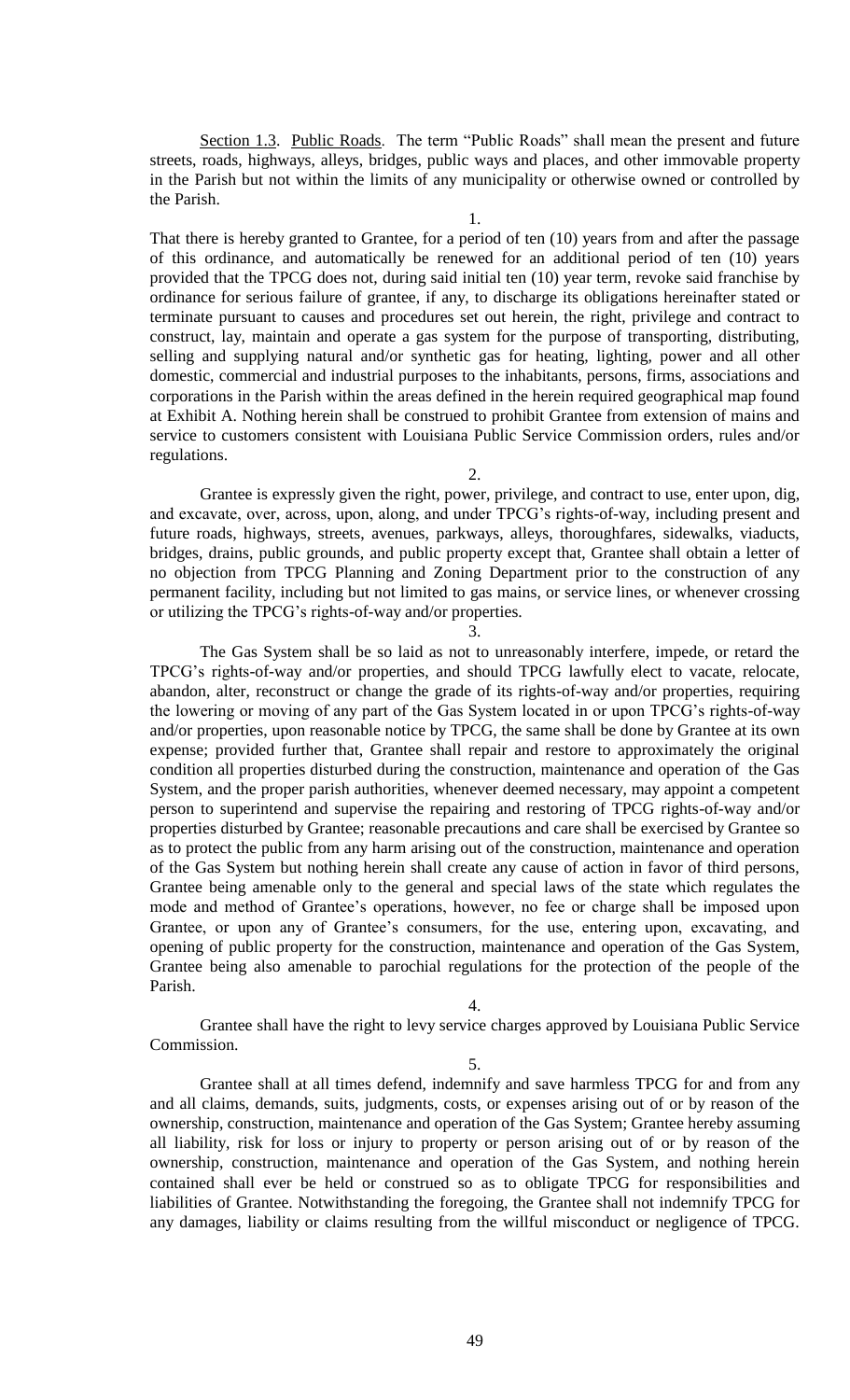Section 1.3. Public Roads. The term "Public Roads" shall mean the present and future streets, roads, highways, alleys, bridges, public ways and places, and other immovable property in the Parish but not within the limits of any municipality or otherwise owned or controlled by the Parish.

1.

That there is hereby granted to Grantee, for a period of ten (10) years from and after the passage of this ordinance, and automatically be renewed for an additional period of ten (10) years provided that the TPCG does not, during said initial ten (10) year term, revoke said franchise by ordinance for serious failure of grantee, if any, to discharge its obligations hereinafter stated or terminate pursuant to causes and procedures set out herein, the right, privilege and contract to construct, lay, maintain and operate a gas system for the purpose of transporting, distributing, selling and supplying natural and/or synthetic gas for heating, lighting, power and all other domestic, commercial and industrial purposes to the inhabitants, persons, firms, associations and corporations in the Parish within the areas defined in the herein required geographical map found at Exhibit A. Nothing herein shall be construed to prohibit Grantee from extension of mains and service to customers consistent with Louisiana Public Service Commission orders, rules and/or regulations.

2.

Grantee is expressly given the right, power, privilege, and contract to use, enter upon, dig, and excavate, over, across, upon, along, and under TPCG's rights-of-way, including present and future roads, highways, streets, avenues, parkways, alleys, thoroughfares, sidewalks, viaducts, bridges, drains, public grounds, and public property except that, Grantee shall obtain a letter of no objection from TPCG Planning and Zoning Department prior to the construction of any permanent facility, including but not limited to gas mains, or service lines, or whenever crossing or utilizing the TPCG's rights-of-way and/or properties.

3.

The Gas System shall be so laid as not to unreasonably interfere, impede, or retard the TPCG's rights-of-way and/or properties, and should TPCG lawfully elect to vacate, relocate, abandon, alter, reconstruct or change the grade of its rights-of-way and/or properties, requiring the lowering or moving of any part of the Gas System located in or upon TPCG's rights-of-way and/or properties, upon reasonable notice by TPCG, the same shall be done by Grantee at its own expense; provided further that, Grantee shall repair and restore to approximately the original condition all properties disturbed during the construction, maintenance and operation of the Gas System, and the proper parish authorities, whenever deemed necessary, may appoint a competent person to superintend and supervise the repairing and restoring of TPCG rights-of-way and/or properties disturbed by Grantee; reasonable precautions and care shall be exercised by Grantee so as to protect the public from any harm arising out of the construction, maintenance and operation of the Gas System but nothing herein shall create any cause of action in favor of third persons, Grantee being amenable only to the general and special laws of the state which regulates the mode and method of Grantee's operations, however, no fee or charge shall be imposed upon Grantee, or upon any of Grantee's consumers, for the use, entering upon, excavating, and opening of public property for the construction, maintenance and operation of the Gas System, Grantee being also amenable to parochial regulations for the protection of the people of the Parish.

4.

Grantee shall have the right to levy service charges approved by Louisiana Public Service Commission.

5.

Grantee shall at all times defend, indemnify and save harmless TPCG for and from any and all claims, demands, suits, judgments, costs, or expenses arising out of or by reason of the ownership, construction, maintenance and operation of the Gas System; Grantee hereby assuming all liability, risk for loss or injury to property or person arising out of or by reason of the ownership, construction, maintenance and operation of the Gas System, and nothing herein contained shall ever be held or construed so as to obligate TPCG for responsibilities and liabilities of Grantee. Notwithstanding the foregoing, the Grantee shall not indemnify TPCG for any damages, liability or claims resulting from the willful misconduct or negligence of TPCG.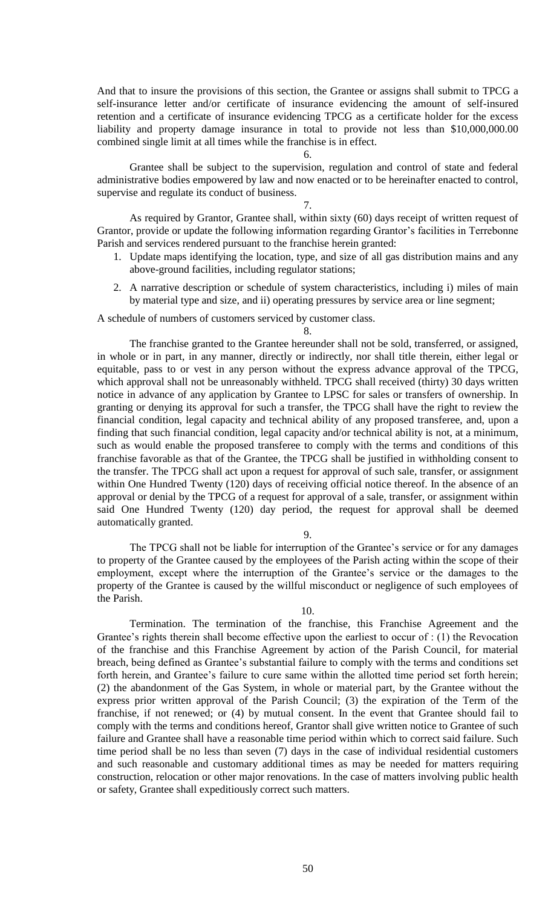And that to insure the provisions of this section, the Grantee or assigns shall submit to TPCG a self-insurance letter and/or certificate of insurance evidencing the amount of self-insured retention and a certificate of insurance evidencing TPCG as a certificate holder for the excess liability and property damage insurance in total to provide not less than $10,000,000.00 combined single limit at all times while the franchise is in effect.

6.

Grantee shall be subject to the supervision, regulation and control of state and federal administrative bodies empowered by law and now enacted or to be hereinafter enacted to control, supervise and regulate its conduct of business.

7.

As required by Grantor, Grantee shall, within sixty (60) days receipt of written request of Grantor, provide or update the following information regarding Grantor's facilities in Terrebonne Parish and services rendered pursuant to the franchise herein granted:

1. Update maps identifying the location, type, and size of all gas distribution mains and any above-ground facilities, including regulator stations;
2. A narrative description or schedule of system characteristics, including i) miles of main by material type and size, and ii) operating pressures by service area or line segment;

A schedule of numbers of customers serviced by customer class.

8.

The franchise granted to the Grantee hereunder shall not be sold, transferred, or assigned, in whole or in part, in any manner, directly or indirectly, nor shall title therein, either legal or equitable, pass to or vest in any person without the express advance approval of the TPCG, which approval shall not be unreasonably withheld. TPCG shall received (thirty) 30 days written notice in advance of any application by Grantee to LPSC for sales or transfers of ownership. In granting or denying its approval for such a transfer, the TPCG shall have the right to review the financial condition, legal capacity and technical ability of any proposed transferee, and, upon a finding that such financial condition, legal capacity and/or technical ability is not, at a minimum, such as would enable the proposed transferee to comply with the terms and conditions of this franchise favorable as that of the Grantee, the TPCG shall be justified in withholding consent to the transfer. The TPCG shall act upon a request for approval of such sale, transfer, or assignment within One Hundred Twenty (120) days of receiving official notice thereof. In the absence of an approval or denial by the TPCG of a request for approval of a sale, transfer, or assignment within said One Hundred Twenty (120) day period, the request for approval shall be deemed automatically granted.

9.

The TPCG shall not be liable for interruption of the Grantee's service or for any damages to property of the Grantee caused by the employees of the Parish acting within the scope of their employment, except where the interruption of the Grantee's service or the damages to the property of the Grantee is caused by the willful misconduct or negligence of such employees of the Parish.

10.

Termination. The termination of the franchise, this Franchise Agreement and the Grantee's rights therein shall become effective upon the earliest to occur of : (1) the Revocation of the franchise and this Franchise Agreement by action of the Parish Council, for material breach, being defined as Grantee's substantial failure to comply with the terms and conditions set forth herein, and Grantee's failure to cure same within the allotted time period set forth herein; (2) the abandonment of the Gas System, in whole or material part, by the Grantee without the express prior written approval of the Parish Council; (3) the expiration of the Term of the franchise, if not renewed; or (4) by mutual consent. In the event that Grantee should fail to comply with the terms and conditions hereof, Grantor shall give written notice to Grantee of such failure and Grantee shall have a reasonable time period within which to correct said failure. Such time period shall be no less than seven (7) days in the case of individual residential customers and such reasonable and customary additional times as may be needed for matters requiring construction, relocation or other major renovations. In the case of matters involving public health or safety, Grantee shall expeditiously correct such matters.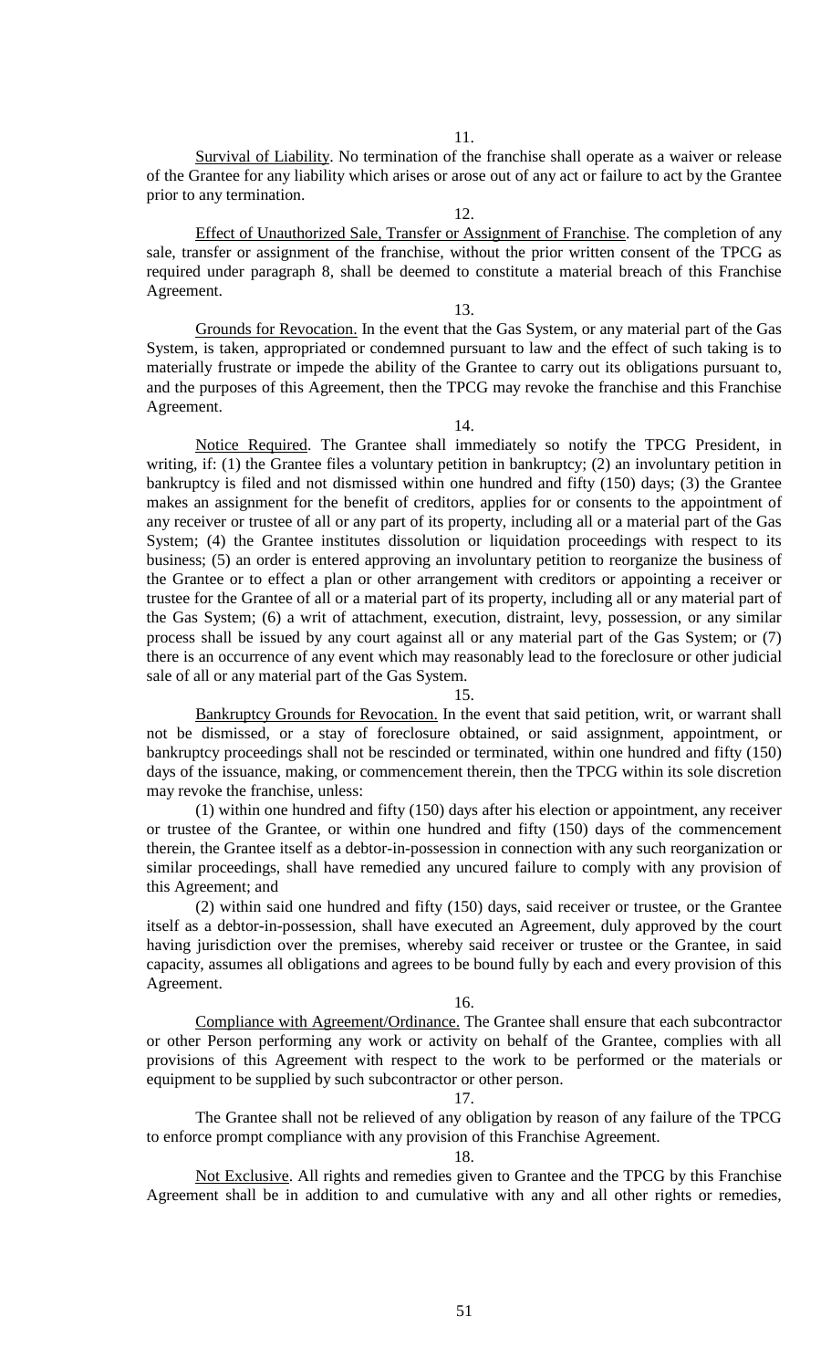11.

Survival of Liability. No termination of the franchise shall operate as a waiver or release of the Grantee for any liability which arises or arose out of any act or failure to act by the Grantee prior to any termination.

12.

Effect of Unauthorized Sale, Transfer or Assignment of Franchise. The completion of any sale, transfer or assignment of the franchise, without the prior written consent of the TPCG as required under paragraph 8, shall be deemed to constitute a material breach of this Franchise Agreement.

13.

Grounds for Revocation. In the event that the Gas System, or any material part of the Gas System, is taken, appropriated or condemned pursuant to law and the effect of such taking is to materially frustrate or impede the ability of the Grantee to carry out its obligations pursuant to, and the purposes of this Agreement, then the TPCG may revoke the franchise and this Franchise Agreement.

14.

Notice Required. The Grantee shall immediately so notify the TPCG President, in writing, if: (1) the Grantee files a voluntary petition in bankruptcy; (2) an involuntary petition in bankruptcy is filed and not dismissed within one hundred and fifty (150) days; (3) the Grantee makes an assignment for the benefit of creditors, applies for or consents to the appointment of any receiver or trustee of all or any part of its property, including all or a material part of the Gas System; (4) the Grantee institutes dissolution or liquidation proceedings with respect to its business; (5) an order is entered approving an involuntary petition to reorganize the business of the Grantee or to effect a plan or other arrangement with creditors or appointing a receiver or trustee for the Grantee of all or a material part of its property, including all or any material part of the Gas System; (6) a writ of attachment, execution, distraint, levy, possession, or any similar process shall be issued by any court against all or any material part of the Gas System; or (7) there is an occurrence of any event which may reasonably lead to the foreclosure or other judicial sale of all or any material part of the Gas System.

15.

Bankruptcy Grounds for Revocation. In the event that said petition, writ, or warrant shall not be dismissed, or a stay of foreclosure obtained, or said assignment, appointment, or bankruptcy proceedings shall not be rescinded or terminated, within one hundred and fifty (150) days of the issuance, making, or commencement therein, then the TPCG within its sole discretion may revoke the franchise, unless:

(1) within one hundred and fifty (150) days after his election or appointment, any receiver or trustee of the Grantee, or within one hundred and fifty (150) days of the commencement therein, the Grantee itself as a debtor-in-possession in connection with any such reorganization or similar proceedings, shall have remedied any uncured failure to comply with any provision of this Agreement; and

(2) within said one hundred and fifty (150) days, said receiver or trustee, or the Grantee itself as a debtor-in-possession, shall have executed an Agreement, duly approved by the court having jurisdiction over the premises, whereby said receiver or trustee or the Grantee, in said capacity, assumes all obligations and agrees to be bound fully by each and every provision of this Agreement.

16.

Compliance with Agreement/Ordinance. The Grantee shall ensure that each subcontractor or other Person performing any work or activity on behalf of the Grantee, complies with all provisions of this Agreement with respect to the work to be performed or the materials or equipment to be supplied by such subcontractor or other person.

17.

The Grantee shall not be relieved of any obligation by reason of any failure of the TPCG to enforce prompt compliance with any provision of this Franchise Agreement.

18.

Not Exclusive. All rights and remedies given to Grantee and the TPCG by this Franchise Agreement shall be in addition to and cumulative with any and all other rights or remedies,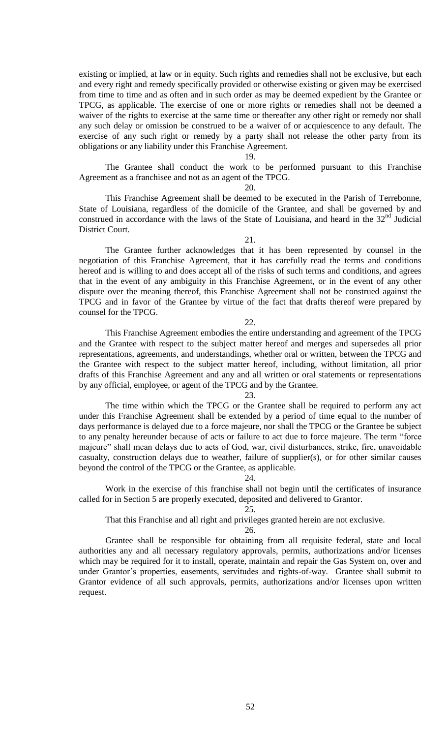existing or implied, at law or in equity. Such rights and remedies shall not be exclusive, but each and every right and remedy specifically provided or otherwise existing or given may be exercised from time to time and as often and in such order as may be deemed expedient by the Grantee or TPCG, as applicable. The exercise of one or more rights or remedies shall not be deemed a waiver of the rights to exercise at the same time or thereafter any other right or remedy nor shall any such delay or omission be construed to be a waiver of or acquiescence to any default. The exercise of any such right or remedy by a party shall not release the other party from its obligations or any liability under this Franchise Agreement.

19.

The Grantee shall conduct the work to be performed pursuant to this Franchise Agreement as a franchisee and not as an agent of the TPCG.

20.

This Franchise Agreement shall be deemed to be executed in the Parish of Terrebonne, State of Louisiana, regardless of the domicile of the Grantee, and shall be governed by and construed in accordance with the laws of the State of Louisiana, and heard in the 32nd Judicial District Court.

21.

The Grantee further acknowledges that it has been represented by counsel in the negotiation of this Franchise Agreement, that it has carefully read the terms and conditions hereof and is willing to and does accept all of the risks of such terms and conditions, and agrees that in the event of any ambiguity in this Franchise Agreement, or in the event of any other dispute over the meaning thereof, this Franchise Agreement shall not be construed against the TPCG and in favor of the Grantee by virtue of the fact that drafts thereof were prepared by counsel for the TPCG.

22.

This Franchise Agreement embodies the entire understanding and agreement of the TPCG and the Grantee with respect to the subject matter hereof and merges and supersedes all prior representations, agreements, and understandings, whether oral or written, between the TPCG and the Grantee with respect to the subject matter hereof, including, without limitation, all prior drafts of this Franchise Agreement and any and all written or oral statements or representations by any official, employee, or agent of the TPCG and by the Grantee.

23.

The time within which the TPCG or the Grantee shall be required to perform any act under this Franchise Agreement shall be extended by a period of time equal to the number of days performance is delayed due to a force majeure, nor shall the TPCG or the Grantee be subject to any penalty hereunder because of acts or failure to act due to force majeure. The term "force majeure" shall mean delays due to acts of God, war, civil disturbances, strike, fire, unavoidable casualty, construction delays due to weather, failure of supplier(s), or for other similar causes beyond the control of the TPCG or the Grantee, as applicable.

24.

Work in the exercise of this franchise shall not begin until the certificates of insurance called for in Section 5 are properly executed, deposited and delivered to Grantor.

25.

That this Franchise and all right and privileges granted herein are not exclusive.

26.

Grantee shall be responsible for obtaining from all requisite federal, state and local authorities any and all necessary regulatory approvals, permits, authorizations and/or licenses which may be required for it to install, operate, maintain and repair the Gas System on, over and under Grantor's properties, easements, servitudes and rights-of-way. Grantee shall submit to Grantor evidence of all such approvals, permits, authorizations and/or licenses upon written request.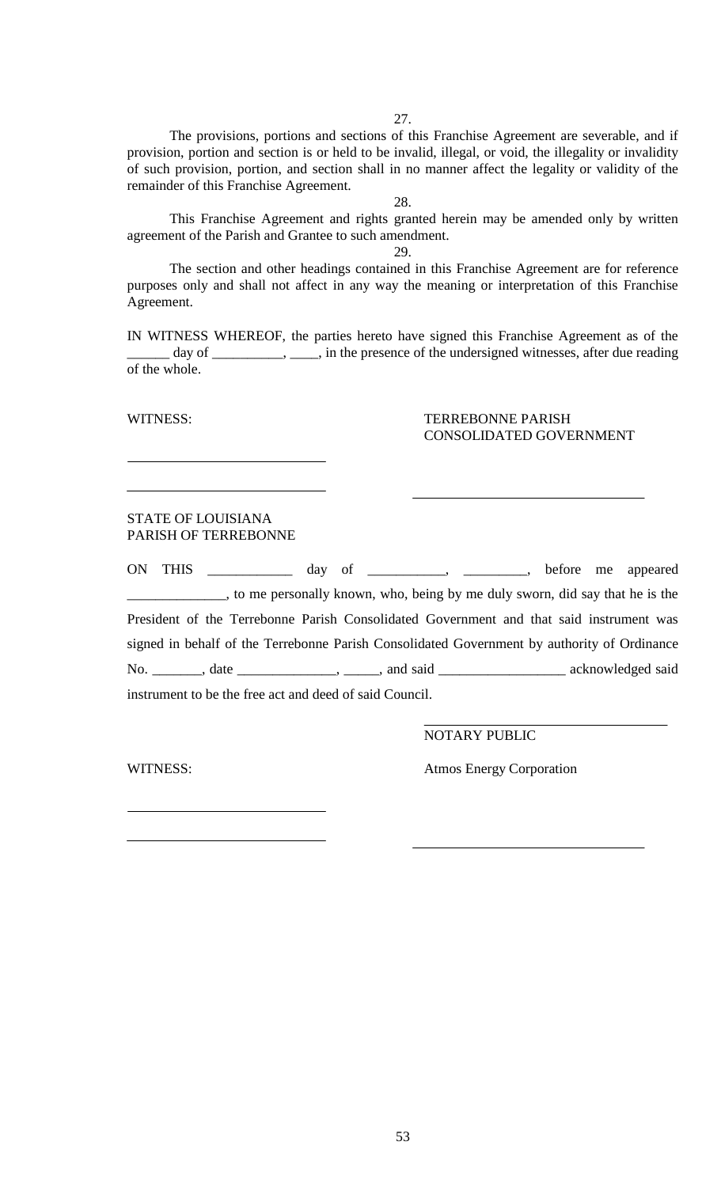27.

The provisions, portions and sections of this Franchise Agreement are severable, and if provision, portion and section is or held to be invalid, illegal, or void, the illegality or invalidity of such provision, portion, and section shall in no manner affect the legality or validity of the remainder of this Franchise Agreement.

28.

This Franchise Agreement and rights granted herein may be amended only by written agreement of the Parish and Grantee to such amendment.

29.

The section and other headings contained in this Franchise Agreement are for reference purposes only and shall not affect in any way the meaning or interpretation of this Franchise Agreement.

IN WITNESS WHEREOF, the parties hereto have signed this Franchise Agreement as of the ______ day of __________, ____, in the presence of the undersigned witnesses, after due reading of the whole.

WITNESS: TERREBONNE PARISH CONSOLIDATED GOVERNMENT

____________________________

____________________________ ________________________________

STATE OF LOUISIANA
PARISH OF TERREBONNE

ON THIS ____________ day of ___________, _________, before me appeared ______________, to me personally known, who, being by me duly sworn, did say that he is the President of the Terrebonne Parish Consolidated Government and that said instrument was signed in behalf of the Terrebonne Parish Consolidated Government by authority of Ordinance No. _______, date ______________, _____, and said __________________ acknowledged said instrument to be the free act and deed of said Council.

________________________________
NOTARY PUBLIC

WITNESS: Atmos Energy Corporation

____________________________

____________________________ ________________________________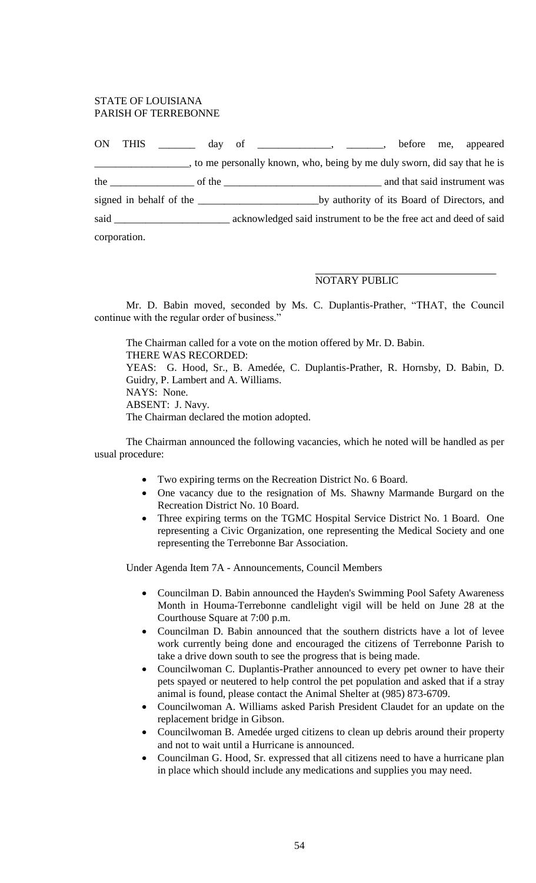STATE OF LOUISIANA
PARISH OF TERREBONNE

ON THIS _______ day of ______________, _______, before me, appeared __________________, to me personally known, who, being by me duly sworn, did say that he is the ________________ of the ______________________________ and that said instrument was signed in behalf of the _______________________by authority of its Board of Directors, and said ______________________ acknowledged said instrument to be the free act and deed of said corporation.

\_\_\_\_\_\_\_\_\_\_\_\_\_\_\_\_\_\_\_\_\_\_\_\_\_\_\_\_\_\_\_\_\_\_\_
NOTARY PUBLIC

Mr. D. Babin moved, seconded by Ms. C. Duplantis-Prather, "THAT, the Council continue with the regular order of business."

The Chairman called for a vote on the motion offered by Mr. D. Babin.
THERE WAS RECORDED:
YEAS: G. Hood, Sr., B. Amedée, C. Duplantis-Prather, R. Hornsby, D. Babin, D. Guidry, P. Lambert and A. Williams.
NAYS: None.
ABSENT: J. Navy.
The Chairman declared the motion adopted.

The Chairman announced the following vacancies, which he noted will be handled as per usual procedure:

- Two expiring terms on the Recreation District No. 6 Board.
- One vacancy due to the resignation of Ms. Shawny Marmande Burgard on the Recreation District No. 10 Board.
- Three expiring terms on the TGMC Hospital Service District No. 1 Board. One representing a Civic Organization, one representing the Medical Society and one representing the Terrebonne Bar Association.

Under Agenda Item 7A - Announcements, Council Members

- Councilman D. Babin announced the Hayden's Swimming Pool Safety Awareness Month in Houma-Terrebonne candlelight vigil will be held on June 28 at the Courthouse Square at 7:00 p.m.
- Councilman D. Babin announced that the southern districts have a lot of levee work currently being done and encouraged the citizens of Terrebonne Parish to take a drive down south to see the progress that is being made.
- Councilwoman C. Duplantis-Prather announced to every pet owner to have their pets spayed or neutered to help control the pet population and asked that if a stray animal is found, please contact the Animal Shelter at (985) 873-6709.
- Councilwoman A. Williams asked Parish President Claudet for an update on the replacement bridge in Gibson.
- Councilwoman B. Amedée urged citizens to clean up debris around their property and not to wait until a Hurricane is announced.
- Councilman G. Hood, Sr. expressed that all citizens need to have a hurricane plan in place which should include any medications and supplies you may need.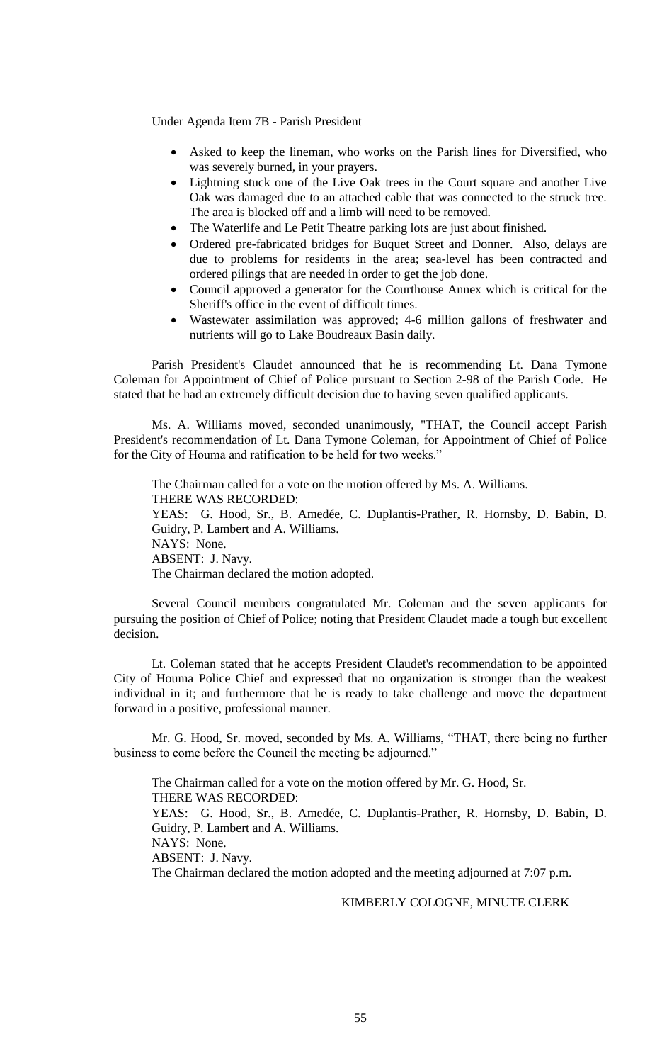Under Agenda Item 7B - Parish President

- Asked to keep the lineman, who works on the Parish lines for Diversified, who was severely burned, in your prayers.
- Lightning stuck one of the Live Oak trees in the Court square and another Live Oak was damaged due to an attached cable that was connected to the struck tree. The area is blocked off and a limb will need to be removed.
- The Waterlife and Le Petit Theatre parking lots are just about finished.
- Ordered pre-fabricated bridges for Buquet Street and Donner. Also, delays are due to problems for residents in the area; sea-level has been contracted and ordered pilings that are needed in order to get the job done.
- Council approved a generator for the Courthouse Annex which is critical for the Sheriff's office in the event of difficult times.
- Wastewater assimilation was approved; 4-6 million gallons of freshwater and nutrients will go to Lake Boudreaux Basin daily.

Parish President's Claudet announced that he is recommending Lt. Dana Tymone Coleman for Appointment of Chief of Police pursuant to Section 2-98 of the Parish Code. He stated that he had an extremely difficult decision due to having seven qualified applicants.

Ms. A. Williams moved, seconded unanimously, "THAT, the Council accept Parish President's recommendation of Lt. Dana Tymone Coleman, for Appointment of Chief of Police for the City of Houma and ratification to be held for two weeks."

The Chairman called for a vote on the motion offered by Ms. A. Williams.
THERE WAS RECORDED:
YEAS: G. Hood, Sr., B. Amedée, C. Duplantis-Prather, R. Hornsby, D. Babin, D. Guidry, P. Lambert and A. Williams.
NAYS: None.
ABSENT: J. Navy.
The Chairman declared the motion adopted.

Several Council members congratulated Mr. Coleman and the seven applicants for pursuing the position of Chief of Police; noting that President Claudet made a tough but excellent decision.

Lt. Coleman stated that he accepts President Claudet's recommendation to be appointed City of Houma Police Chief and expressed that no organization is stronger than the weakest individual in it; and furthermore that he is ready to take challenge and move the department forward in a positive, professional manner.

Mr. G. Hood, Sr. moved, seconded by Ms. A. Williams, "THAT, there being no further business to come before the Council the meeting be adjourned."

The Chairman called for a vote on the motion offered by Mr. G. Hood, Sr.
THERE WAS RECORDED:
YEAS: G. Hood, Sr., B. Amedée, C. Duplantis-Prather, R. Hornsby, D. Babin, D. Guidry, P. Lambert and A. Williams.
NAYS: None.
ABSENT: J. Navy.
The Chairman declared the motion adopted and the meeting adjourned at 7:07 p.m.

KIMBERLY COLOGNE, MINUTE CLERK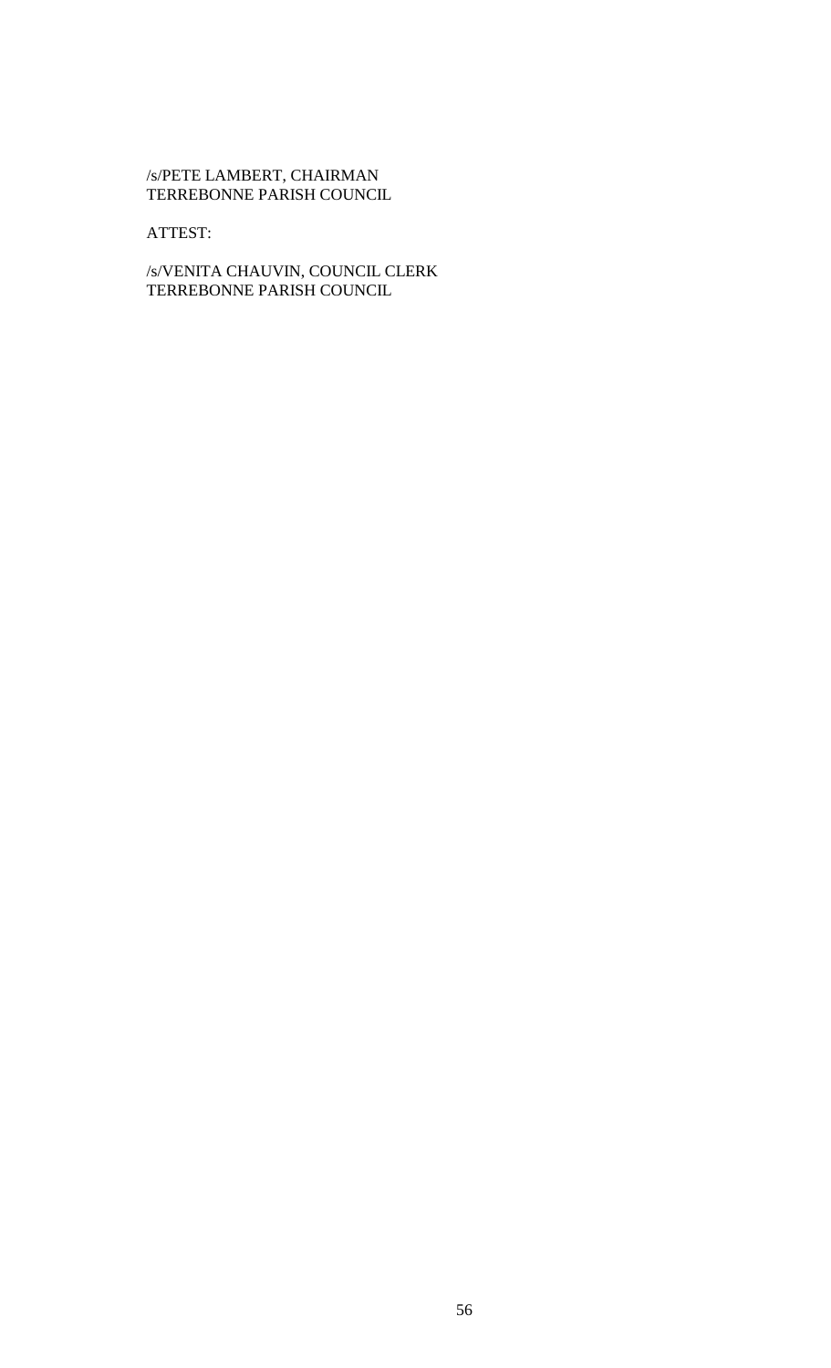/s/PETE LAMBERT, CHAIRMAN
TERREBONNE PARISH COUNCIL

ATTEST:

/s/VENITA CHAUVIN, COUNCIL CLERK
TERREBONNE PARISH COUNCIL